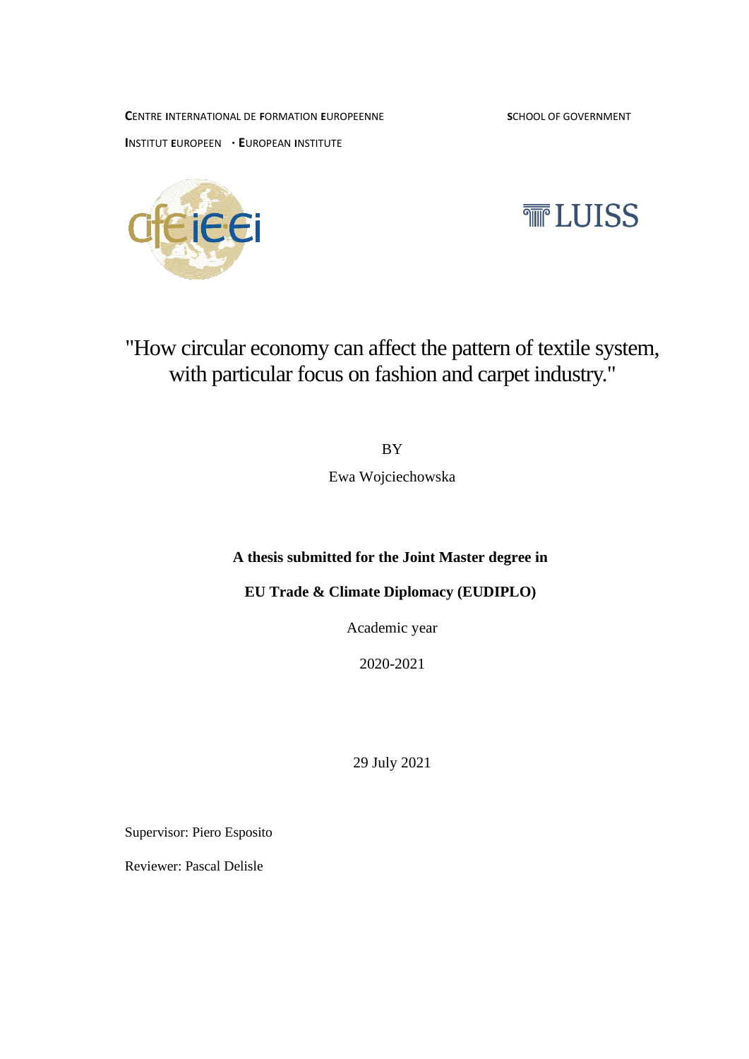**CENTRE INTERNATIONAL DE FORMATION EUROPEENNE**

**INSTITUT EUROPEEN · EUROPEAN INSTITUTE**

**SCHOOL OF GOVERNMENT**

# "How circular economy can affect the pattern of textile system, with particular focus on fashion and carpet industry."

BY

Ewa Wojciechowska

**A thesis submitted for the Joint Master degree in**

**EU Trade & Climate Diplomacy (EUDIPLO)**

Academic year

2020-2021

29 July 2021

Supervisor: Piero Esposito

Reviewer: Pascal Delisle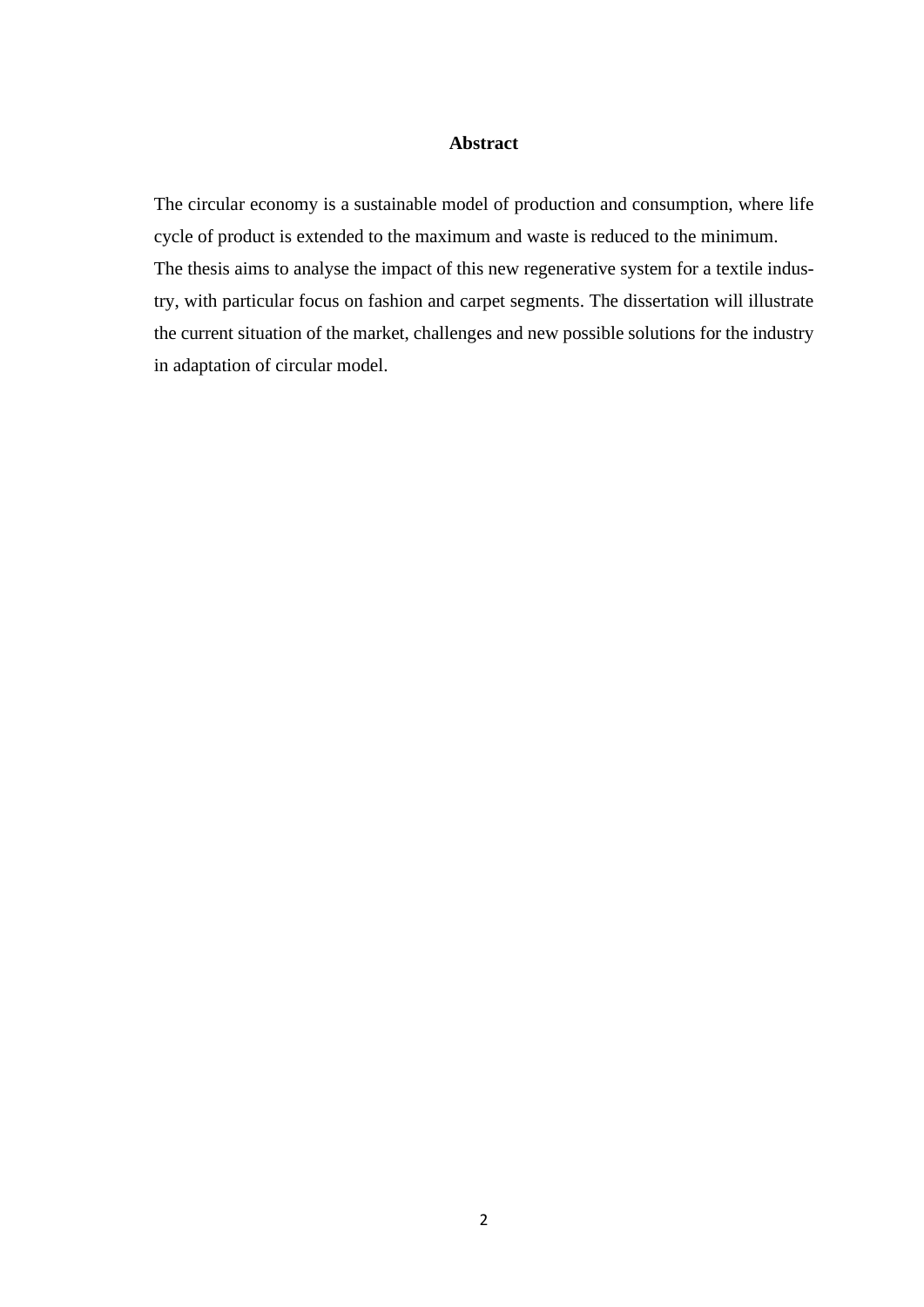# Abstract

The circular economy is a sustainable model of production and consumption, where life cycle of product is extended to the maximum and waste is reduced to the minimum.
The thesis aims to analyse the impact of this new regenerative system for a textile industry, with particular focus on fashion and carpet segments. The dissertation will illustrate the current situation of the market, challenges and new possible solutions for the industry in adaptation of circular model.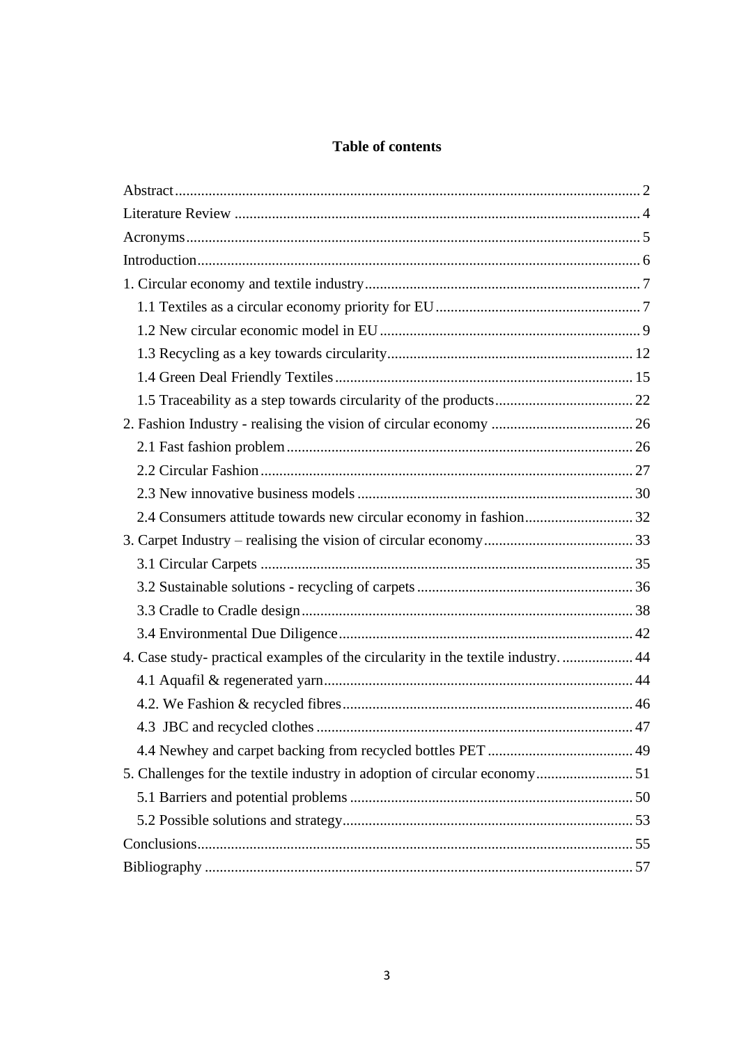# Table of contents

- Abstract ........ 2
- Literature Review ........ 4
- Acronyms ........ 5
- Introduction ........ 6
- 1. Circular economy and textile industry ........ 7
  - 1.1 Textiles as a circular economy priority for EU ........ 7
  - 1.2 New circular economic model in EU ........ 9
  - 1.3 Recycling as a key towards circularity ........ 12
  - 1.4 Green Deal Friendly Textiles ........ 15
  - 1.5 Traceability as a step towards circularity of the products ........ 22
- 2. Fashion Industry - realising the vision of circular economy ........ 26
  - 2.1 Fast fashion problem ........ 26
  - 2.2 Circular Fashion ........ 27
  - 2.3 New innovative business models ........ 30
  - 2.4 Consumers attitude towards new circular economy in fashion ........ 32
- 3. Carpet Industry – realising the vision of circular economy ........ 33
  - 3.1 Circular Carpets ........ 35
  - 3.2 Sustainable solutions - recycling of carpets ........ 36
  - 3.3 Cradle to Cradle design ........ 38
  - 3.4 Environmental Due Diligence ........ 42
- 4. Case study- practical examples of the circularity in the textile industry. ........ 44
  - 4.1 Aquafil & regenerated yarn ........ 44
  - 4.2. We Fashion & recycled fibres ........ 46
  - 4.3 JBC and recycled clothes ........ 47
  - 4.4 Newhey and carpet backing from recycled bottles PET ........ 49
- 5. Challenges for the textile industry in adoption of circular economy ........ 51
  - 5.1 Barriers and potential problems ........ 50
  - 5.2 Possible solutions and strategy ........ 53
- Conclusions ........ 55
- Bibliography ........ 57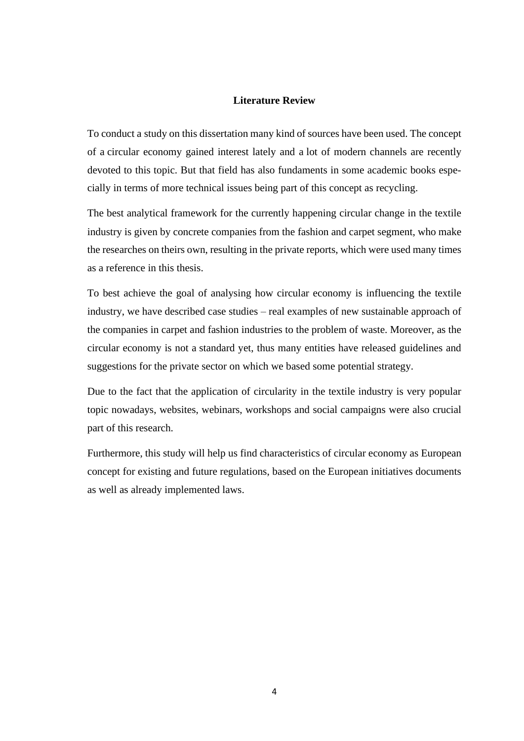# Literature Review

To conduct a study on this dissertation many kind of sources have been used. The concept of a circular economy gained interest lately and a lot of modern channels are recently devoted to this topic. But that field has also fundaments in some academic books especially in terms of more technical issues being part of this concept as recycling.

The best analytical framework for the currently happening circular change in the textile industry is given by concrete companies from the fashion and carpet segment, who make the researches on theirs own, resulting in the private reports, which were used many times as a reference in this thesis.

To best achieve the goal of analysing how circular economy is influencing the textile industry, we have described case studies – real examples of new sustainable approach of the companies in carpet and fashion industries to the problem of waste. Moreover, as the circular economy is not a standard yet, thus many entities have released guidelines and suggestions for the private sector on which we based some potential strategy.

Due to the fact that the application of circularity in the textile industry is very popular topic nowadays, websites, webinars, workshops and social campaigns were also crucial part of this research.

Furthermore, this study will help us find characteristics of circular economy as European concept for existing and future regulations, based on the European initiatives documents as well as already implemented laws.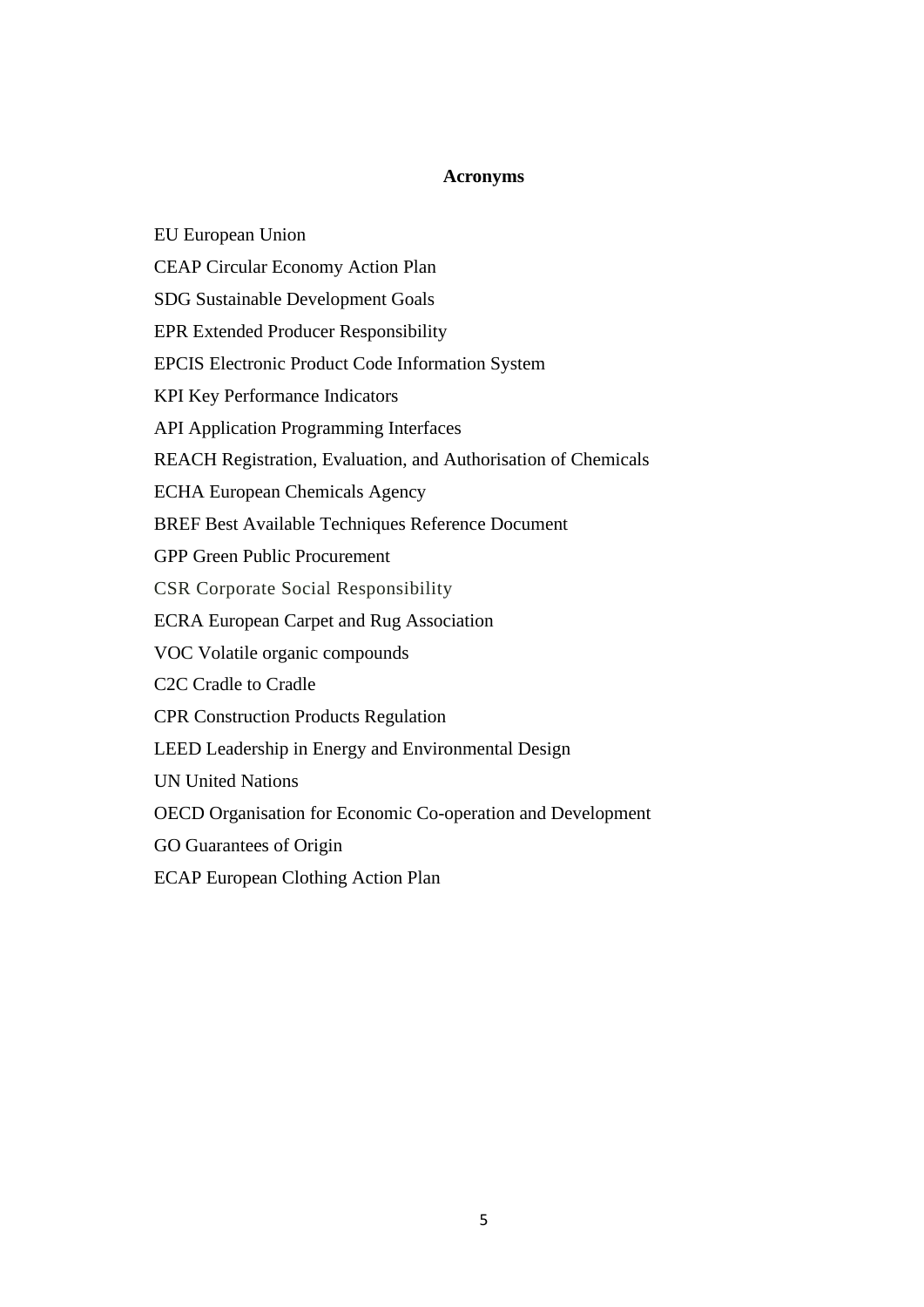## Acronyms

EU European Union

CEAP Circular Economy Action Plan

SDG Sustainable Development Goals

EPR Extended Producer Responsibility

EPCIS Electronic Product Code Information System

KPI Key Performance Indicators

API Application Programming Interfaces

REACH Registration, Evaluation, and Authorisation of Chemicals

ECHA European Chemicals Agency

BREF Best Available Techniques Reference Document

GPP Green Public Procurement

CSR Corporate Social Responsibility

ECRA European Carpet and Rug Association

VOC Volatile organic compounds

C2C Cradle to Cradle

CPR Construction Products Regulation

LEED Leadership in Energy and Environmental Design

UN United Nations

OECD Organisation for Economic Co-operation and Development

GO Guarantees of Origin

ECAP European Clothing Action Plan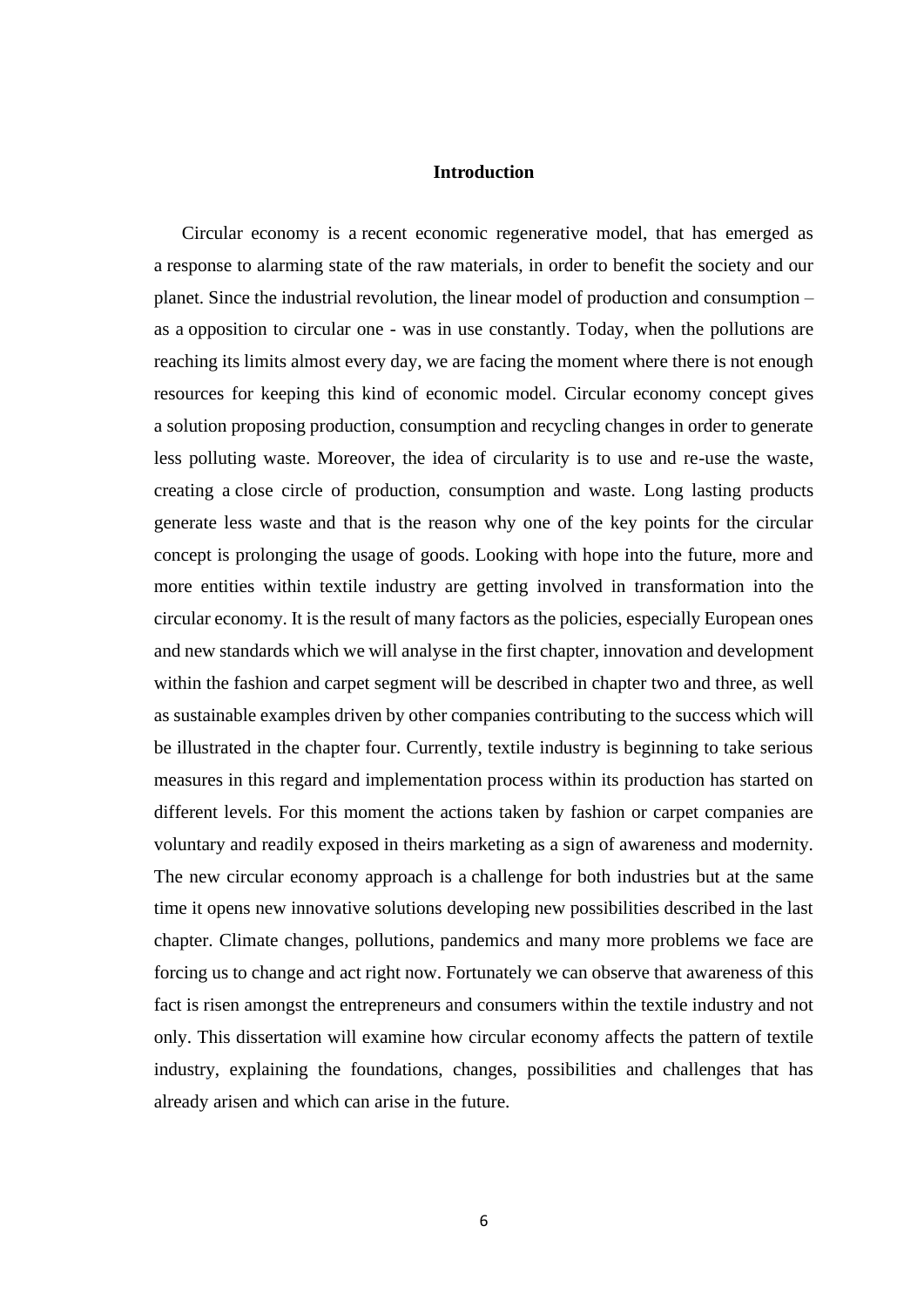# Introduction

Circular economy is a recent economic regenerative model, that has emerged as a response to alarming state of the raw materials, in order to benefit the society and our planet. Since the industrial revolution, the linear model of production and consumption – as a opposition to circular one - was in use constantly. Today, when the pollutions are reaching its limits almost every day, we are facing the moment where there is not enough resources for keeping this kind of economic model. Circular economy concept gives a solution proposing production, consumption and recycling changes in order to generate less polluting waste. Moreover, the idea of circularity is to use and re-use the waste, creating a close circle of production, consumption and waste. Long lasting products generate less waste and that is the reason why one of the key points for the circular concept is prolonging the usage of goods. Looking with hope into the future, more and more entities within textile industry are getting involved in transformation into the circular economy. It is the result of many factors as the policies, especially European ones and new standards which we will analyse in the first chapter, innovation and development within the fashion and carpet segment will be described in chapter two and three, as well as sustainable examples driven by other companies contributing to the success which will be illustrated in the chapter four. Currently, textile industry is beginning to take serious measures in this regard and implementation process within its production has started on different levels. For this moment the actions taken by fashion or carpet companies are voluntary and readily exposed in theirs marketing as a sign of awareness and modernity. The new circular economy approach is a challenge for both industries but at the same time it opens new innovative solutions developing new possibilities described in the last chapter. Climate changes, pollutions, pandemics and many more problems we face are forcing us to change and act right now. Fortunately we can observe that awareness of this fact is risen amongst the entrepreneurs and consumers within the textile industry and not only. This dissertation will examine how circular economy affects the pattern of textile industry, explaining the foundations, changes, possibilities and challenges that has already arisen and which can arise in the future.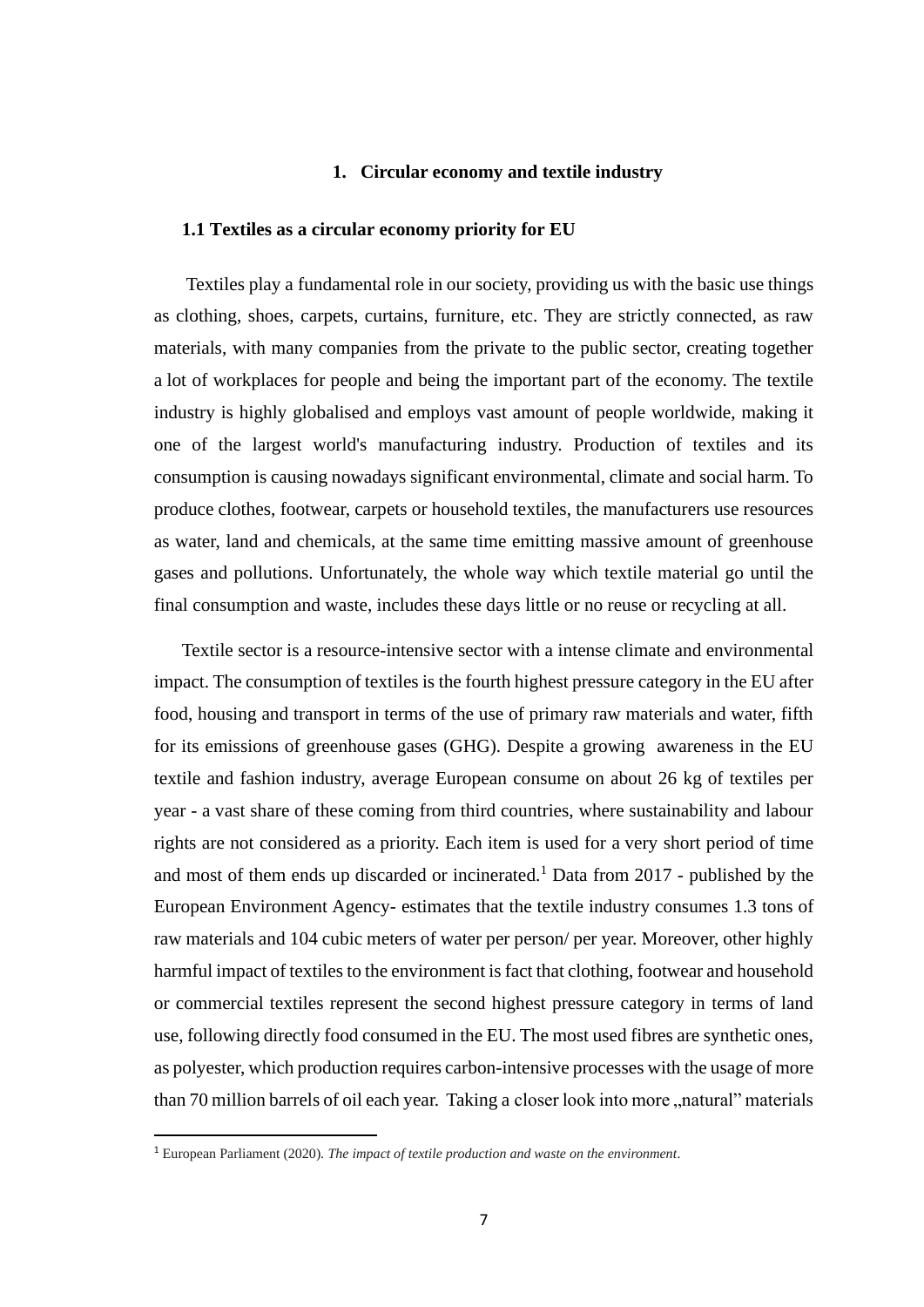# 1. Circular economy and textile industry

## 1.1 Textiles as a circular economy priority for EU

Textiles play a fundamental role in our society, providing us with the basic use things as clothing, shoes, carpets, curtains, furniture, etc. They are strictly connected, as raw materials, with many companies from the private to the public sector, creating together a lot of workplaces for people and being the important part of the economy. The textile industry is highly globalised and employs vast amount of people worldwide, making it one of the largest world's manufacturing industry. Production of textiles and its consumption is causing nowadays significant environmental, climate and social harm. To produce clothes, footwear, carpets or household textiles, the manufacturers use resources as water, land and chemicals, at the same time emitting massive amount of greenhouse gases and pollutions. Unfortunately, the whole way which textile material go until the final consumption and waste, includes these days little or no reuse or recycling at all.

Textile sector is a resource-intensive sector with a intense climate and environmental impact. The consumption of textiles is the fourth highest pressure category in the EU after food, housing and transport in terms of the use of primary raw materials and water, fifth for its emissions of greenhouse gases (GHG). Despite a growing awareness in the EU textile and fashion industry, average European consume on about 26 kg of textiles per year - a vast share of these coming from third countries, where sustainability and labour rights are not considered as a priority. Each item is used for a very short period of time and most of them ends up discarded or incinerated.[1] Data from 2017 - published by the European Environment Agency- estimates that the textile industry consumes 1.3 tons of raw materials and 104 cubic meters of water per person/ per year. Moreover, other highly harmful impact of textiles to the environment is fact that clothing, footwear and household or commercial textiles represent the second highest pressure category in terms of land use, following directly food consumed in the EU. The most used fibres are synthetic ones, as polyester, which production requires carbon-intensive processes with the usage of more than 70 million barrels of oil each year. Taking a closer look into more „natural" materials

---

[1] European Parliament (2020). *The impact of textile production and waste on the environment*.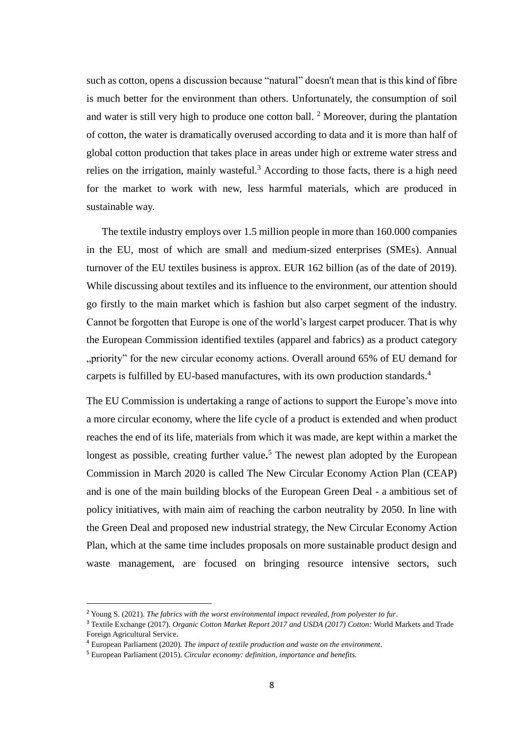such as cotton, opens a discussion because "natural" doesn't mean that is this kind of fibre is much better for the environment than others. Unfortunately, the consumption of soil and water is still very high to produce one cotton ball. [2] Moreover, during the plantation of cotton, the water is dramatically overused according to data and it is more than half of global cotton production that takes place in areas under high or extreme water stress and relies on the irrigation, mainly wasteful.[3] According to those facts, there is a high need for the market to work with new, less harmful materials, which are produced in sustainable way.

The textile industry employs over 1.5 million people in more than 160.000 companies in the EU, most of which are small and medium-sized enterprises (SMEs). Annual turnover of the EU textiles business is approx. EUR 162 billion (as of the date of 2019). While discussing about textiles and its influence to the environment, our attention should go firstly to the main market which is fashion but also carpet segment of the industry. Cannot be forgotten that Europe is one of the world's largest carpet producer. That is why the European Commission identified textiles (apparel and fabrics) as a product category „priority" for the new circular economy actions. Overall around 65% of EU demand for carpets is fulfilled by EU-based manufactures, with its own production standards.[4]

The EU Commission is undertaking a range of actions to support the Europe's move into a more circular economy, where the life cycle of a product is extended and when product reaches the end of its life, materials from which it was made, are kept within a market the longest as possible, creating further value**.**[5] The newest plan adopted by the European Commission in March 2020 is called The New Circular Economy Action Plan (CEAP) and is one of the main building blocks of the European Green Deal - a ambitious set of policy initiatives, with main aim of reaching the carbon neutrality by 2050. In line with the Green Deal and proposed new industrial strategy, the New Circular Economy Action Plan, which at the same time includes proposals on more sustainable product design and waste management, are focused on bringing resource intensive sectors, such

---

[2] Young S. (2021). *The fabrics with the worst environmental impact revealed, from polyester to fur*.

[3] Textile Exchange (2017). *Organic Cotton Market Report 2017 and USDA (2017) Cotton:* World Markets and Trade Foreign Agricultural Service.

[4] European Parliament (2020). *The impact of textile production and waste on the environment*.

[5] European Parliament (2015). *Circular economy: definition, importance and benefits.*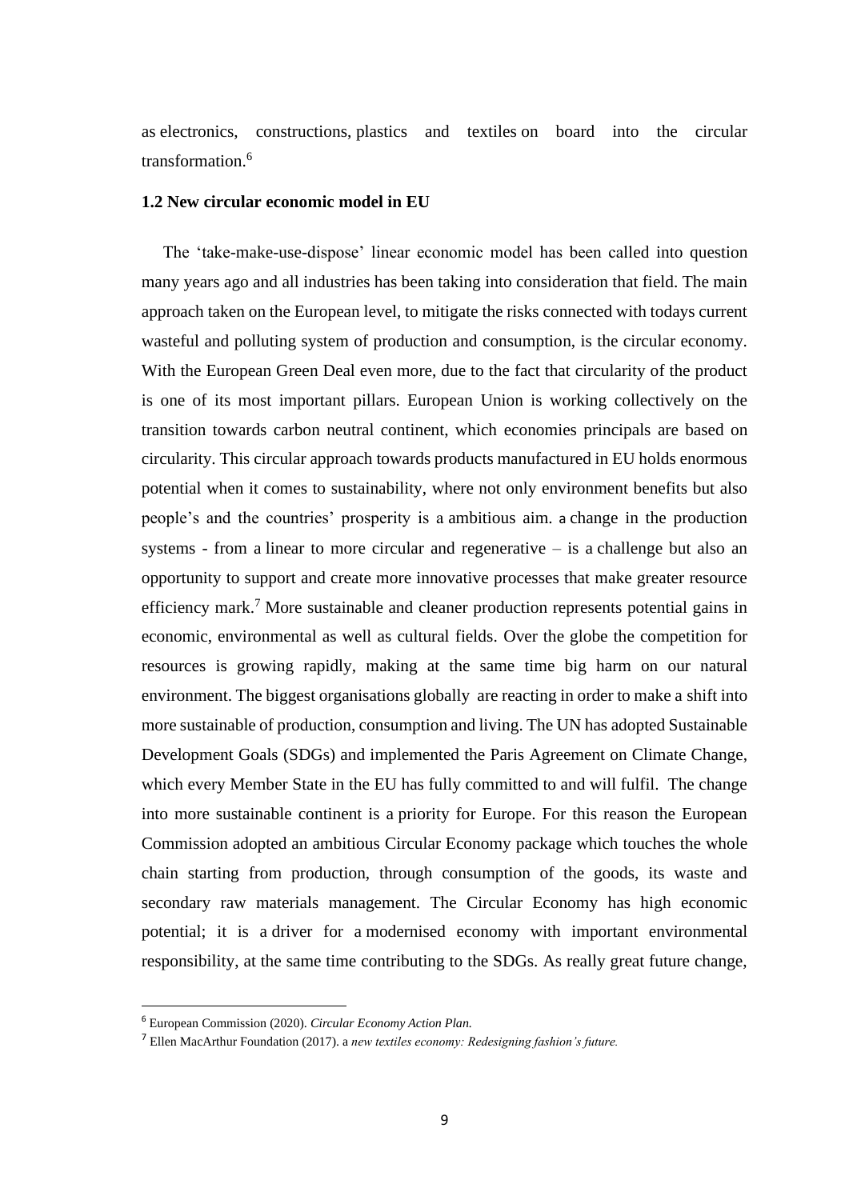as electronics, constructions, plastics and textiles on board into the circular transformation.[6]

### 1.2 New circular economic model in EU

The 'take-make-use-dispose' linear economic model has been called into question many years ago and all industries has been taking into consideration that field. The main approach taken on the European level, to mitigate the risks connected with todays current wasteful and polluting system of production and consumption, is the circular economy. With the European Green Deal even more, due to the fact that circularity of the product is one of its most important pillars. European Union is working collectively on the transition towards carbon neutral continent, which economies principals are based on circularity. This circular approach towards products manufactured in EU holds enormous potential when it comes to sustainability, where not only environment benefits but also people's and the countries' prosperity is a ambitious aim. a change in the production systems - from a linear to more circular and regenerative – is a challenge but also an opportunity to support and create more innovative processes that make greater resource efficiency mark.[7] More sustainable and cleaner production represents potential gains in economic, environmental as well as cultural fields. Over the globe the competition for resources is growing rapidly, making at the same time big harm on our natural environment. The biggest organisations globally are reacting in order to make a shift into more sustainable of production, consumption and living. The UN has adopted Sustainable Development Goals (SDGs) and implemented the Paris Agreement on Climate Change, which every Member State in the EU has fully committed to and will fulfil. The change into more sustainable continent is a priority for Europe. For this reason the European Commission adopted an ambitious Circular Economy package which touches the whole chain starting from production, through consumption of the goods, its waste and secondary raw materials management. The Circular Economy has high economic potential; it is a driver for a modernised economy with important environmental responsibility, at the same time contributing to the SDGs. As really great future change,

---

[6] European Commission (2020). *Circular Economy Action Plan.*

[7] Ellen MacArthur Foundation (2017). a *new textiles economy: Redesigning fashion's future.*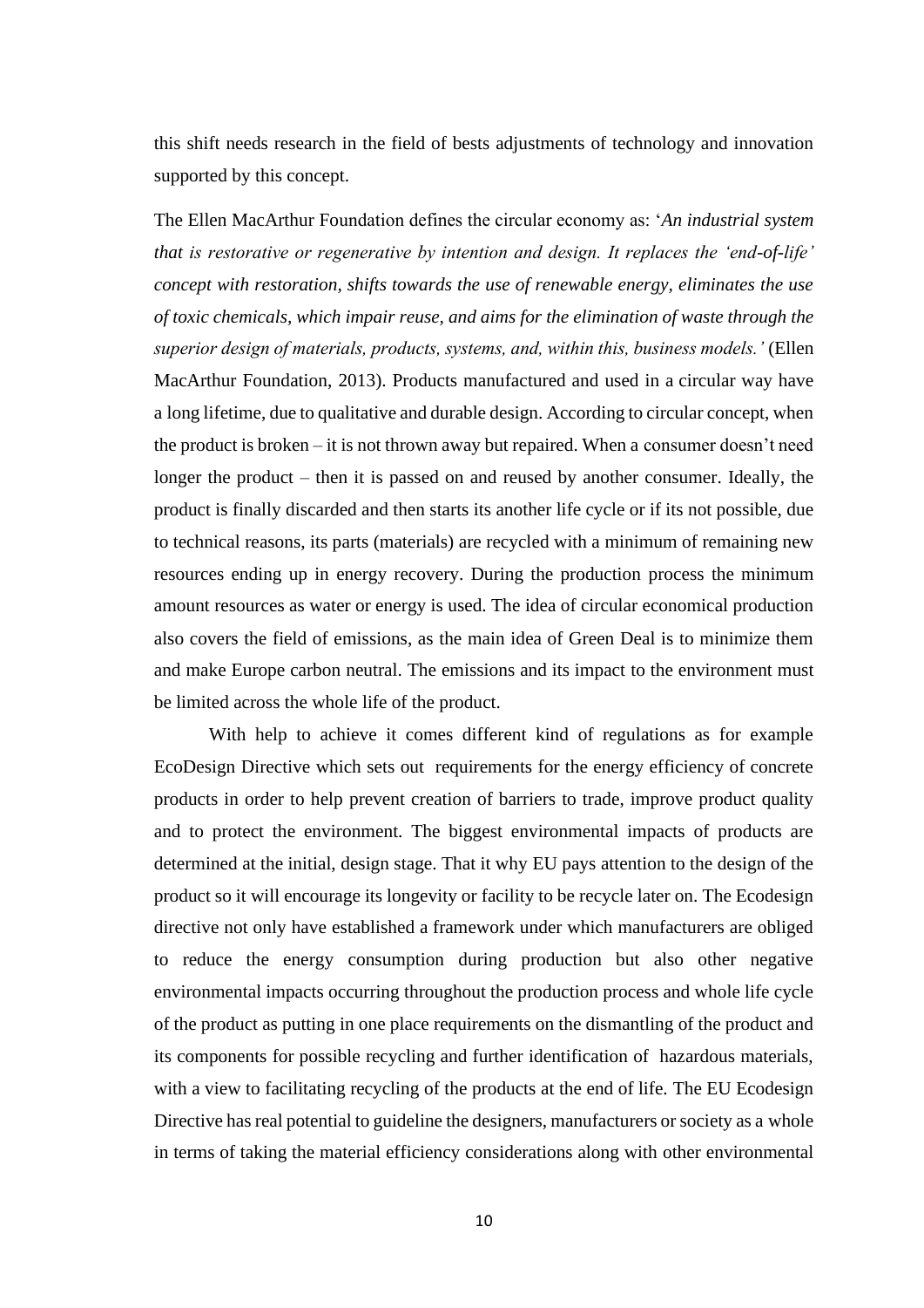this shift needs research in the field of bests adjustments of technology and innovation supported by this concept.

The Ellen MacArthur Foundation defines the circular economy as: '*An industrial system that is restorative or regenerative by intention and design. It replaces the 'end-of-life' concept with restoration, shifts towards the use of renewable energy, eliminates the use of toxic chemicals, which impair reuse, and aims for the elimination of waste through the superior design of materials, products, systems, and, within this, business models.'* (Ellen MacArthur Foundation, 2013). Products manufactured and used in a circular way have a long lifetime, due to qualitative and durable design. According to circular concept, when the product is broken – it is not thrown away but repaired. When a consumer doesn't need longer the product – then it is passed on and reused by another consumer. Ideally, the product is finally discarded and then starts its another life cycle or if its not possible, due to technical reasons, its parts (materials) are recycled with a minimum of remaining new resources ending up in energy recovery. During the production process the minimum amount resources as water or energy is used. The idea of circular economical production also covers the field of emissions, as the main idea of Green Deal is to minimize them and make Europe carbon neutral. The emissions and its impact to the environment must be limited across the whole life of the product.

With help to achieve it comes different kind of regulations as for example EcoDesign Directive which sets out requirements for the energy efficiency of concrete products in order to help prevent creation of barriers to trade, improve product quality and to protect the environment. The biggest environmental impacts of products are determined at the initial, design stage. That it why EU pays attention to the design of the product so it will encourage its longevity or facility to be recycle later on. The Ecodesign directive not only have established a framework under which manufacturers are obliged to reduce the energy consumption during production but also other negative environmental impacts occurring throughout the production process and whole life cycle of the product as putting in one place requirements on the dismantling of the product and its components for possible recycling and further identification of hazardous materials, with a view to facilitating recycling of the products at the end of life. The EU Ecodesign Directive has real potential to guideline the designers, manufacturers or society as a whole in terms of taking the material efficiency considerations along with other environmental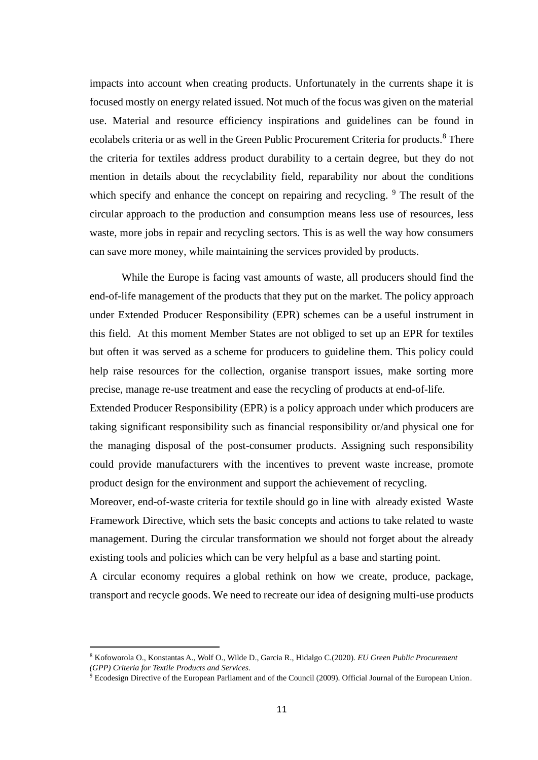impacts into account when creating products. Unfortunately in the currents shape it is focused mostly on energy related issued. Not much of the focus was given on the material use. Material and resource efficiency inspirations and guidelines can be found in ecolabels criteria or as well in the Green Public Procurement Criteria for products.[8] There the criteria for textiles address product durability to a certain degree, but they do not mention in details about the recyclability field, reparability nor about the conditions which specify and enhance the concept on repairing and recycling. [9] The result of the circular approach to the production and consumption means less use of resources, less waste, more jobs in repair and recycling sectors. This is as well the way how consumers can save more money, while maintaining the services provided by products.

While the Europe is facing vast amounts of waste, all producers should find the end-of-life management of the products that they put on the market. The policy approach under Extended Producer Responsibility (EPR) schemes can be a useful instrument in this field. At this moment Member States are not obliged to set up an EPR for textiles but often it was served as a scheme for producers to guideline them. This policy could help raise resources for the collection, organise transport issues, make sorting more precise, manage re-use treatment and ease the recycling of products at end-of-life.

Extended Producer Responsibility (EPR) is a policy approach under which producers are taking significant responsibility such as financial responsibility or/and physical one for the managing disposal of the post-consumer products. Assigning such responsibility could provide manufacturers with the incentives to prevent waste increase, promote product design for the environment and support the achievement of recycling.

Moreover, end-of-waste criteria for textile should go in line with already existed Waste Framework Directive, which sets the basic concepts and actions to take related to waste management. During the circular transformation we should not forget about the already existing tools and policies which can be very helpful as a base and starting point.

A circular economy requires a global rethink on how we create, produce, package, transport and recycle goods. We need to recreate our idea of designing multi-use products

---

[8] Kofoworola O., Konstantas A., Wolf O., Wilde D., Garcia R., Hidalgo C.(2020). *EU Green Public Procurement (GPP) Criteria for Textile Products and Services.*

[9] Ecodesign Directive of the European Parliament and of the Council (2009). Official Journal of the European Union.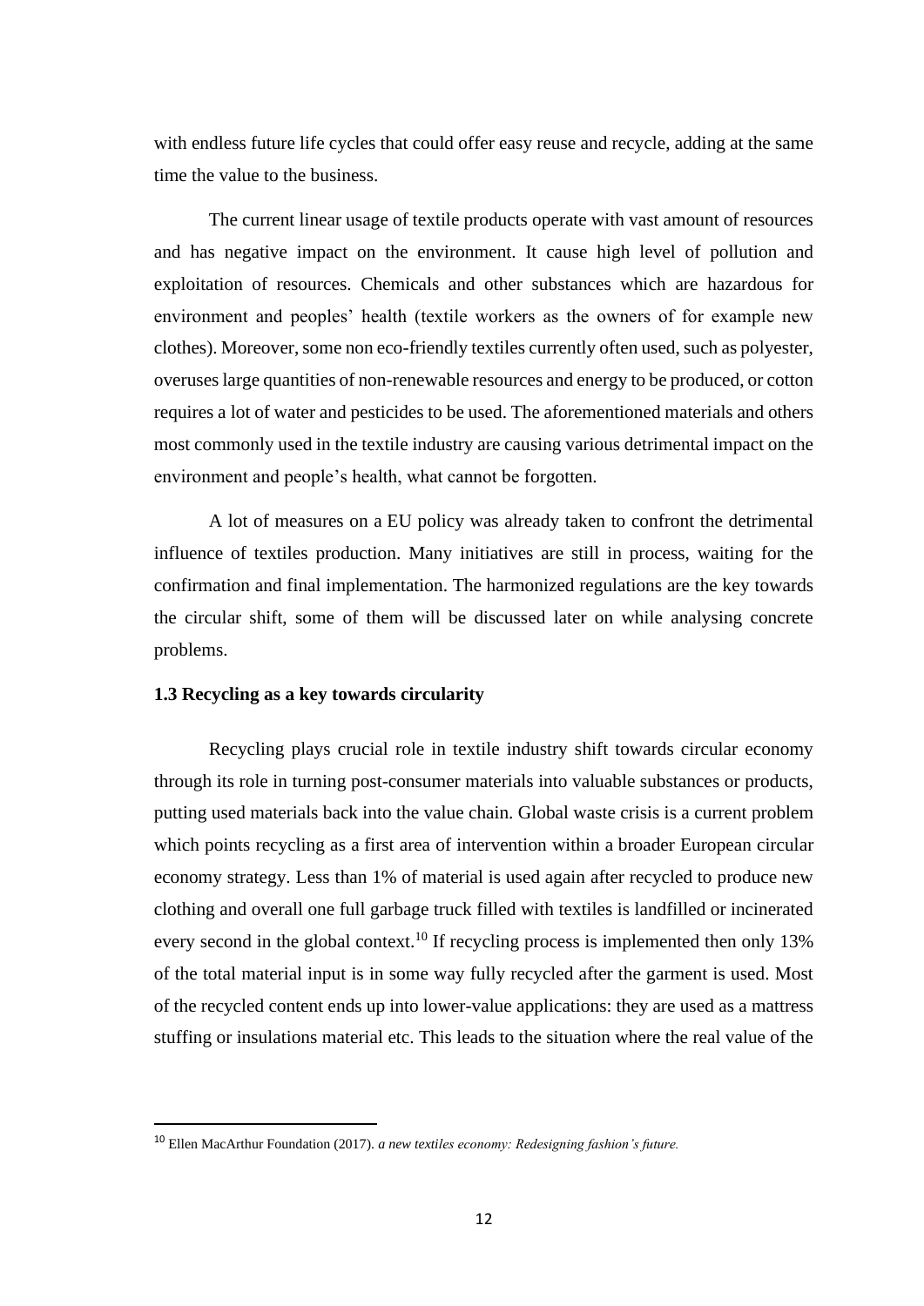with endless future life cycles that could offer easy reuse and recycle, adding at the same time the value to the business.

The current linear usage of textile products operate with vast amount of resources and has negative impact on the environment. It cause high level of pollution and exploitation of resources. Chemicals and other substances which are hazardous for environment and peoples' health (textile workers as the owners of for example new clothes). Moreover, some non eco-friendly textiles currently often used, such as polyester, overuses large quantities of non-renewable resources and energy to be produced, or cotton requires a lot of water and pesticides to be used. The aforementioned materials and others most commonly used in the textile industry are causing various detrimental impact on the environment and people's health, what cannot be forgotten.

A lot of measures on a EU policy was already taken to confront the detrimental influence of textiles production. Many initiatives are still in process, waiting for the confirmation and final implementation. The harmonized regulations are the key towards the circular shift, some of them will be discussed later on while analysing concrete problems.

### 1.3 Recycling as a key towards circularity

Recycling plays crucial role in textile industry shift towards circular economy through its role in turning post-consumer materials into valuable substances or products, putting used materials back into the value chain. Global waste crisis is a current problem which points recycling as a first area of intervention within a broader European circular economy strategy. Less than 1% of material is used again after recycled to produce new clothing and overall one full garbage truck filled with textiles is landfilled or incinerated every second in the global context.[10] If recycling process is implemented then only 13% of the total material input is in some way fully recycled after the garment is used. Most of the recycled content ends up into lower-value applications: they are used as a mattress stuffing or insulations material etc. This leads to the situation where the real value of the

---

[10] Ellen MacArthur Foundation (2017). *a new textiles economy: Redesigning fashion's future.*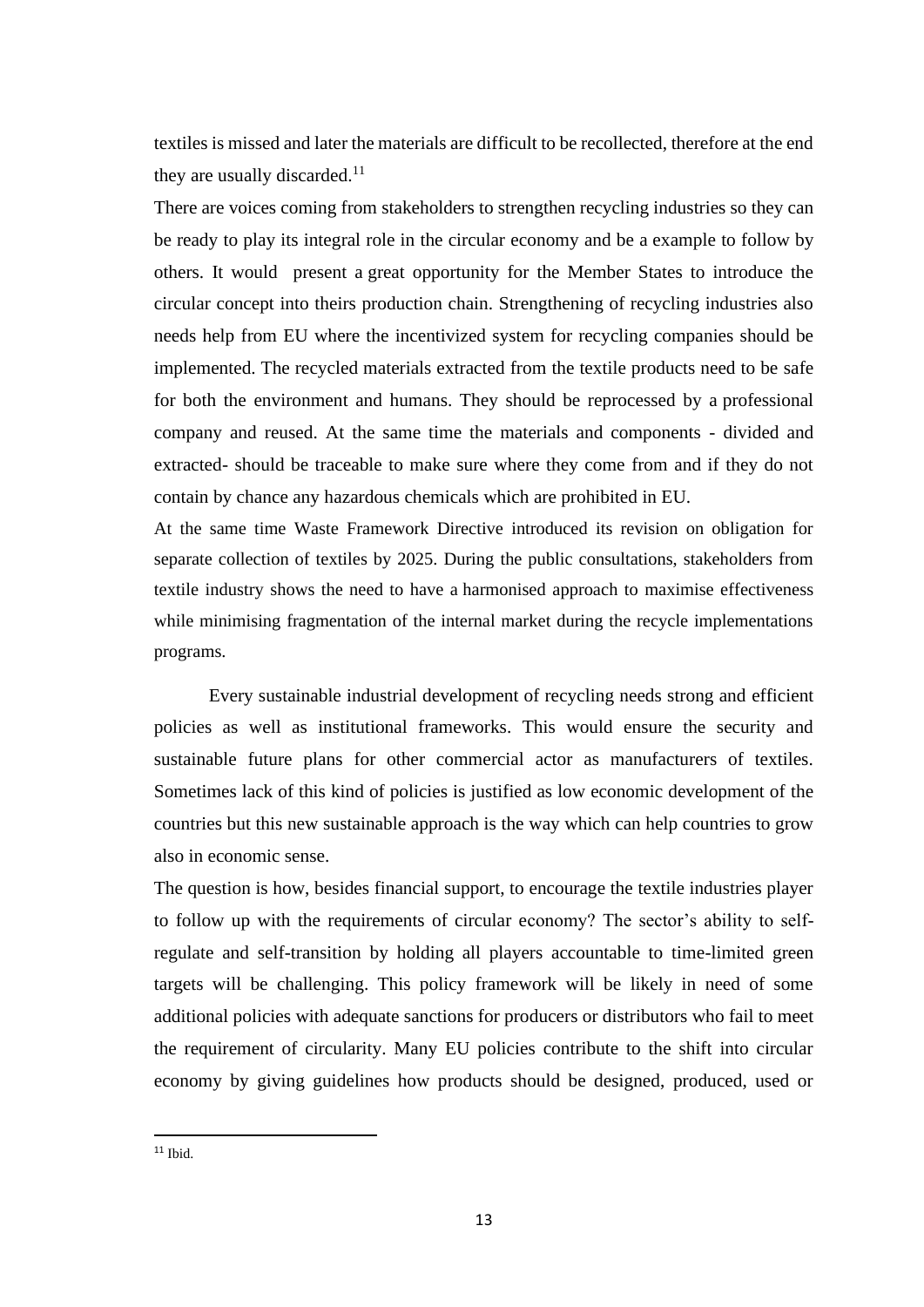textiles is missed and later the materials are difficult to be recollected, therefore at the end they are usually discarded.[11]

There are voices coming from stakeholders to strengthen recycling industries so they can be ready to play its integral role in the circular economy and be a example to follow by others. It would present a great opportunity for the Member States to introduce the circular concept into theirs production chain. Strengthening of recycling industries also needs help from EU where the incentivized system for recycling companies should be implemented. The recycled materials extracted from the textile products need to be safe for both the environment and humans. They should be reprocessed by a professional company and reused. At the same time the materials and components - divided and extracted- should be traceable to make sure where they come from and if they do not contain by chance any hazardous chemicals which are prohibited in EU.

At the same time Waste Framework Directive introduced its revision on obligation for separate collection of textiles by 2025. During the public consultations, stakeholders from textile industry shows the need to have a harmonised approach to maximise effectiveness while minimising fragmentation of the internal market during the recycle implementations programs.

Every sustainable industrial development of recycling needs strong and efficient policies as well as institutional frameworks. This would ensure the security and sustainable future plans for other commercial actor as manufacturers of textiles. Sometimes lack of this kind of policies is justified as low economic development of the countries but this new sustainable approach is the way which can help countries to grow also in economic sense.

The question is how, besides financial support, to encourage the textile industries player to follow up with the requirements of circular economy? The sector's ability to self-regulate and self-transition by holding all players accountable to time-limited green targets will be challenging. This policy framework will be likely in need of some additional policies with adequate sanctions for producers or distributors who fail to meet the requirement of circularity. Many EU policies contribute to the shift into circular economy by giving guidelines how products should be designed, produced, used or

[11] Ibid.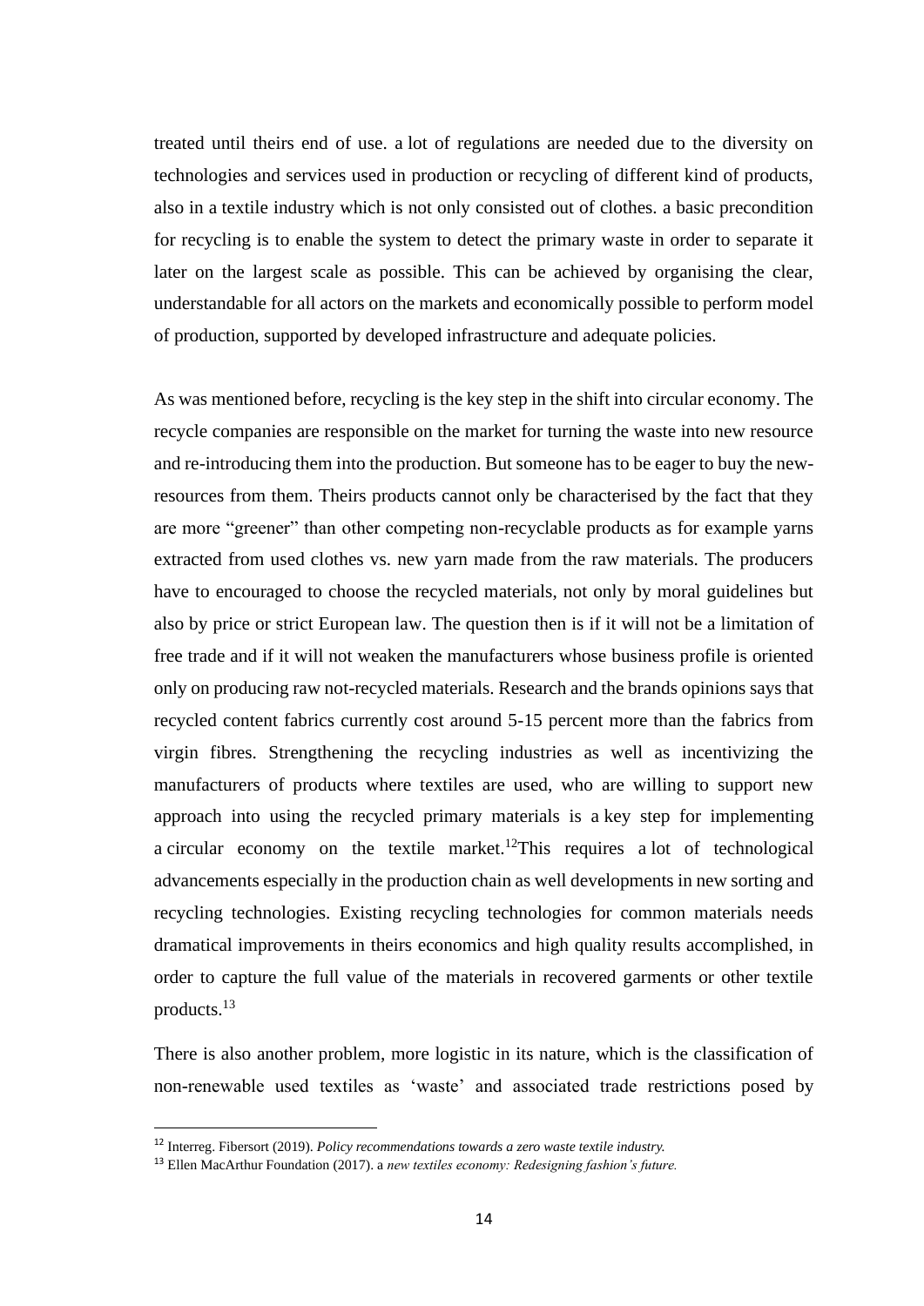treated until theirs end of use. a lot of regulations are needed due to the diversity on technologies and services used in production or recycling of different kind of products, also in a textile industry which is not only consisted out of clothes. a basic precondition for recycling is to enable the system to detect the primary waste in order to separate it later on the largest scale as possible. This can be achieved by organising the clear, understandable for all actors on the markets and economically possible to perform model of production, supported by developed infrastructure and adequate policies.

As was mentioned before, recycling is the key step in the shift into circular economy. The recycle companies are responsible on the market for turning the waste into new resource and re-introducing them into the production. But someone has to be eager to buy the new-resources from them. Theirs products cannot only be characterised by the fact that they are more "greener" than other competing non-recyclable products as for example yarns extracted from used clothes vs. new yarn made from the raw materials. The producers have to encouraged to choose the recycled materials, not only by moral guidelines but also by price or strict European law. The question then is if it will not be a limitation of free trade and if it will not weaken the manufacturers whose business profile is oriented only on producing raw not-recycled materials. Research and the brands opinions says that recycled content fabrics currently cost around 5-15 percent more than the fabrics from virgin fibres. Strengthening the recycling industries as well as incentivizing the manufacturers of products where textiles are used, who are willing to support new approach into using the recycled primary materials is a key step for implementing a circular economy on the textile market.[12]This requires a lot of technological advancements especially in the production chain as well developments in new sorting and recycling technologies. Existing recycling technologies for common materials needs dramatical improvements in theirs economics and high quality results accomplished, in order to capture the full value of the materials in recovered garments or other textile products.[13]

There is also another problem, more logistic in its nature, which is the classification of non-renewable used textiles as 'waste' and associated trade restrictions posed by

---

[12] Interreg. Fibersort (2019). *Policy recommendations towards a zero waste textile industry.*

[13] Ellen MacArthur Foundation (2017). a *new textiles economy: Redesigning fashion's future.*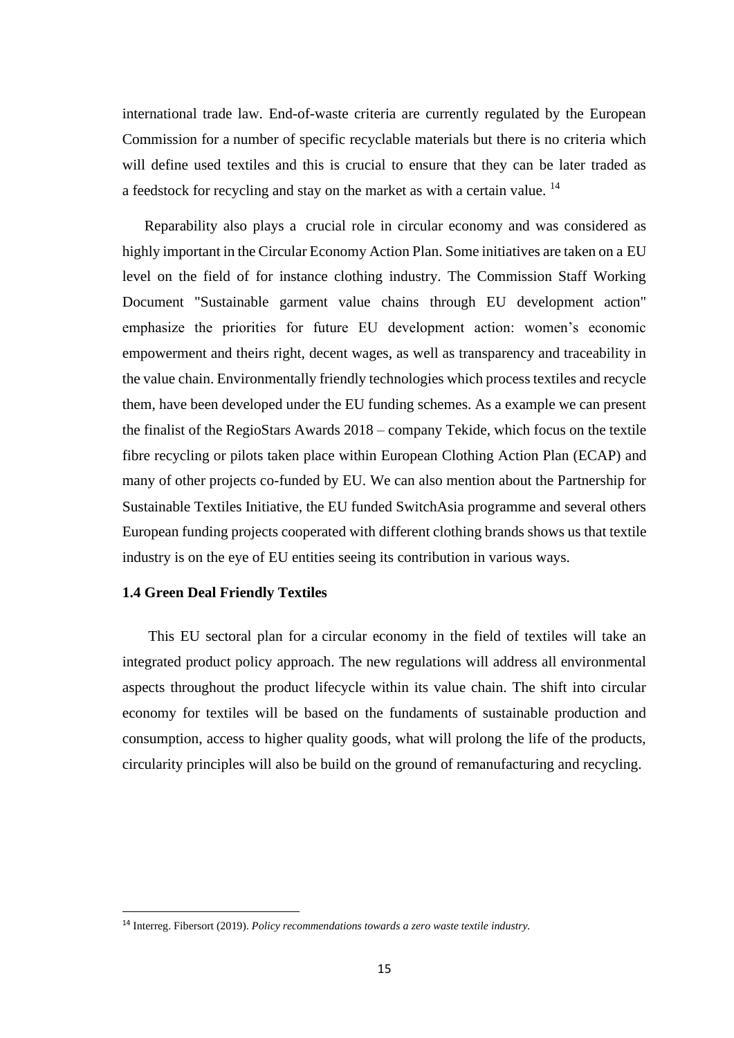international trade law. End-of-waste criteria are currently regulated by the European Commission for a number of specific recyclable materials but there is no criteria which will define used textiles and this is crucial to ensure that they can be later traded as a feedstock for recycling and stay on the market as with a certain value. [14]

Reparability also plays a crucial role in circular economy and was considered as highly important in the Circular Economy Action Plan. Some initiatives are taken on a EU level on the field of for instance clothing industry. The Commission Staff Working Document "Sustainable garment value chains through EU development action" emphasize the priorities for future EU development action: women's economic empowerment and theirs right, decent wages, as well as transparency and traceability in the value chain. Environmentally friendly technologies which process textiles and recycle them, have been developed under the EU funding schemes. As a example we can present the finalist of the RegioStars Awards 2018 – company Tekide, which focus on the textile fibre recycling or pilots taken place within European Clothing Action Plan (ECAP) and many of other projects co-funded by EU. We can also mention about the Partnership for Sustainable Textiles Initiative, the EU funded SwitchAsia programme and several others European funding projects cooperated with different clothing brands shows us that textile industry is on the eye of EU entities seeing its contribution in various ways.

### 1.4 Green Deal Friendly Textiles

This EU sectoral plan for a circular economy in the field of textiles will take an integrated product policy approach. The new regulations will address all environmental aspects throughout the product lifecycle within its value chain. The shift into circular economy for textiles will be based on the fundaments of sustainable production and consumption, access to higher quality goods, what will prolong the life of the products, circularity principles will also be build on the ground of remanufacturing and recycling.

---

[14] Interreg. Fibersort (2019). *Policy recommendations towards a zero waste textile industry.*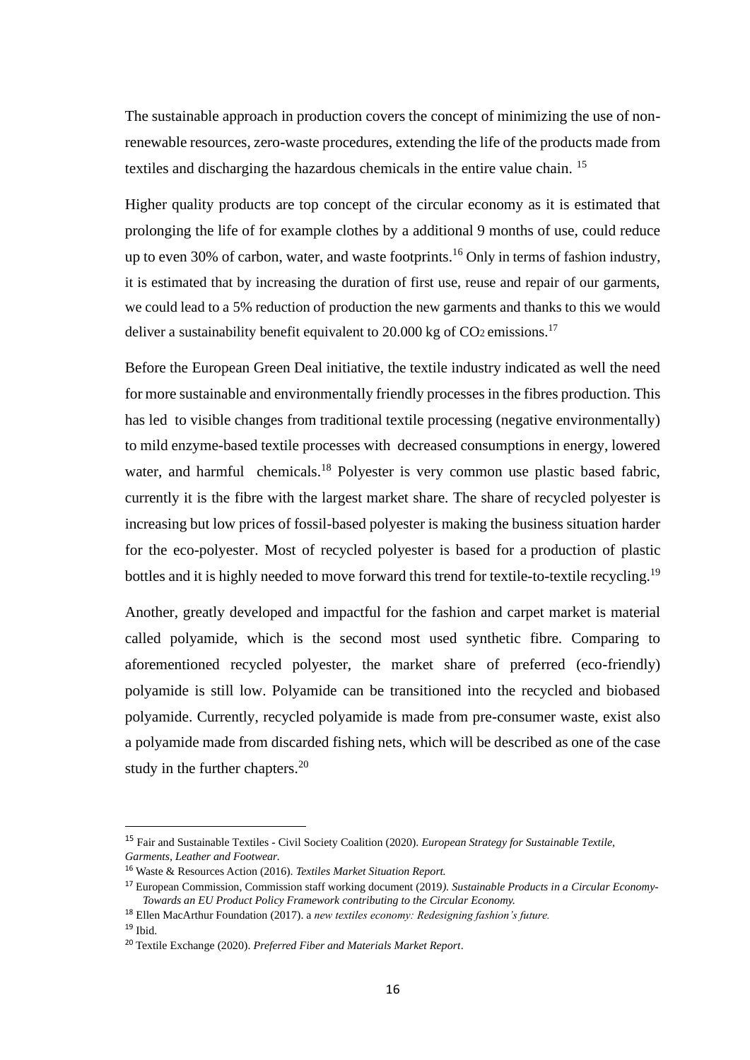The sustainable approach in production covers the concept of minimizing the use of non-renewable resources, zero-waste procedures, extending the life of the products made from textiles and discharging the hazardous chemicals in the entire value chain. [15]

Higher quality products are top concept of the circular economy as it is estimated that prolonging the life of for example clothes by a additional 9 months of use, could reduce up to even 30% of carbon, water, and waste footprints.[16] Only in terms of fashion industry, it is estimated that by increasing the duration of first use, reuse and repair of our garments, we could lead to a 5% reduction of production the new garments and thanks to this we would deliver a sustainability benefit equivalent to 20.000 kg of $CO_2$ emissions.[17]

Before the European Green Deal initiative, the textile industry indicated as well the need for more sustainable and environmentally friendly processes in the fibres production. This has led to visible changes from traditional textile processing (negative environmentally) to mild enzyme-based textile processes with decreased consumptions in energy, lowered water, and harmful chemicals.[18] Polyester is very common use plastic based fabric, currently it is the fibre with the largest market share. The share of recycled polyester is increasing but low prices of fossil-based polyester is making the business situation harder for the eco-polyester. Most of recycled polyester is based for a production of plastic bottles and it is highly needed to move forward this trend for textile-to-textile recycling.[19]

Another, greatly developed and impactful for the fashion and carpet market is material called polyamide, which is the second most used synthetic fibre. Comparing to aforementioned recycled polyester, the market share of preferred (eco-friendly) polyamide is still low. Polyamide can be transitioned into the recycled and biobased polyamide. Currently, recycled polyamide is made from pre-consumer waste, exist also a polyamide made from discarded fishing nets, which will be described as one of the case study in the further chapters.[20]

---

[15] Fair and Sustainable Textiles - Civil Society Coalition (2020). *European Strategy for Sustainable Textile, Garments, Leather and Footwear.*

[16] Waste & Resources Action (2016). *Textiles Market Situation Report.*

[17] European Commission, Commission staff working document (2019). *Sustainable Products in a Circular Economy- Towards an EU Product Policy Framework contributing to the Circular Economy.*

[18] Ellen MacArthur Foundation (2017). a *new textiles economy: Redesigning fashion's future.*

[19] Ibid.

[20] Textile Exchange (2020). *Preferred Fiber and Materials Market Report*.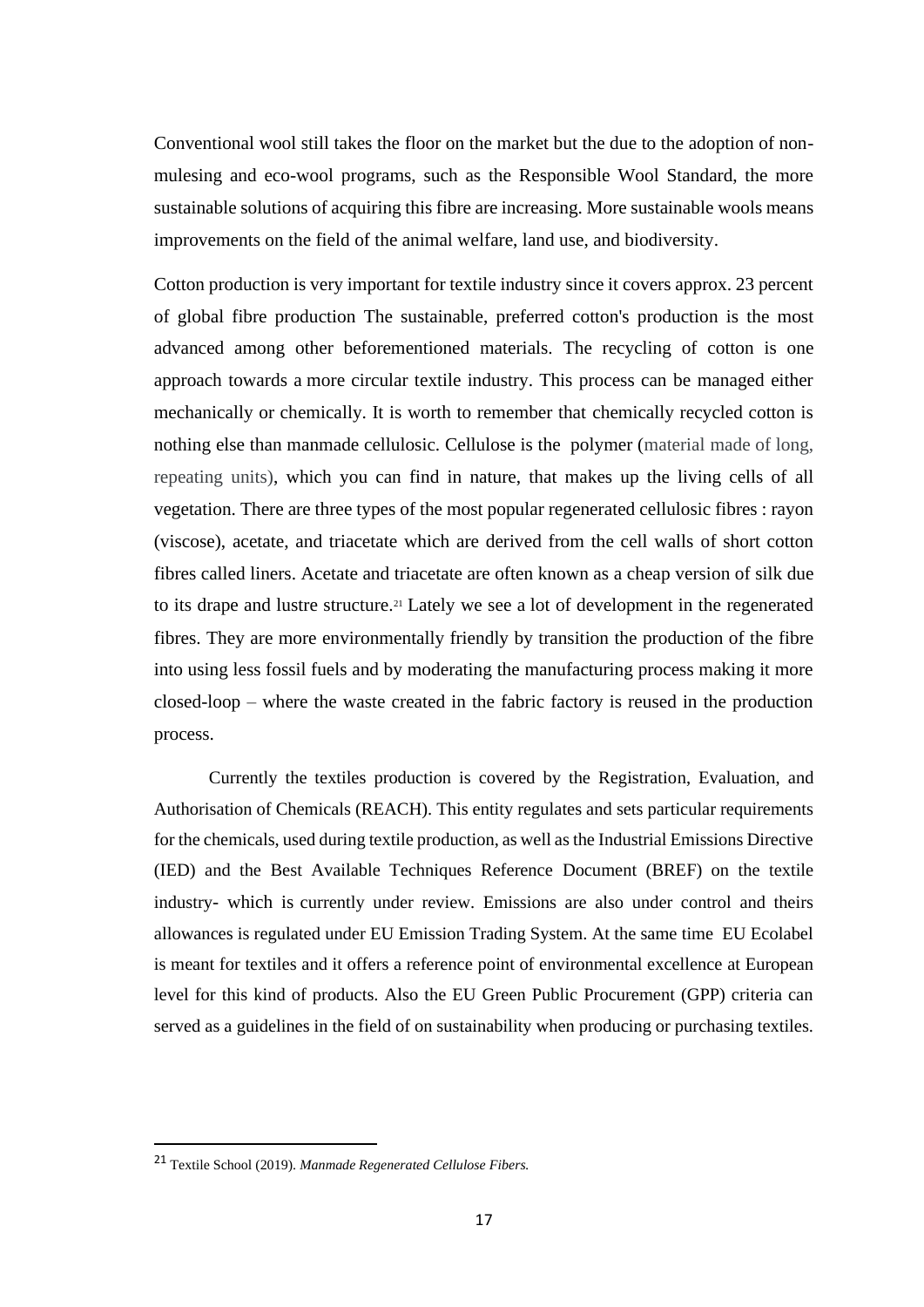Conventional wool still takes the floor on the market but the due to the adoption of non-mulesing and eco-wool programs, such as the Responsible Wool Standard, the more sustainable solutions of acquiring this fibre are increasing. More sustainable wools means improvements on the field of the animal welfare, land use, and biodiversity.

Cotton production is very important for textile industry since it covers approx. 23 percent of global fibre production The sustainable, preferred cotton's production is the most advanced among other beforementioned materials. The recycling of cotton is one approach towards a more circular textile industry. This process can be managed either mechanically or chemically. It is worth to remember that chemically recycled cotton is nothing else than manmade cellulosic. Cellulose is the polymer (material made of long, repeating units), which you can find in nature, that makes up the living cells of all vegetation. There are three types of the most popular regenerated cellulosic fibres : rayon (viscose), acetate, and triacetate which are derived from the cell walls of short cotton fibres called liners. Acetate and triacetate are often known as a cheap version of silk due to its drape and lustre structure.[21] Lately we see a lot of development in the regenerated fibres. They are more environmentally friendly by transition the production of the fibre into using less fossil fuels and by moderating the manufacturing process making it more closed-loop – where the waste created in the fabric factory is reused in the production process.

Currently the textiles production is covered by the Registration, Evaluation, and Authorisation of Chemicals (REACH). This entity regulates and sets particular requirements for the chemicals, used during textile production, as well as the Industrial Emissions Directive (IED) and the Best Available Techniques Reference Document (BREF) on the textile industry- which is currently under review. Emissions are also under control and theirs allowances is regulated under EU Emission Trading System. At the same time EU Ecolabel is meant for textiles and it offers a reference point of environmental excellence at European level for this kind of products. Also the EU Green Public Procurement (GPP) criteria can served as a guidelines in the field of on sustainability when producing or purchasing textiles.

---

[21] Textile School (2019). *Manmade Regenerated Cellulose Fibers.*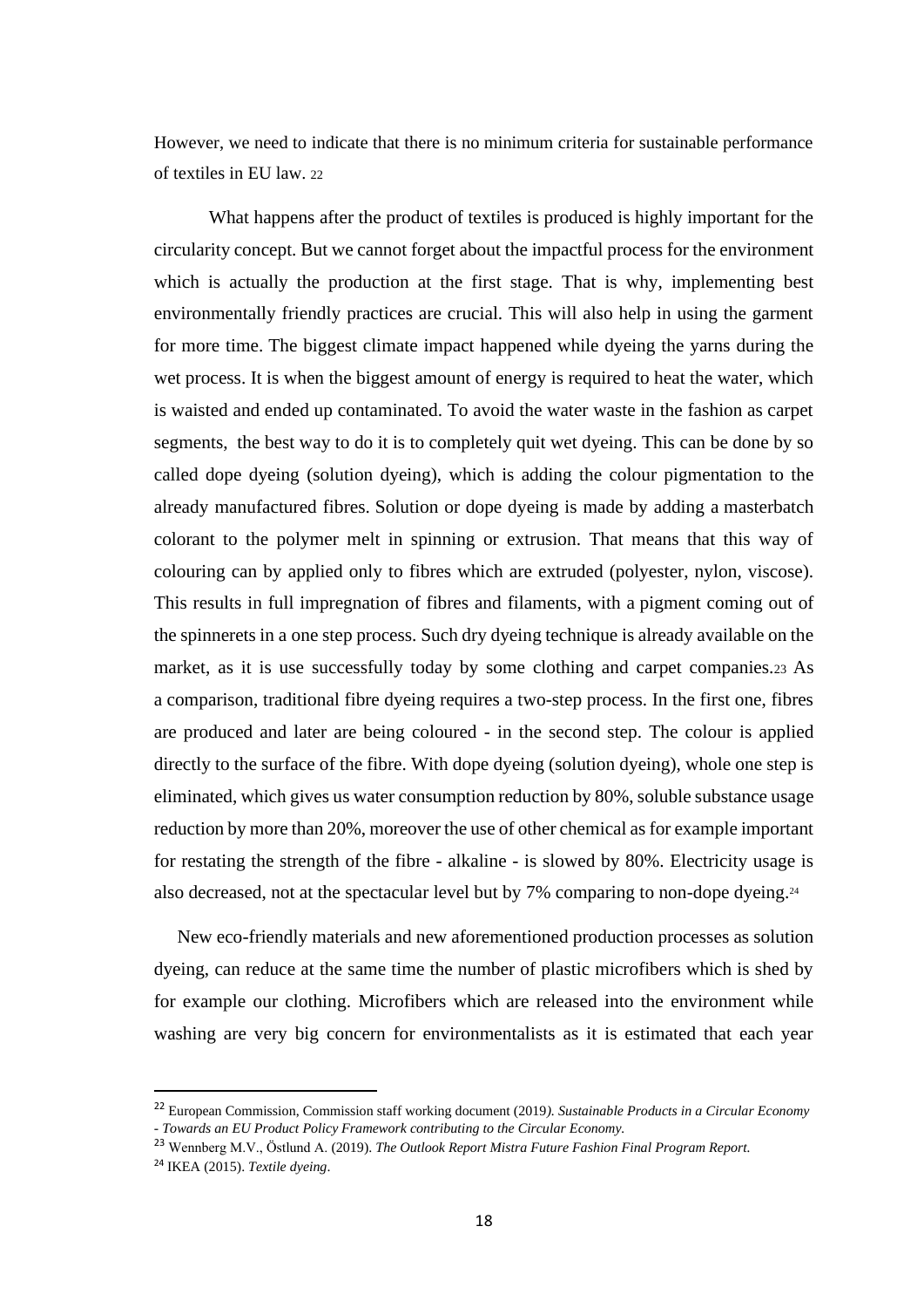However, we need to indicate that there is no minimum criteria for sustainable performance of textiles in EU law. [22]

What happens after the product of textiles is produced is highly important for the circularity concept. But we cannot forget about the impactful process for the environment which is actually the production at the first stage. That is why, implementing best environmentally friendly practices are crucial. This will also help in using the garment for more time. The biggest climate impact happened while dyeing the yarns during the wet process. It is when the biggest amount of energy is required to heat the water, which is waisted and ended up contaminated. To avoid the water waste in the fashion as carpet segments, the best way to do it is to completely quit wet dyeing. This can be done by so called dope dyeing (solution dyeing), which is adding the colour pigmentation to the already manufactured fibres. Solution or dope dyeing is made by adding a masterbatch colorant to the polymer melt in spinning or extrusion. That means that this way of colouring can by applied only to fibres which are extruded (polyester, nylon, viscose). This results in full impregnation of fibres and filaments, with a pigment coming out of the spinnerets in a one step process. Such dry dyeing technique is already available on the market, as it is use successfully today by some clothing and carpet companies.[23] As a comparison, traditional fibre dyeing requires a two-step process. In the first one, fibres are produced and later are being coloured - in the second step. The colour is applied directly to the surface of the fibre. With dope dyeing (solution dyeing), whole one step is eliminated, which gives us water consumption reduction by 80%, soluble substance usage reduction by more than 20%, moreover the use of other chemical as for example important for restating the strength of the fibre - alkaline - is slowed by 80%. Electricity usage is also decreased, not at the spectacular level but by 7% comparing to non-dope dyeing.[24]

New eco-friendly materials and new aforementioned production processes as solution dyeing, can reduce at the same time the number of plastic microfibers which is shed by for example our clothing. Microfibers which are released into the environment while washing are very big concern for environmentalists as it is estimated that each year

---

[22] European Commission, Commission staff working document (2019*). Sustainable Products in a Circular Economy - Towards an EU Product Policy Framework contributing to the Circular Economy.*

[23] Wennberg M.V., Östlund A. (2019). *The Outlook Report Mistra Future Fashion Final Program Report.*

[24] IKEA (2015). *Textile dyeing*.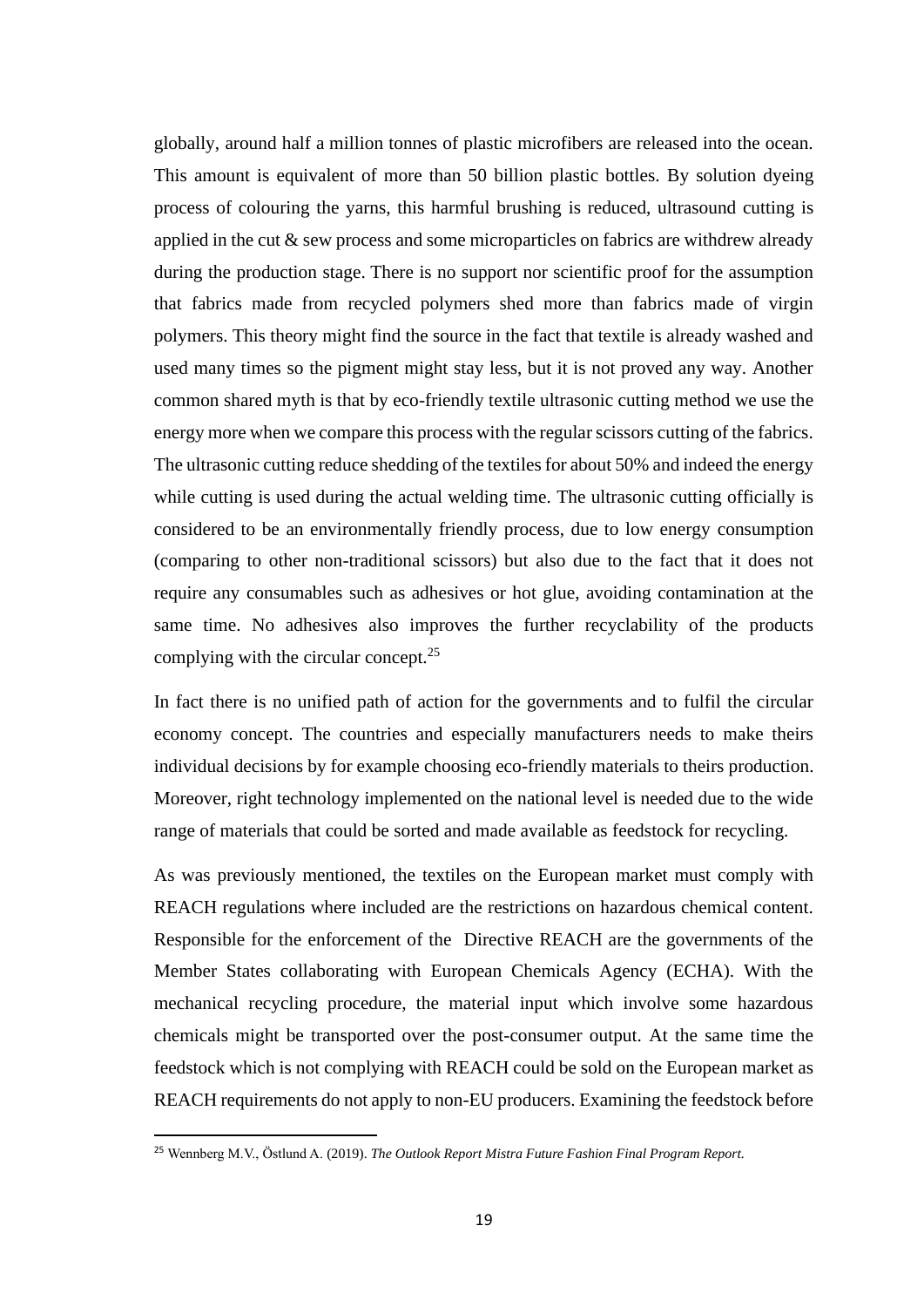globally, around half a million tonnes of plastic microfibers are released into the ocean. This amount is equivalent of more than 50 billion plastic bottles. By solution dyeing process of colouring the yarns, this harmful brushing is reduced, ultrasound cutting is applied in the cut & sew process and some microparticles on fabrics are withdrew already during the production stage. There is no support nor scientific proof for the assumption that fabrics made from recycled polymers shed more than fabrics made of virgin polymers. This theory might find the source in the fact that textile is already washed and used many times so the pigment might stay less, but it is not proved any way. Another common shared myth is that by eco-friendly textile ultrasonic cutting method we use the energy more when we compare this process with the regular scissors cutting of the fabrics. The ultrasonic cutting reduce shedding of the textiles for about 50% and indeed the energy while cutting is used during the actual welding time. The ultrasonic cutting officially is considered to be an environmentally friendly process, due to low energy consumption (comparing to other non-traditional scissors) but also due to the fact that it does not require any consumables such as adhesives or hot glue, avoiding contamination at the same time. No adhesives also improves the further recyclability of the products complying with the circular concept.[25]

In fact there is no unified path of action for the governments and to fulfil the circular economy concept. The countries and especially manufacturers needs to make theirs individual decisions by for example choosing eco-friendly materials to theirs production. Moreover, right technology implemented on the national level is needed due to the wide range of materials that could be sorted and made available as feedstock for recycling.

As was previously mentioned, the textiles on the European market must comply with REACH regulations where included are the restrictions on hazardous chemical content. Responsible for the enforcement of the Directive REACH are the governments of the Member States collaborating with European Chemicals Agency (ECHA). With the mechanical recycling procedure, the material input which involve some hazardous chemicals might be transported over the post-consumer output. At the same time the feedstock which is not complying with REACH could be sold on the European market as REACH requirements do not apply to non-EU producers. Examining the feedstock before

[25] Wennberg M.V., Östlund A. (2019). *The Outlook Report Mistra Future Fashion Final Program Report.*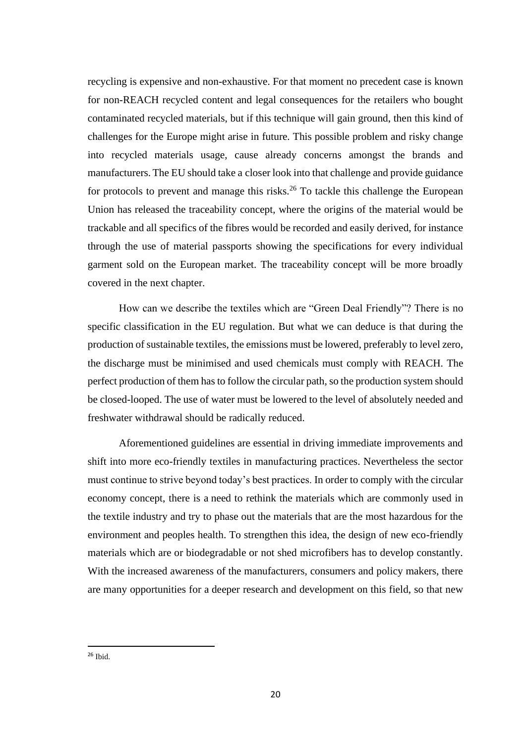recycling is expensive and non-exhaustive. For that moment no precedent case is known for non-REACH recycled content and legal consequences for the retailers who bought contaminated recycled materials, but if this technique will gain ground, then this kind of challenges for the Europe might arise in future. This possible problem and risky change into recycled materials usage, cause already concerns amongst the brands and manufacturers. The EU should take a closer look into that challenge and provide guidance for protocols to prevent and manage this risks.[26] To tackle this challenge the European Union has released the traceability concept, where the origins of the material would be trackable and all specifics of the fibres would be recorded and easily derived, for instance through the use of material passports showing the specifications for every individual garment sold on the European market. The traceability concept will be more broadly covered in the next chapter.

How can we describe the textiles which are "Green Deal Friendly"? There is no specific classification in the EU regulation. But what we can deduce is that during the production of sustainable textiles, the emissions must be lowered, preferably to level zero, the discharge must be minimised and used chemicals must comply with REACH. The perfect production of them has to follow the circular path, so the production system should be closed-looped. The use of water must be lowered to the level of absolutely needed and freshwater withdrawal should be radically reduced.

Aforementioned guidelines are essential in driving immediate improvements and shift into more eco-friendly textiles in manufacturing practices. Nevertheless the sector must continue to strive beyond today's best practices. In order to comply with the circular economy concept, there is a need to rethink the materials which are commonly used in the textile industry and try to phase out the materials that are the most hazardous for the environment and peoples health. To strengthen this idea, the design of new eco-friendly materials which are or biodegradable or not shed microfibers has to develop constantly. With the increased awareness of the manufacturers, consumers and policy makers, there are many opportunities for a deeper research and development on this field, so that new

[26] Ibid.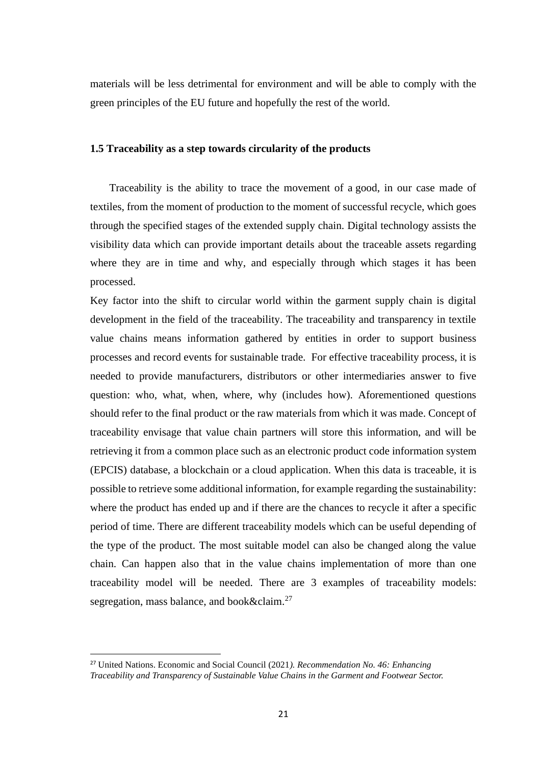materials will be less detrimental for environment and will be able to comply with the green principles of the EU future and hopefully the rest of the world.

### 1.5 Traceability as a step towards circularity of the products

Traceability is the ability to trace the movement of a good, in our case made of textiles, from the moment of production to the moment of successful recycle, which goes through the specified stages of the extended supply chain. Digital technology assists the visibility data which can provide important details about the traceable assets regarding where they are in time and why, and especially through which stages it has been processed.

Key factor into the shift to circular world within the garment supply chain is digital development in the field of the traceability. The traceability and transparency in textile value chains means information gathered by entities in order to support business processes and record events for sustainable trade. For effective traceability process, it is needed to provide manufacturers, distributors or other intermediaries answer to five question: who, what, when, where, why (includes how). Aforementioned questions should refer to the final product or the raw materials from which it was made. Concept of traceability envisage that value chain partners will store this information, and will be retrieving it from a common place such as an electronic product code information system (EPCIS) database, a blockchain or a cloud application. When this data is traceable, it is possible to retrieve some additional information, for example regarding the sustainability: where the product has ended up and if there are the chances to recycle it after a specific period of time. There are different traceability models which can be useful depending of the type of the product. The most suitable model can also be changed along the value chain. Can happen also that in the value chains implementation of more than one traceability model will be needed. There are 3 examples of traceability models: segregation, mass balance, and book&claim.[27]

[27] United Nations. Economic and Social Council (2021*). Recommendation No. 46: Enhancing Traceability and Transparency of Sustainable Value Chains in the Garment and Footwear Sector.*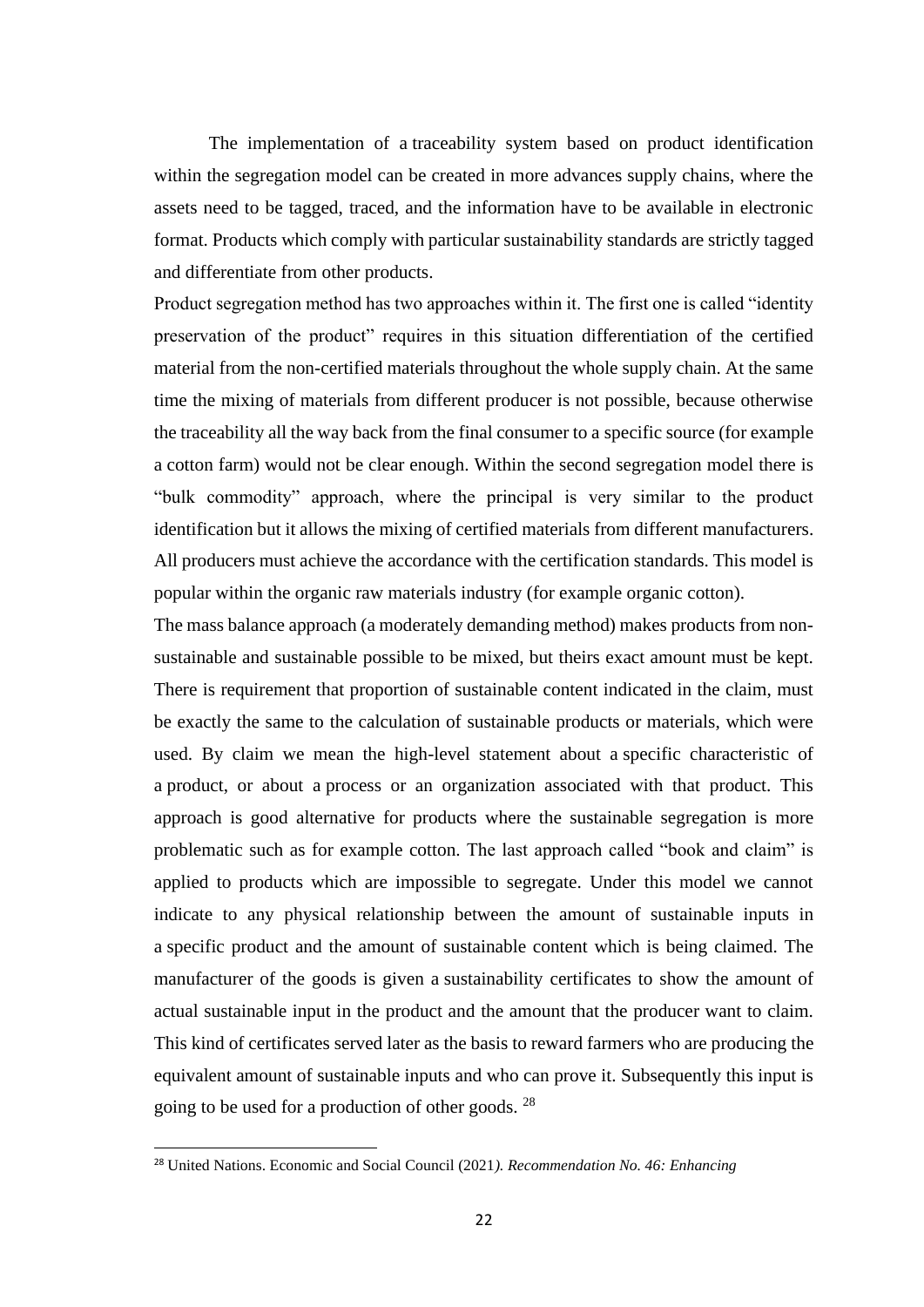The implementation of a traceability system based on product identification within the segregation model can be created in more advances supply chains, where the assets need to be tagged, traced, and the information have to be available in electronic format. Products which comply with particular sustainability standards are strictly tagged and differentiate from other products.

Product segregation method has two approaches within it. The first one is called "identity preservation of the product" requires in this situation differentiation of the certified material from the non-certified materials throughout the whole supply chain. At the same time the mixing of materials from different producer is not possible, because otherwise the traceability all the way back from the final consumer to a specific source (for example a cotton farm) would not be clear enough. Within the second segregation model there is "bulk commodity" approach, where the principal is very similar to the product identification but it allows the mixing of certified materials from different manufacturers. All producers must achieve the accordance with the certification standards. This model is popular within the organic raw materials industry (for example organic cotton).

The mass balance approach (a moderately demanding method) makes products from non-sustainable and sustainable possible to be mixed, but theirs exact amount must be kept. There is requirement that proportion of sustainable content indicated in the claim, must be exactly the same to the calculation of sustainable products or materials, which were used. By claim we mean the high-level statement about a specific characteristic of a product, or about a process or an organization associated with that product. This approach is good alternative for products where the sustainable segregation is more problematic such as for example cotton. The last approach called "book and claim" is applied to products which are impossible to segregate. Under this model we cannot indicate to any physical relationship between the amount of sustainable inputs in a specific product and the amount of sustainable content which is being claimed. The manufacturer of the goods is given a sustainability certificates to show the amount of actual sustainable input in the product and the amount that the producer want to claim. This kind of certificates served later as the basis to reward farmers who are producing the equivalent amount of sustainable inputs and who can prove it. Subsequently this input is going to be used for a production of other goods. [28]

---

[28] United Nations. Economic and Social Council (2021*). Recommendation No. 46: Enhancing*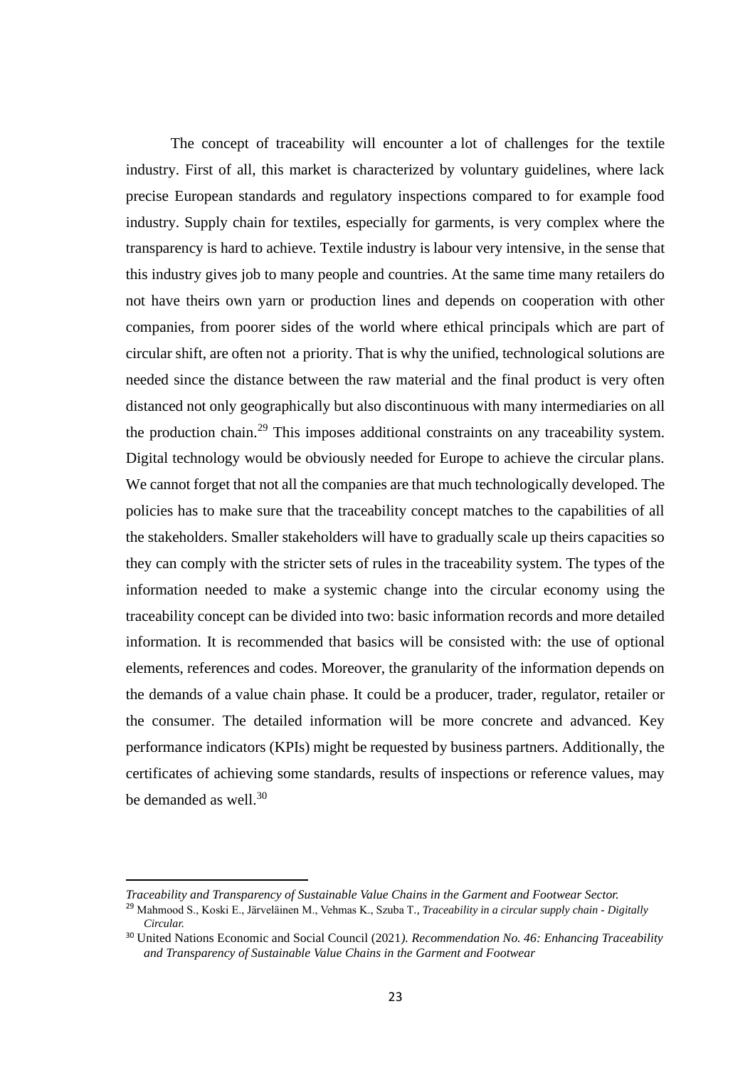The concept of traceability will encounter a lot of challenges for the textile industry. First of all, this market is characterized by voluntary guidelines, where lack precise European standards and regulatory inspections compared to for example food industry. Supply chain for textiles, especially for garments, is very complex where the transparency is hard to achieve. Textile industry is labour very intensive, in the sense that this industry gives job to many people and countries. At the same time many retailers do not have theirs own yarn or production lines and depends on cooperation with other companies, from poorer sides of the world where ethical principals which are part of circular shift, are often not a priority. That is why the unified, technological solutions are needed since the distance between the raw material and the final product is very often distanced not only geographically but also discontinuous with many intermediaries on all the production chain.[29] This imposes additional constraints on any traceability system. Digital technology would be obviously needed for Europe to achieve the circular plans. We cannot forget that not all the companies are that much technologically developed. The policies has to make sure that the traceability concept matches to the capabilities of all the stakeholders. Smaller stakeholders will have to gradually scale up theirs capacities so they can comply with the stricter sets of rules in the traceability system. The types of the information needed to make a systemic change into the circular economy using the traceability concept can be divided into two: basic information records and more detailed information. It is recommended that basics will be consisted with: the use of optional elements, references and codes. Moreover, the granularity of the information depends on the demands of a value chain phase. It could be a producer, trader, regulator, retailer or the consumer. The detailed information will be more concrete and advanced. Key performance indicators (KPIs) might be requested by business partners. Additionally, the certificates of achieving some standards, results of inspections or reference values, may be demanded as well.[30]

---

*Traceability and Transparency of Sustainable Value Chains in the Garment and Footwear Sector.*

[29] Mahmood S., Koski E., Järveläinen M., Vehmas K., Szuba T., *Traceability in a circular supply chain - Digitally Circular.*

[30] United Nations Economic and Social Council (2021*). Recommendation No. 46: Enhancing Traceability and Transparency of Sustainable Value Chains in the Garment and Footwear*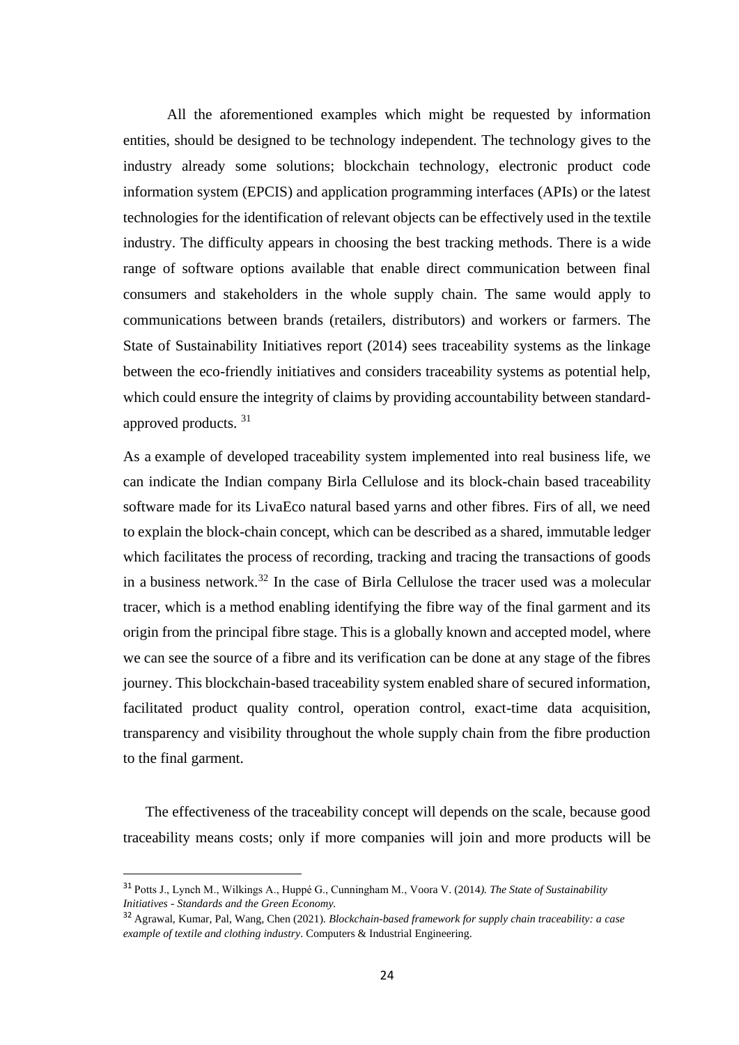All the aforementioned examples which might be requested by information entities, should be designed to be technology independent. The technology gives to the industry already some solutions; blockchain technology, electronic product code information system (EPCIS) and application programming interfaces (APIs) or the latest technologies for the identification of relevant objects can be effectively used in the textile industry. The difficulty appears in choosing the best tracking methods. There is a wide range of software options available that enable direct communication between final consumers and stakeholders in the whole supply chain. The same would apply to communications between brands (retailers, distributors) and workers or farmers. The State of Sustainability Initiatives report (2014) sees traceability systems as the linkage between the eco-friendly initiatives and considers traceability systems as potential help, which could ensure the integrity of claims by providing accountability between standard-approved products. [31]

As a example of developed traceability system implemented into real business life, we can indicate the Indian company Birla Cellulose and its block-chain based traceability software made for its LivaEco natural based yarns and other fibres. Firs of all, we need to explain the block-chain concept, which can be described as a shared, immutable ledger which facilitates the process of recording, tracking and tracing the transactions of goods in a business network.[32] In the case of Birla Cellulose the tracer used was a molecular tracer, which is a method enabling identifying the fibre way of the final garment and its origin from the principal fibre stage. This is a globally known and accepted model, where we can see the source of a fibre and its verification can be done at any stage of the fibres journey. This blockchain-based traceability system enabled share of secured information, facilitated product quality control, operation control, exact-time data acquisition, transparency and visibility throughout the whole supply chain from the fibre production to the final garment.

The effectiveness of the traceability concept will depends on the scale, because good traceability means costs; only if more companies will join and more products will be

---

[31] Potts J., Lynch M., Wilkings A., Huppé G., Cunningham M., Voora V. (2014). *The State of Sustainability Initiatives - Standards and the Green Economy.*

[32] Agrawal, Kumar, Pal, Wang, Chen (2021). *Blockchain-based framework for supply chain traceability: a case example of textile and clothing industry*. Computers & Industrial Engineering.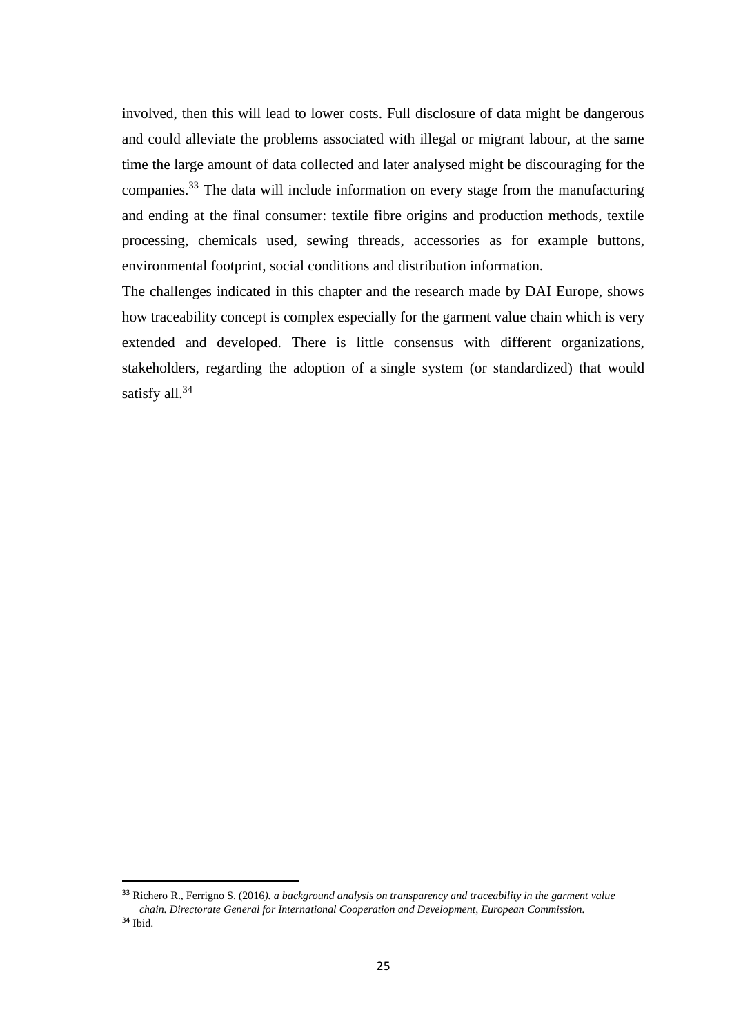involved, then this will lead to lower costs. Full disclosure of data might be dangerous and could alleviate the problems associated with illegal or migrant labour, at the same time the large amount of data collected and later analysed might be discouraging for the companies.[33] The data will include information on every stage from the manufacturing and ending at the final consumer: textile fibre origins and production methods, textile processing, chemicals used, sewing threads, accessories as for example buttons, environmental footprint, social conditions and distribution information.

The challenges indicated in this chapter and the research made by DAI Europe, shows how traceability concept is complex especially for the garment value chain which is very extended and developed. There is little consensus with different organizations, stakeholders, regarding the adoption of a single system (or standardized) that would satisfy all.[34]

---

[33] Richero R., Ferrigno S. (2016*). a background analysis on transparency and traceability in the garment value chain. Directorate General for International Cooperation and Development, European Commission.*

[34] Ibid.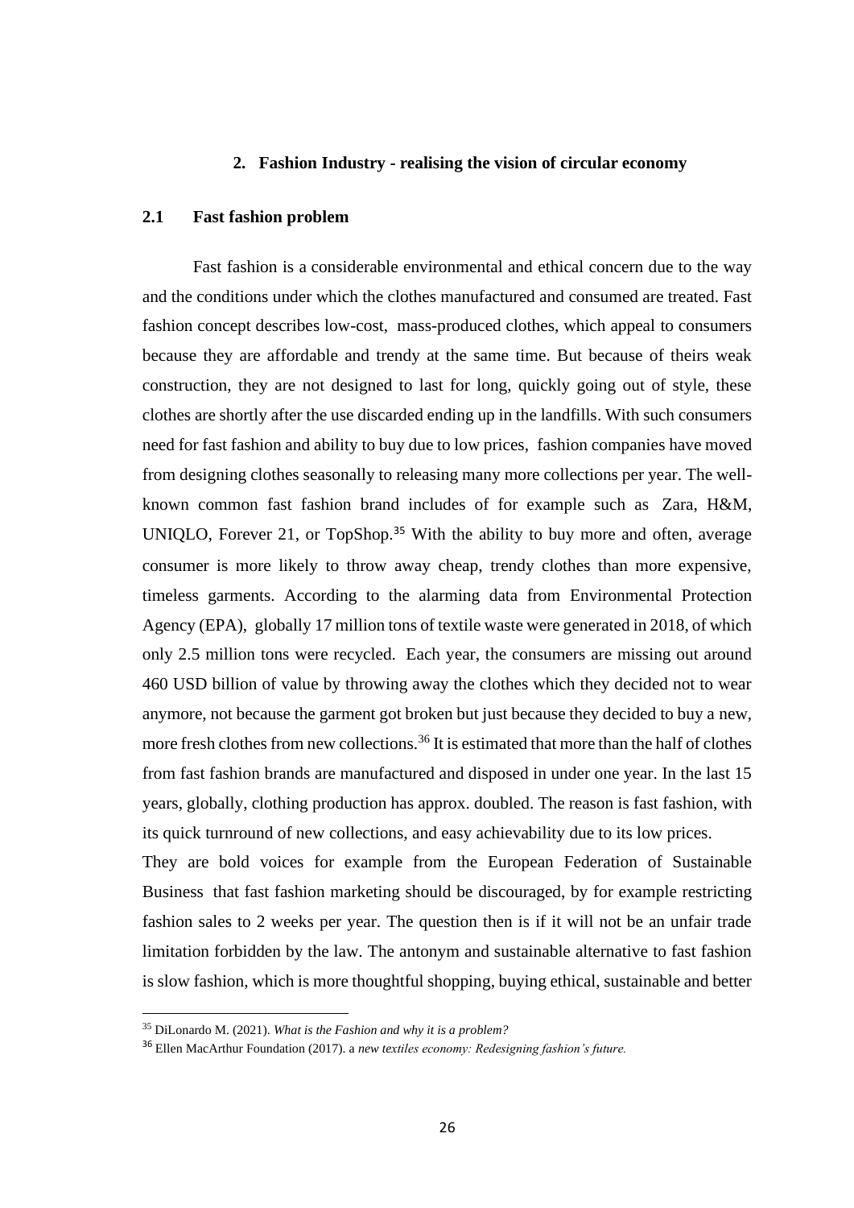## 2. Fashion Industry - realising the vision of circular economy

### 2.1 Fast fashion problem

Fast fashion is a considerable environmental and ethical concern due to the way and the conditions under which the clothes manufactured and consumed are treated. Fast fashion concept describes low-cost, mass-produced clothes, which appeal to consumers because they are affordable and trendy at the same time. But because of theirs weak construction, they are not designed to last for long, quickly going out of style, these clothes are shortly after the use discarded ending up in the landfills. With such consumers need for fast fashion and ability to buy due to low prices, fashion companies have moved from designing clothes seasonally to releasing many more collections per year. The well-known common fast fashion brand includes of for example such as Zara, H&M, UNIQLO, Forever 21, or TopShop.[35] With the ability to buy more and often, average consumer is more likely to throw away cheap, trendy clothes than more expensive, timeless garments. According to the alarming data from Environmental Protection Agency (EPA), globally 17 million tons of textile waste were generated in 2018, of which only 2.5 million tons were recycled. Each year, the consumers are missing out around 460 USD billion of value by throwing away the clothes which they decided not to wear anymore, not because the garment got broken but just because they decided to buy a new, more fresh clothes from new collections.[36] It is estimated that more than the half of clothes from fast fashion brands are manufactured and disposed in under one year. In the last 15 years, globally, clothing production has approx. doubled. The reason is fast fashion, with its quick turnround of new collections, and easy achievability due to its low prices.

They are bold voices for example from the European Federation of Sustainable Business that fast fashion marketing should be discouraged, by for example restricting fashion sales to 2 weeks per year. The question then is if it will not be an unfair trade limitation forbidden by the law. The antonym and sustainable alternative to fast fashion is slow fashion, which is more thoughtful shopping, buying ethical, sustainable and better

---

[35] DiLonardo M. (2021). *What is the Fashion and why it is a problem?*

[36] Ellen MacArthur Foundation (2017). a *new textiles economy: Redesigning fashion's future.*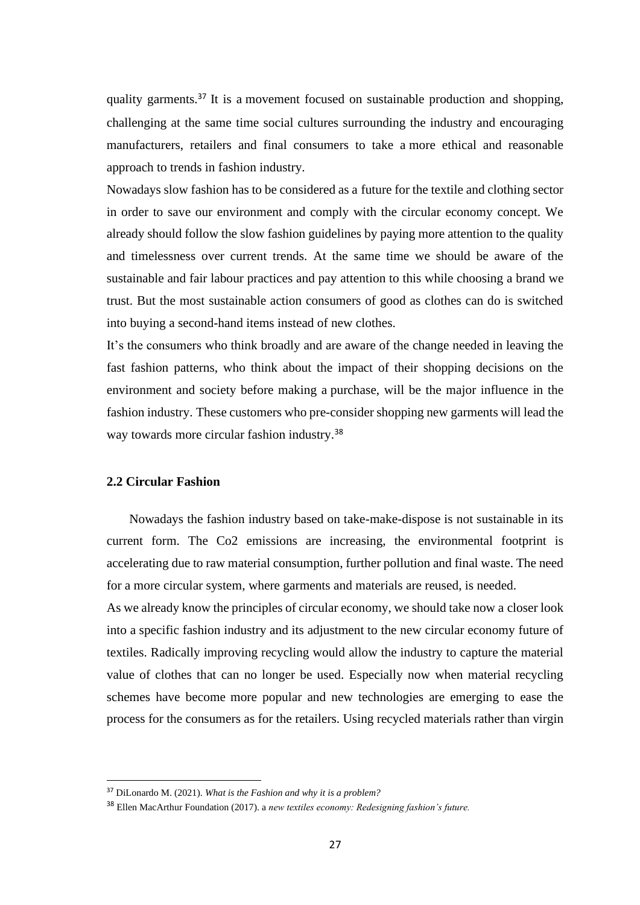quality garments.[37] It is a movement focused on sustainable production and shopping, challenging at the same time social cultures surrounding the industry and encouraging manufacturers, retailers and final consumers to take a more ethical and reasonable approach to trends in fashion industry.

Nowadays slow fashion has to be considered as a future for the textile and clothing sector in order to save our environment and comply with the circular economy concept. We already should follow the slow fashion guidelines by paying more attention to the quality and timelessness over current trends. At the same time we should be aware of the sustainable and fair labour practices and pay attention to this while choosing a brand we trust. But the most sustainable action consumers of good as clothes can do is switched into buying a second-hand items instead of new clothes.

It's the consumers who think broadly and are aware of the change needed in leaving the fast fashion patterns, who think about the impact of their shopping decisions on the environment and society before making a purchase, will be the major influence in the fashion industry. These customers who pre-consider shopping new garments will lead the way towards more circular fashion industry.[38]

### 2.2 Circular Fashion

Nowadays the fashion industry based on take-make-dispose is not sustainable in its current form. The Co2 emissions are increasing, the environmental footprint is accelerating due to raw material consumption, further pollution and final waste. The need for a more circular system, where garments and materials are reused, is needed.

As we already know the principles of circular economy, we should take now a closer look into a specific fashion industry and its adjustment to the new circular economy future of textiles. Radically improving recycling would allow the industry to capture the material value of clothes that can no longer be used. Especially now when material recycling schemes have become more popular and new technologies are emerging to ease the process for the consumers as for the retailers. Using recycled materials rather than virgin

---

[37] DiLonardo M. (2021). *What is the Fashion and why it is a problem?*

[38] Ellen MacArthur Foundation (2017). a *new textiles economy: Redesigning fashion's future.*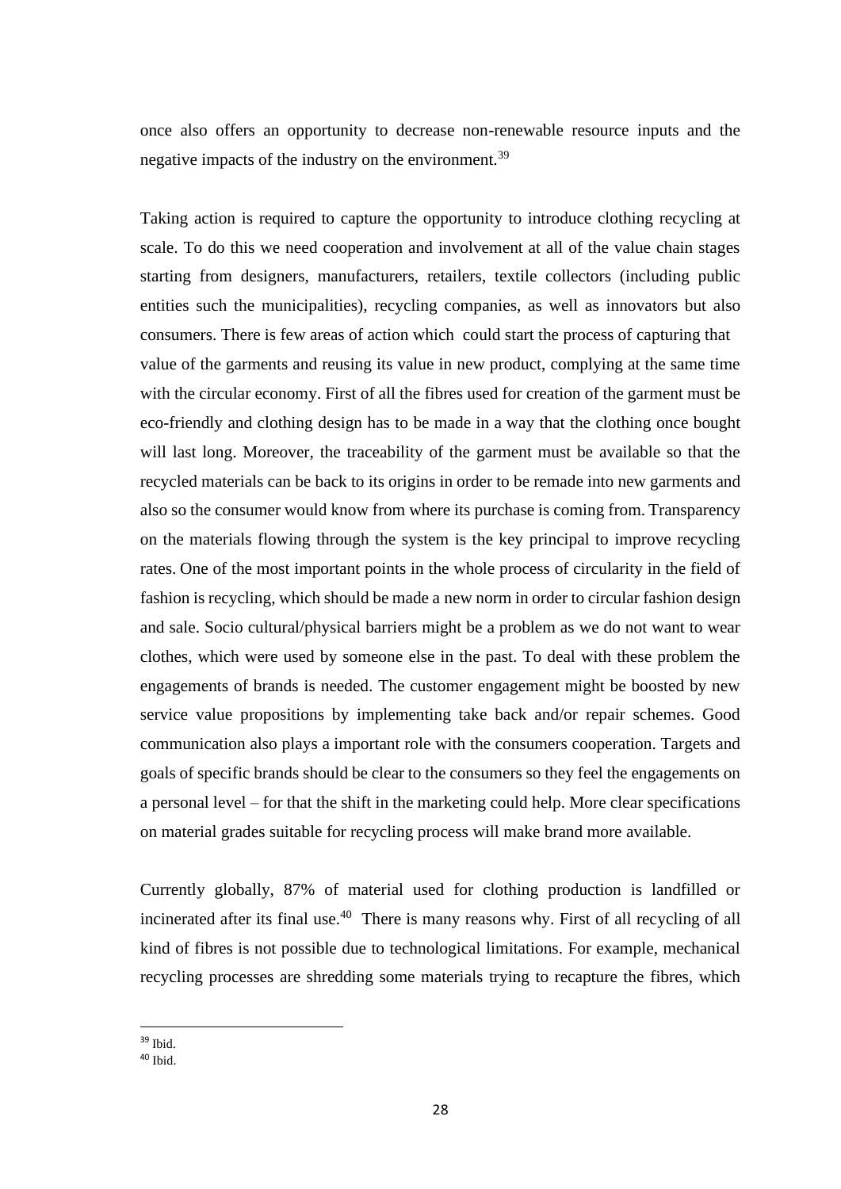once also offers an opportunity to decrease non-renewable resource inputs and the negative impacts of the industry on the environment.[39]

Taking action is required to capture the opportunity to introduce clothing recycling at scale. To do this we need cooperation and involvement at all of the value chain stages starting from designers, manufacturers, retailers, textile collectors (including public entities such the municipalities), recycling companies, as well as innovators but also consumers. There is few areas of action which could start the process of capturing that value of the garments and reusing its value in new product, complying at the same time with the circular economy. First of all the fibres used for creation of the garment must be eco-friendly and clothing design has to be made in a way that the clothing once bought will last long. Moreover, the traceability of the garment must be available so that the recycled materials can be back to its origins in order to be remade into new garments and also so the consumer would know from where its purchase is coming from. Transparency on the materials flowing through the system is the key principal to improve recycling rates. One of the most important points in the whole process of circularity in the field of fashion is recycling, which should be made a new norm in order to circular fashion design and sale. Socio cultural/physical barriers might be a problem as we do not want to wear clothes, which were used by someone else in the past. To deal with these problem the engagements of brands is needed. The customer engagement might be boosted by new service value propositions by implementing take back and/or repair schemes. Good communication also plays a important role with the consumers cooperation. Targets and goals of specific brands should be clear to the consumers so they feel the engagements on a personal level – for that the shift in the marketing could help. More clear specifications on material grades suitable for recycling process will make brand more available.

Currently globally, 87% of material used for clothing production is landfilled or incinerated after its final use.[40] There is many reasons why. First of all recycling of all kind of fibres is not possible due to technological limitations. For example, mechanical recycling processes are shredding some materials trying to recapture the fibres, which

---

[39] Ibid.

[40] Ibid.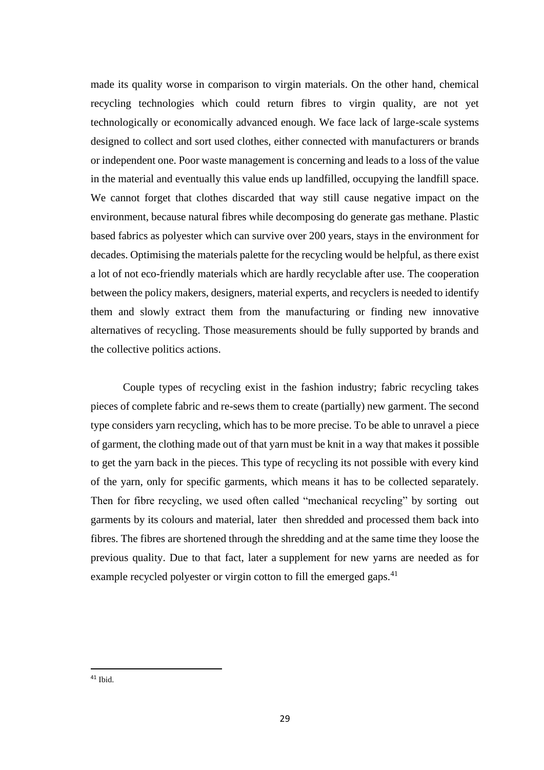made its quality worse in comparison to virgin materials. On the other hand, chemical recycling technologies which could return fibres to virgin quality, are not yet technologically or economically advanced enough. We face lack of large-scale systems designed to collect and sort used clothes, either connected with manufacturers or brands or independent one. Poor waste management is concerning and leads to a loss of the value in the material and eventually this value ends up landfilled, occupying the landfill space. We cannot forget that clothes discarded that way still cause negative impact on the environment, because natural fibres while decomposing do generate gas methane. Plastic based fabrics as polyester which can survive over 200 years, stays in the environment for decades. Optimising the materials palette for the recycling would be helpful, as there exist a lot of not eco-friendly materials which are hardly recyclable after use. The cooperation between the policy makers, designers, material experts, and recyclers is needed to identify them and slowly extract them from the manufacturing or finding new innovative alternatives of recycling. Those measurements should be fully supported by brands and the collective politics actions.

Couple types of recycling exist in the fashion industry; fabric recycling takes pieces of complete fabric and re-sews them to create (partially) new garment. The second type considers yarn recycling, which has to be more precise. To be able to unravel a piece of garment, the clothing made out of that yarn must be knit in a way that makes it possible to get the yarn back in the pieces. This type of recycling its not possible with every kind of the yarn, only for specific garments, which means it has to be collected separately. Then for fibre recycling, we used often called "mechanical recycling" by sorting out garments by its colours and material, later then shredded and processed them back into fibres. The fibres are shortened through the shredding and at the same time they loose the previous quality. Due to that fact, later a supplement for new yarns are needed as for example recycled polyester or virgin cotton to fill the emerged gaps.[41]

---

[41] Ibid.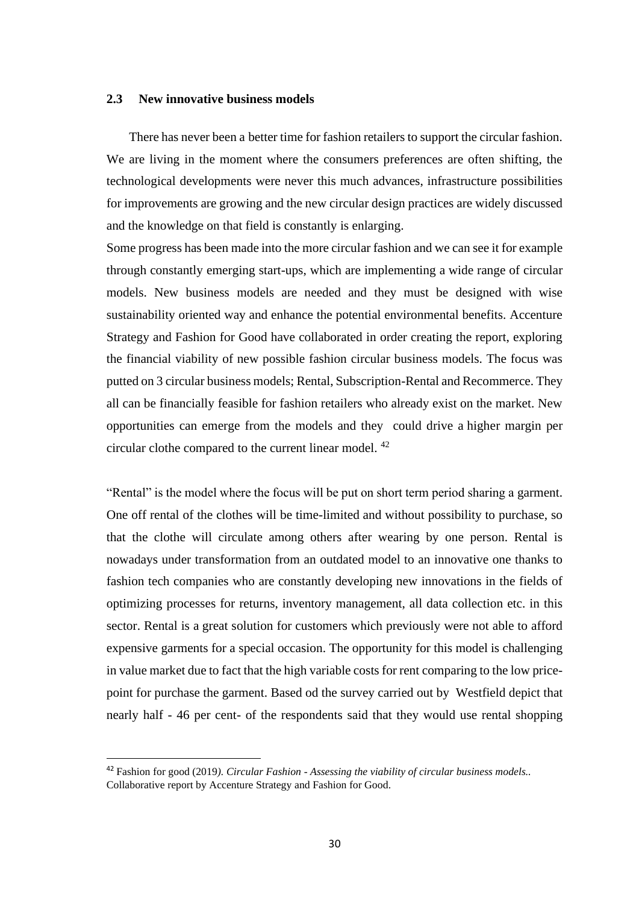### 2.3 New innovative business models

There has never been a better time for fashion retailers to support the circular fashion. We are living in the moment where the consumers preferences are often shifting, the technological developments were never this much advances, infrastructure possibilities for improvements are growing and the new circular design practices are widely discussed and the knowledge on that field is constantly is enlarging.

Some progress has been made into the more circular fashion and we can see it for example through constantly emerging start-ups, which are implementing a wide range of circular models. New business models are needed and they must be designed with wise sustainability oriented way and enhance the potential environmental benefits. Accenture Strategy and Fashion for Good have collaborated in order creating the report, exploring the financial viability of new possible fashion circular business models. The focus was putted on 3 circular business models; Rental, Subscription-Rental and Recommerce. They all can be financially feasible for fashion retailers who already exist on the market. New opportunities can emerge from the models and they could drive a higher margin per circular clothe compared to the current linear model. [42]

"Rental" is the model where the focus will be put on short term period sharing a garment. One off rental of the clothes will be time-limited and without possibility to purchase, so that the clothe will circulate among others after wearing by one person. Rental is nowadays under transformation from an outdated model to an innovative one thanks to fashion tech companies who are constantly developing new innovations in the fields of optimizing processes for returns, inventory management, all data collection etc. in this sector. Rental is a great solution for customers which previously were not able to afford expensive garments for a special occasion. The opportunity for this model is challenging in value market due to fact that the high variable costs for rent comparing to the low price-point for purchase the garment. Based od the survey carried out by Westfield depict that nearly half - 46 per cent- of the respondents said that they would use rental shopping

---

[42] Fashion for good (2019*). Circular Fashion - Assessing the viability of circular business models..* Collaborative report by Accenture Strategy and Fashion for Good.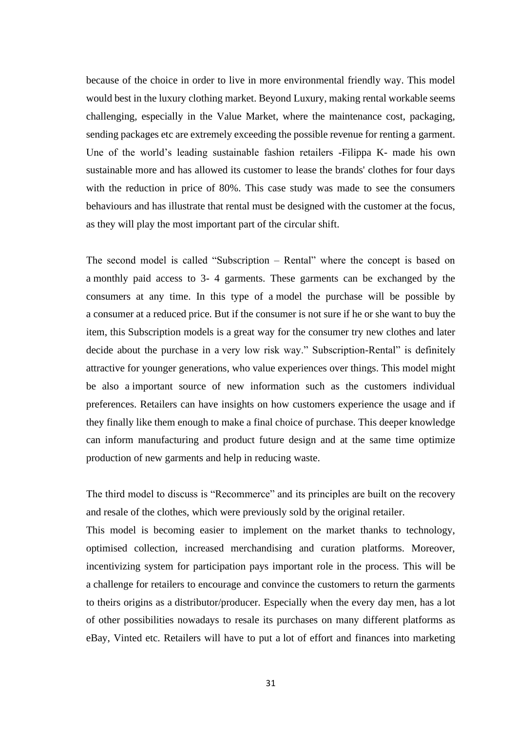because of the choice in order to live in more environmental friendly way. This model would best in the luxury clothing market. Beyond Luxury, making rental workable seems challenging, especially in the Value Market, where the maintenance cost, packaging, sending packages etc are extremely exceeding the possible revenue for renting a garment. Une of the world's leading sustainable fashion retailers -Filippa K- made his own sustainable more and has allowed its customer to lease the brands' clothes for four days with the reduction in price of 80%. This case study was made to see the consumers behaviours and has illustrate that rental must be designed with the customer at the focus, as they will play the most important part of the circular shift.

The second model is called "Subscription – Rental" where the concept is based on a monthly paid access to 3- 4 garments. These garments can be exchanged by the consumers at any time. In this type of a model the purchase will be possible by a consumer at a reduced price. But if the consumer is not sure if he or she want to buy the item, this Subscription models is a great way for the consumer try new clothes and later decide about the purchase in a very low risk way." Subscription-Rental" is definitely attractive for younger generations, who value experiences over things. This model might be also a important source of new information such as the customers individual preferences. Retailers can have insights on how customers experience the usage and if they finally like them enough to make a final choice of purchase. This deeper knowledge can inform manufacturing and product future design and at the same time optimize production of new garments and help in reducing waste.

The third model to discuss is "Recommerce" and its principles are built on the recovery and resale of the clothes, which were previously sold by the original retailer.
This model is becoming easier to implement on the market thanks to technology, optimised collection, increased merchandising and curation platforms. Moreover, incentivizing system for participation pays important role in the process. This will be a challenge for retailers to encourage and convince the customers to return the garments to theirs origins as a distributor/producer. Especially when the every day men, has a lot of other possibilities nowadays to resale its purchases on many different platforms as eBay, Vinted etc. Retailers will have to put a lot of effort and finances into marketing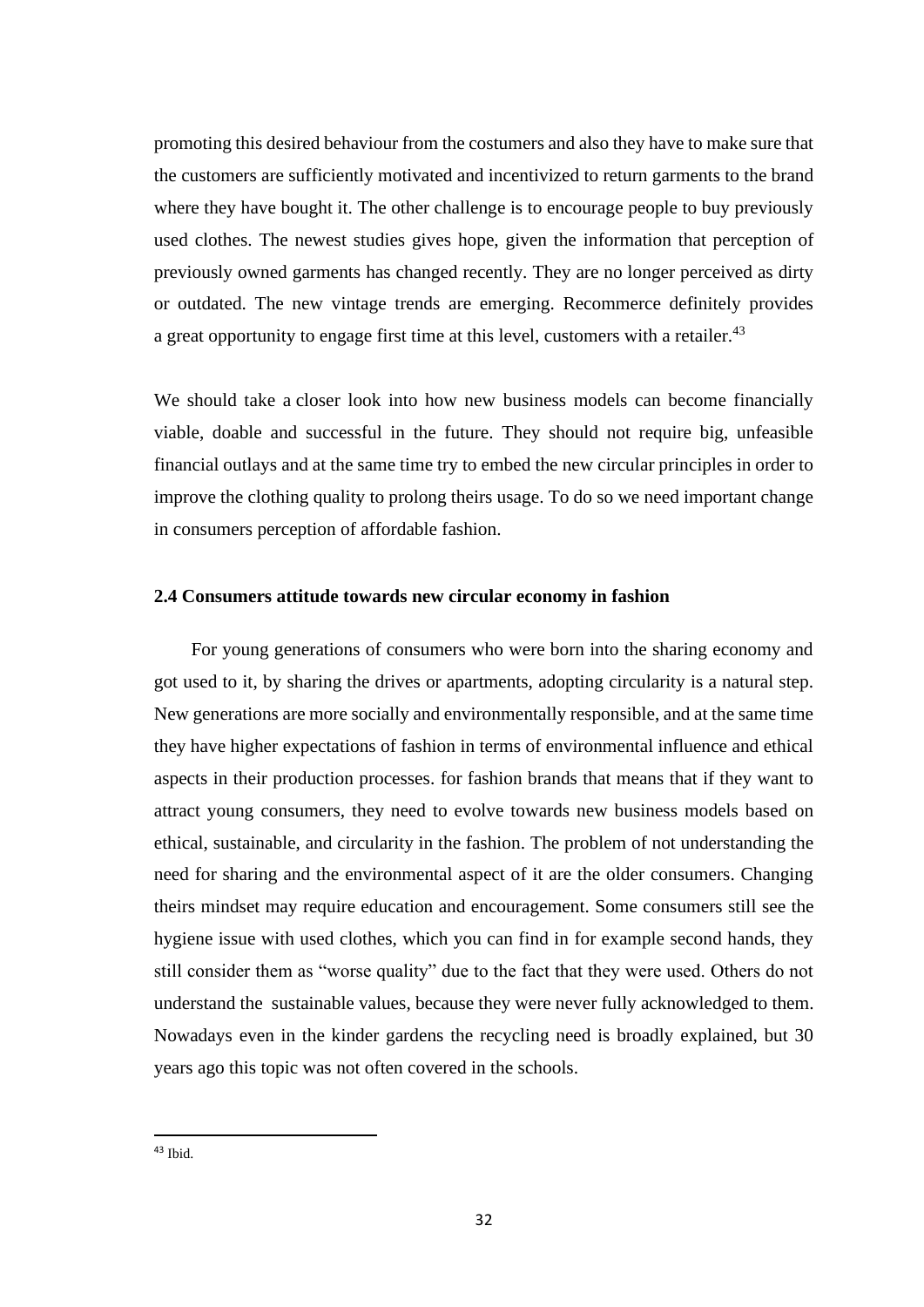promoting this desired behaviour from the costumers and also they have to make sure that the customers are sufficiently motivated and incentivized to return garments to the brand where they have bought it. The other challenge is to encourage people to buy previously used clothes. The newest studies gives hope, given the information that perception of previously owned garments has changed recently. They are no longer perceived as dirty or outdated. The new vintage trends are emerging. Recommerce definitely provides a great opportunity to engage first time at this level, customers with a retailer.[43]

We should take a closer look into how new business models can become financially viable, doable and successful in the future. They should not require big, unfeasible financial outlays and at the same time try to embed the new circular principles in order to improve the clothing quality to prolong theirs usage. To do so we need important change in consumers perception of affordable fashion.

### 2.4 Consumers attitude towards new circular economy in fashion

For young generations of consumers who were born into the sharing economy and got used to it, by sharing the drives or apartments, adopting circularity is a natural step. New generations are more socially and environmentally responsible, and at the same time they have higher expectations of fashion in terms of environmental influence and ethical aspects in their production processes. for fashion brands that means that if they want to attract young consumers, they need to evolve towards new business models based on ethical, sustainable, and circularity in the fashion. The problem of not understanding the need for sharing and the environmental aspect of it are the older consumers. Changing theirs mindset may require education and encouragement. Some consumers still see the hygiene issue with used clothes, which you can find in for example second hands, they still consider them as "worse quality" due to the fact that they were used. Others do not understand the sustainable values, because they were never fully acknowledged to them. Nowadays even in the kinder gardens the recycling need is broadly explained, but 30 years ago this topic was not often covered in the schools.

[43] Ibid.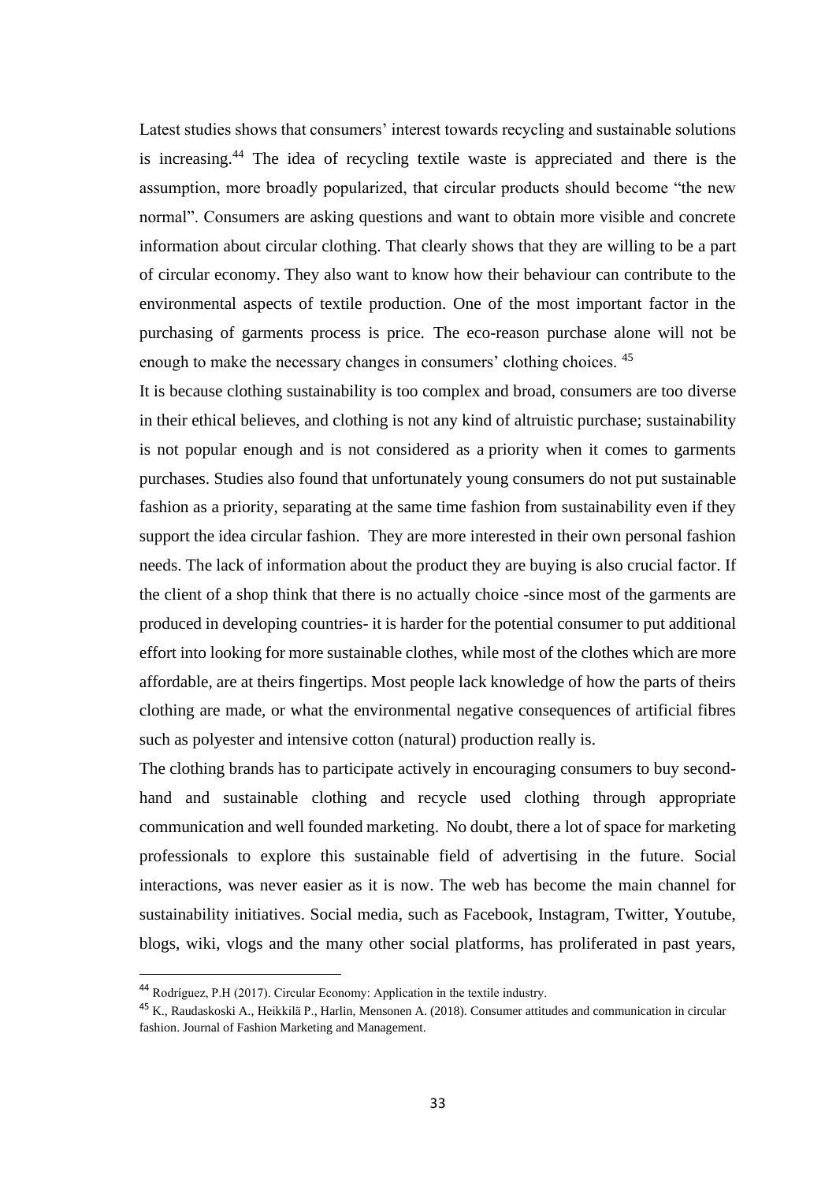Latest studies shows that consumers' interest towards recycling and sustainable solutions is increasing.[44] The idea of recycling textile waste is appreciated and there is the assumption, more broadly popularized, that circular products should become "the new normal". Consumers are asking questions and want to obtain more visible and concrete information about circular clothing. That clearly shows that they are willing to be a part of circular economy. They also want to know how their behaviour can contribute to the environmental aspects of textile production. One of the most important factor in the purchasing of garments process is price. The eco-reason purchase alone will not be enough to make the necessary changes in consumers' clothing choices. [45]

It is because clothing sustainability is too complex and broad, consumers are too diverse in their ethical believes, and clothing is not any kind of altruistic purchase; sustainability is not popular enough and is not considered as a priority when it comes to garments purchases. Studies also found that unfortunately young consumers do not put sustainable fashion as a priority, separating at the same time fashion from sustainability even if they support the idea circular fashion. They are more interested in their own personal fashion needs. The lack of information about the product they are buying is also crucial factor. If the client of a shop think that there is no actually choice -since most of the garments are produced in developing countries- it is harder for the potential consumer to put additional effort into looking for more sustainable clothes, while most of the clothes which are more affordable, are at theirs fingertips. Most people lack knowledge of how the parts of theirs clothing are made, or what the environmental negative consequences of artificial fibres such as polyester and intensive cotton (natural) production really is.

The clothing brands has to participate actively in encouraging consumers to buy second-hand and sustainable clothing and recycle used clothing through appropriate communication and well founded marketing. No doubt, there a lot of space for marketing professionals to explore this sustainable field of advertising in the future. Social interactions, was never easier as it is now. The web has become the main channel for sustainability initiatives. Social media, such as Facebook, Instagram, Twitter, Youtube, blogs, wiki, vlogs and the many other social platforms, has proliferated in past years,

---

[44] Rodríguez, P.H (2017). Circular Economy: Application in the textile industry.

[45] K., Raudaskoski A., Heikkilä P., Harlin, Mensonen A. (2018). Consumer attitudes and communication in circular fashion. Journal of Fashion Marketing and Management.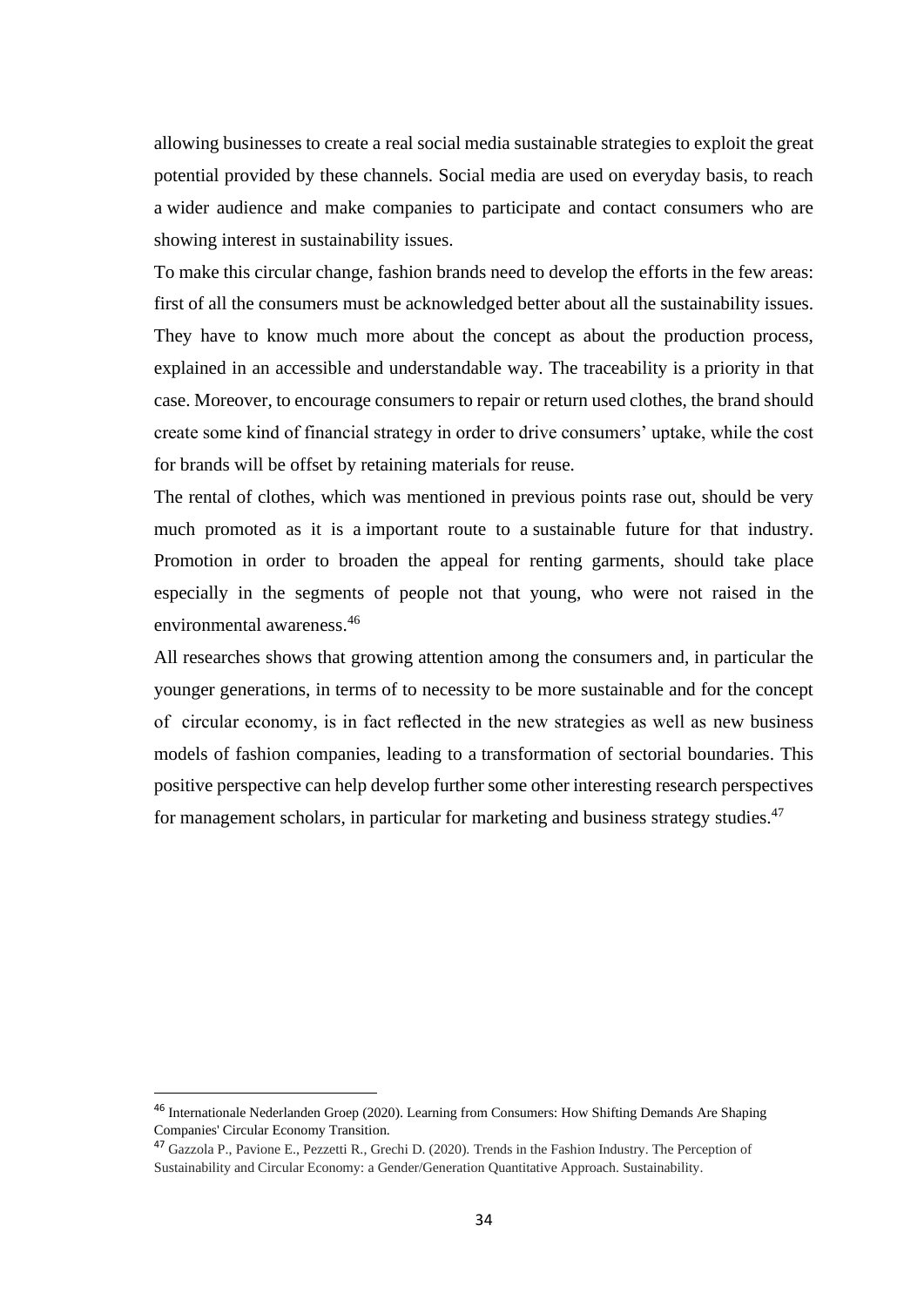allowing businesses to create a real social media sustainable strategies to exploit the great potential provided by these channels. Social media are used on everyday basis, to reach a wider audience and make companies to participate and contact consumers who are showing interest in sustainability issues.

To make this circular change, fashion brands need to develop the efforts in the few areas: first of all the consumers must be acknowledged better about all the sustainability issues. They have to know much more about the concept as about the production process, explained in an accessible and understandable way. The traceability is a priority in that case. Moreover, to encourage consumers to repair or return used clothes, the brand should create some kind of financial strategy in order to drive consumers' uptake, while the cost for brands will be offset by retaining materials for reuse.

The rental of clothes, which was mentioned in previous points rase out, should be very much promoted as it is a important route to a sustainable future for that industry. Promotion in order to broaden the appeal for renting garments, should take place especially in the segments of people not that young, who were not raised in the environmental awareness.[46]

All researches shows that growing attention among the consumers and, in particular the younger generations, in terms of to necessity to be more sustainable and for the concept of circular economy, is in fact reflected in the new strategies as well as new business models of fashion companies, leading to a transformation of sectorial boundaries. This positive perspective can help develop further some other interesting research perspectives for management scholars, in particular for marketing and business strategy studies.[47]

---

[46] Internationale Nederlanden Groep (2020). Learning from Consumers: How Shifting Demands Are Shaping Companies' Circular Economy Transition.

[47] Gazzola P., Pavione E., Pezzetti R., Grechi D. (2020). Trends in the Fashion Industry. The Perception of Sustainability and Circular Economy: a Gender/Generation Quantitative Approach. Sustainability.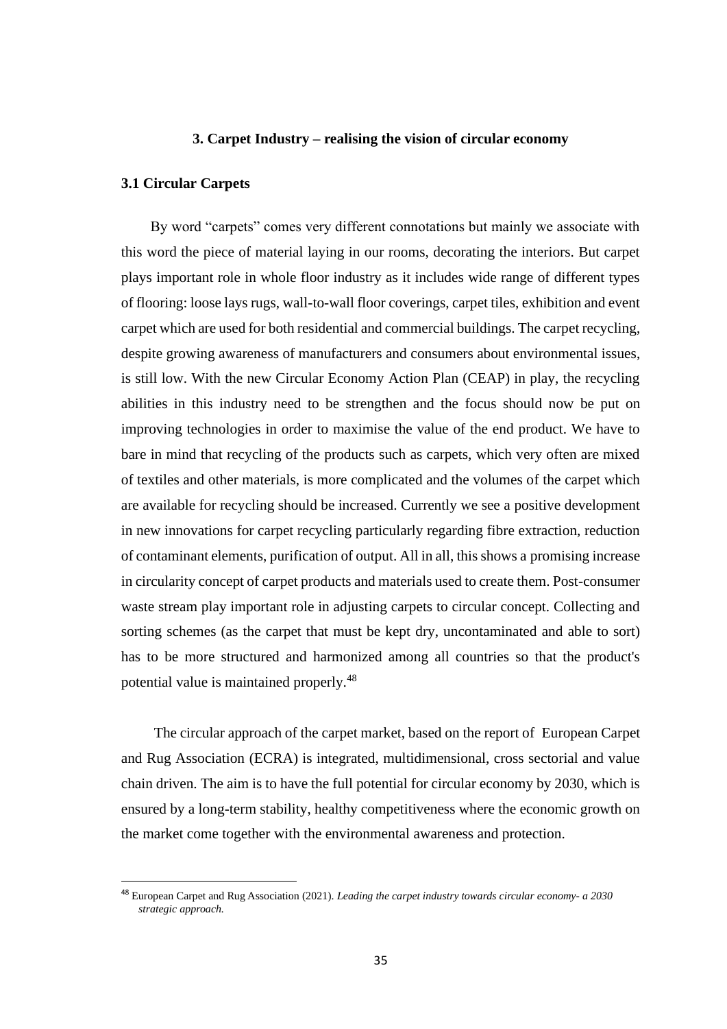## 3. Carpet Industry – realising the vision of circular economy

### 3.1 Circular Carpets

By word "carpets" comes very different connotations but mainly we associate with this word the piece of material laying in our rooms, decorating the interiors. But carpet plays important role in whole floor industry as it includes wide range of different types of flooring: loose lays rugs, wall-to-wall floor coverings, carpet tiles, exhibition and event carpet which are used for both residential and commercial buildings. The carpet recycling, despite growing awareness of manufacturers and consumers about environmental issues, is still low. With the new Circular Economy Action Plan (CEAP) in play, the recycling abilities in this industry need to be strengthen and the focus should now be put on improving technologies in order to maximise the value of the end product. We have to bare in mind that recycling of the products such as carpets, which very often are mixed of textiles and other materials, is more complicated and the volumes of the carpet which are available for recycling should be increased. Currently we see a positive development in new innovations for carpet recycling particularly regarding fibre extraction, reduction of contaminant elements, purification of output. All in all, this shows a promising increase in circularity concept of carpet products and materials used to create them. Post-consumer waste stream play important role in adjusting carpets to circular concept. Collecting and sorting schemes (as the carpet that must be kept dry, uncontaminated and able to sort) has to be more structured and harmonized among all countries so that the product's potential value is maintained properly.[48]

The circular approach of the carpet market, based on the report of European Carpet and Rug Association (ECRA) is integrated, multidimensional, cross sectorial and value chain driven. The aim is to have the full potential for circular economy by 2030, which is ensured by a long-term stability, healthy competitiveness where the economic growth on the market come together with the environmental awareness and protection.

[48] European Carpet and Rug Association (2021). *Leading the carpet industry towards circular economy- a 2030 strategic approach.*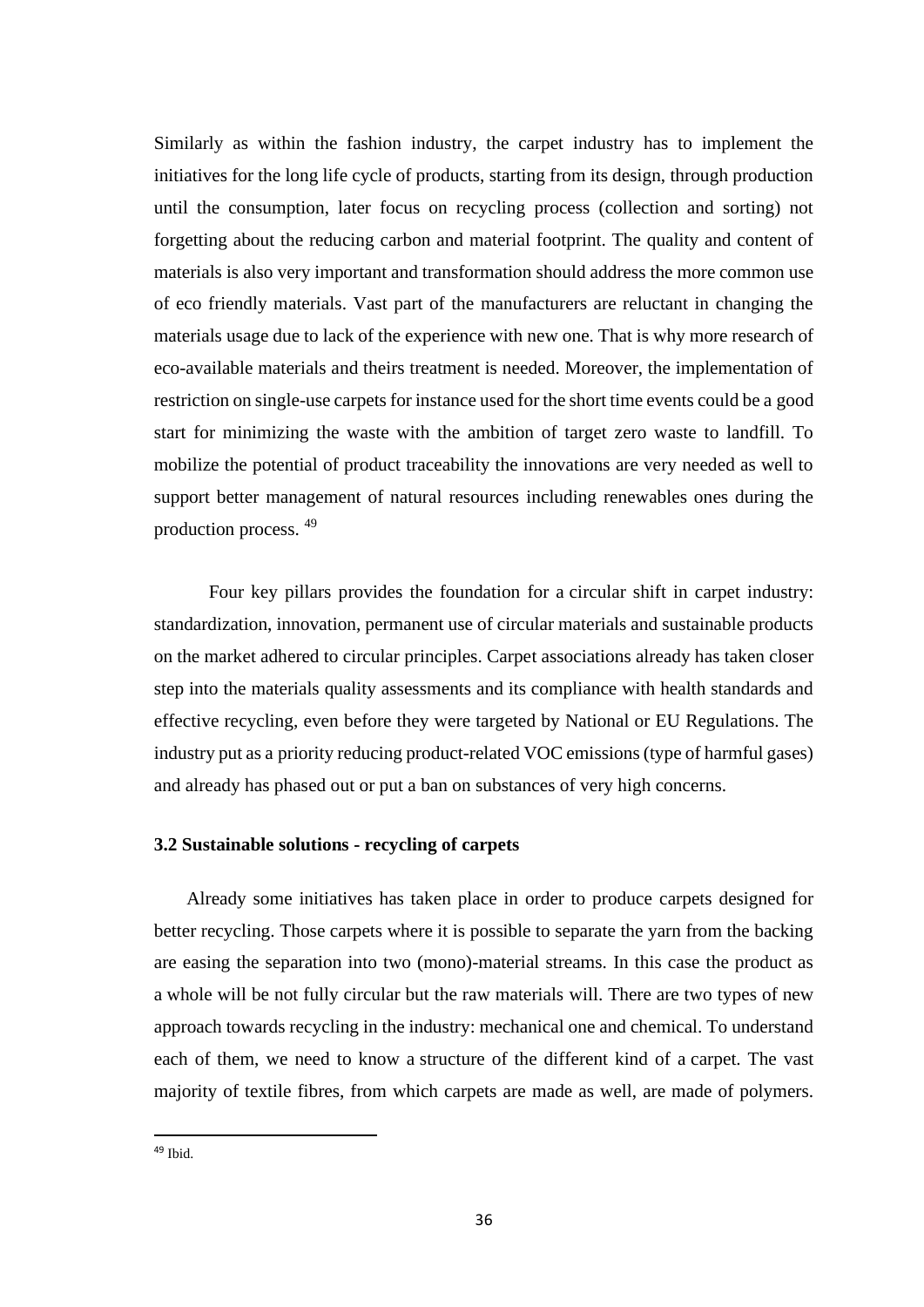Similarly as within the fashion industry, the carpet industry has to implement the initiatives for the long life cycle of products, starting from its design, through production until the consumption, later focus on recycling process (collection and sorting) not forgetting about the reducing carbon and material footprint. The quality and content of materials is also very important and transformation should address the more common use of eco friendly materials. Vast part of the manufacturers are reluctant in changing the materials usage due to lack of the experience with new one. That is why more research of eco-available materials and theirs treatment is needed. Moreover, the implementation of restriction on single-use carpets for instance used for the short time events could be a good start for minimizing the waste with the ambition of target zero waste to landfill. To mobilize the potential of product traceability the innovations are very needed as well to support better management of natural resources including renewables ones during the production process. [49]

Four key pillars provides the foundation for a circular shift in carpet industry: standardization, innovation, permanent use of circular materials and sustainable products on the market adhered to circular principles. Carpet associations already has taken closer step into the materials quality assessments and its compliance with health standards and effective recycling, even before they were targeted by National or EU Regulations. The industry put as a priority reducing product-related VOC emissions (type of harmful gases) and already has phased out or put a ban on substances of very high concerns.

### 3.2 Sustainable solutions - recycling of carpets

Already some initiatives has taken place in order to produce carpets designed for better recycling. Those carpets where it is possible to separate the yarn from the backing are easing the separation into two (mono)-material streams. In this case the product as a whole will be not fully circular but the raw materials will. There are two types of new approach towards recycling in the industry: mechanical one and chemical. To understand each of them, we need to know a structure of the different kind of a carpet. The vast majority of textile fibres, from which carpets are made as well, are made of polymers.

[49] Ibid.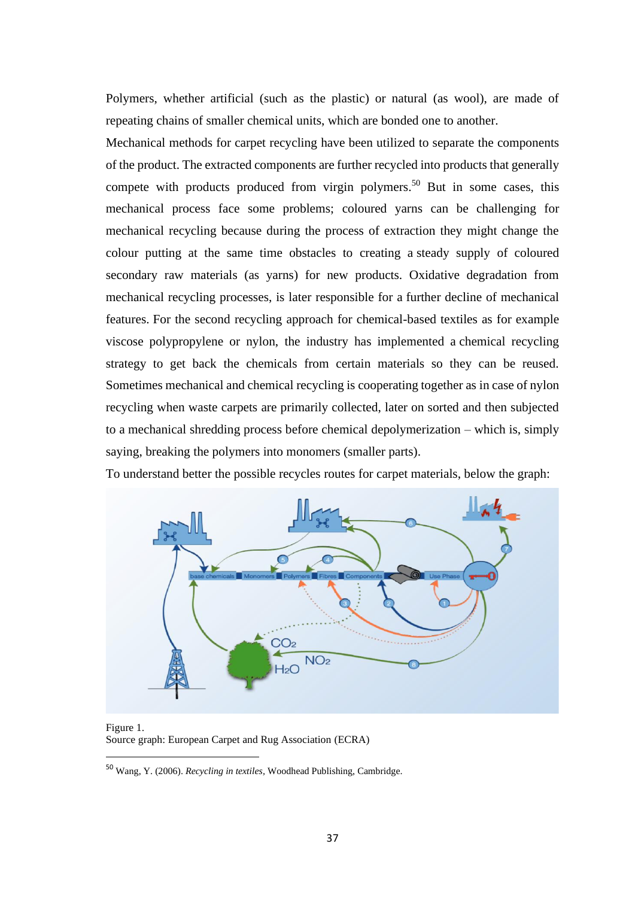Polymers, whether artificial (such as the plastic) or natural (as wool), are made of repeating chains of smaller chemical units, which are bonded one to another.

Mechanical methods for carpet recycling have been utilized to separate the components of the product. The extracted components are further recycled into products that generally compete with products produced from virgin polymers.[50] But in some cases, this mechanical process face some problems; coloured yarns can be challenging for mechanical recycling because during the process of extraction they might change the colour putting at the same time obstacles to creating a steady supply of coloured secondary raw materials (as yarns) for new products. Oxidative degradation from mechanical recycling processes, is later responsible for a further decline of mechanical features. For the second recycling approach for chemical-based textiles as for example viscose polypropylene or nylon, the industry has implemented a chemical recycling strategy to get back the chemicals from certain materials so they can be reused. Sometimes mechanical and chemical recycling is cooperating together as in case of nylon recycling when waste carpets are primarily collected, later on sorted and then subjected to a mechanical shredding process before chemical depolymerization – which is, simply saying, breaking the polymers into monomers (smaller parts).

To understand better the possible recycles routes for carpet materials, below the graph:

Figure 1.
Source graph: European Carpet and Rug Association (ECRA)

[50] Wang, Y. (2006). *Recycling in textiles*, Woodhead Publishing, Cambridge.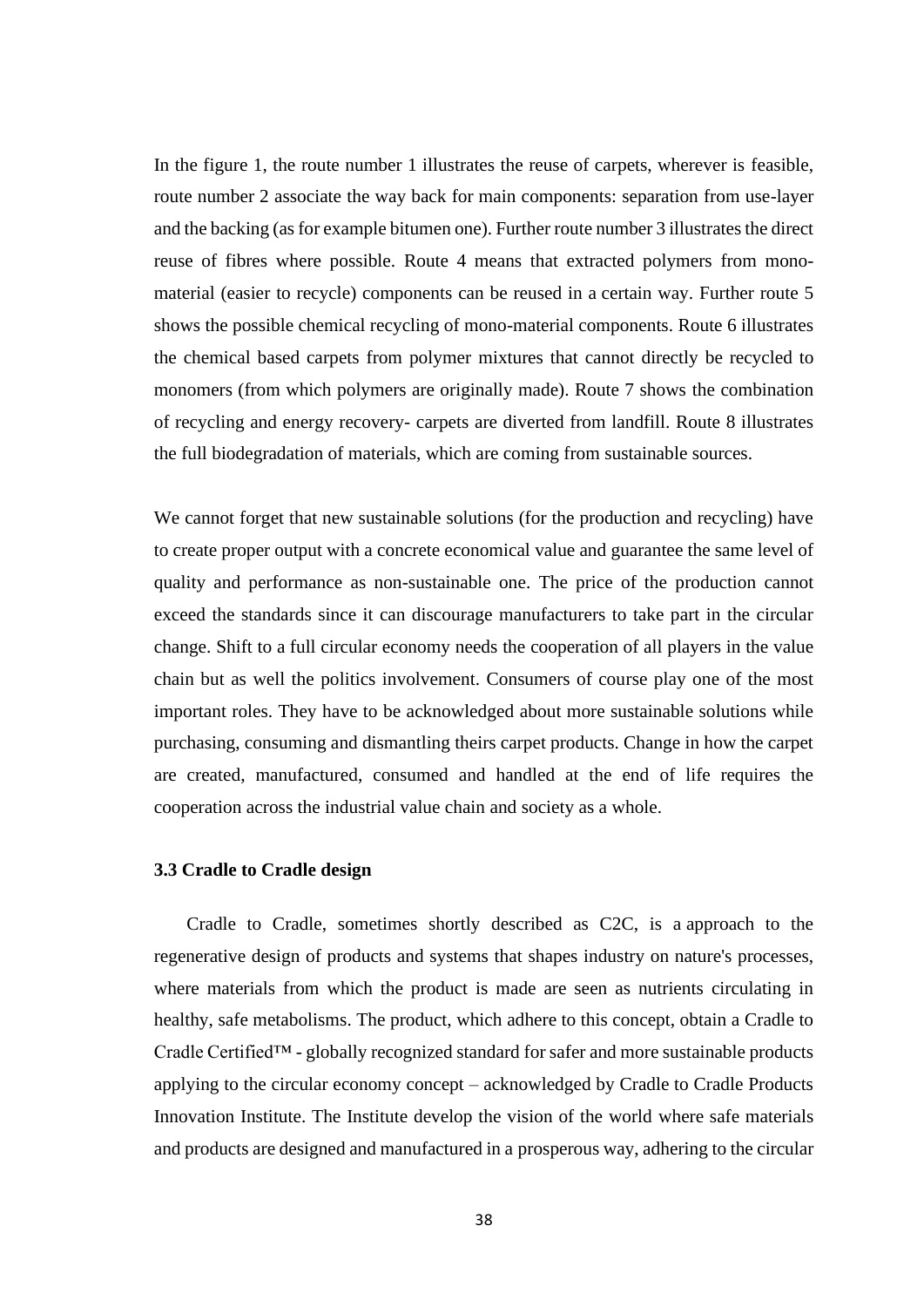In the figure 1, the route number 1 illustrates the reuse of carpets, wherever is feasible, route number 2 associate the way back for main components: separation from use-layer and the backing (as for example bitumen one). Further route number 3 illustrates the direct reuse of fibres where possible. Route 4 means that extracted polymers from mono-material (easier to recycle) components can be reused in a certain way. Further route 5 shows the possible chemical recycling of mono-material components. Route 6 illustrates the chemical based carpets from polymer mixtures that cannot directly be recycled to monomers (from which polymers are originally made). Route 7 shows the combination of recycling and energy recovery- carpets are diverted from landfill. Route 8 illustrates the full biodegradation of materials, which are coming from sustainable sources.

We cannot forget that new sustainable solutions (for the production and recycling) have to create proper output with a concrete economical value and guarantee the same level of quality and performance as non-sustainable one. The price of the production cannot exceed the standards since it can discourage manufacturers to take part in the circular change. Shift to a full circular economy needs the cooperation of all players in the value chain but as well the politics involvement. Consumers of course play one of the most important roles. They have to be acknowledged about more sustainable solutions while purchasing, consuming and dismantling theirs carpet products. Change in how the carpet are created, manufactured, consumed and handled at the end of life requires the cooperation across the industrial value chain and society as a whole.

### 3.3 Cradle to Cradle design

Cradle to Cradle, sometimes shortly described as C2C, is a approach to the regenerative design of products and systems that shapes industry on nature's processes, where materials from which the product is made are seen as nutrients circulating in healthy, safe metabolisms. The product, which adhere to this concept, obtain a Cradle to Cradle Certified™ - globally recognized standard for safer and more sustainable products applying to the circular economy concept – acknowledged by Cradle to Cradle Products Innovation Institute. The Institute develop the vision of the world where safe materials and products are designed and manufactured in a prosperous way, adhering to the circular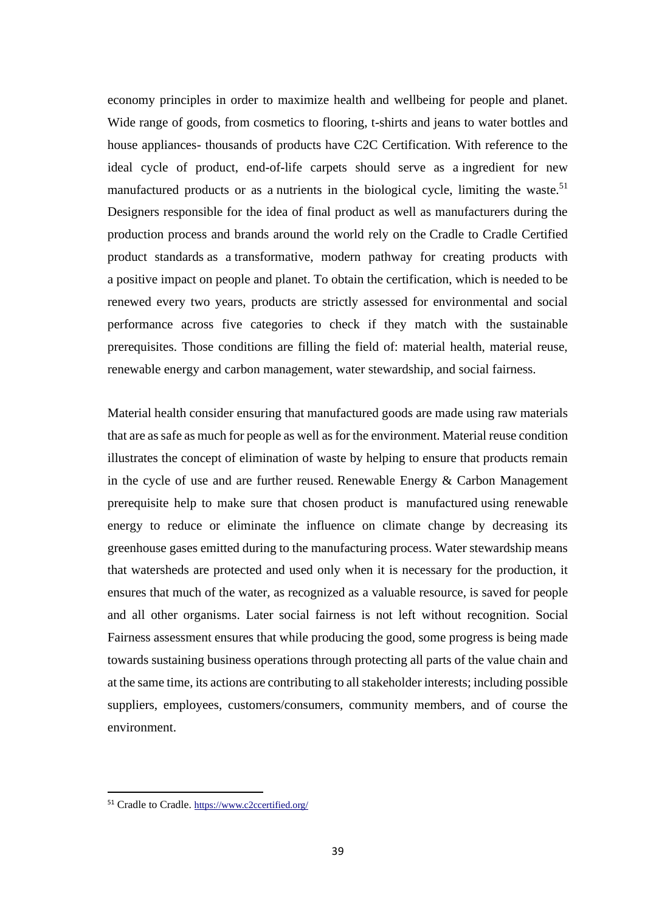economy principles in order to maximize health and wellbeing for people and planet. Wide range of goods, from cosmetics to flooring, t-shirts and jeans to water bottles and house appliances- thousands of products have C2C Certification. With reference to the ideal cycle of product, end-of-life carpets should serve as a ingredient for new manufactured products or as a nutrients in the biological cycle, limiting the waste.[51] Designers responsible for the idea of final product as well as manufacturers during the production process and brands around the world rely on the Cradle to Cradle Certified product standards as a transformative, modern pathway for creating products with a positive impact on people and planet. To obtain the certification, which is needed to be renewed every two years, products are strictly assessed for environmental and social performance across five categories to check if they match with the sustainable prerequisites. Those conditions are filling the field of: material health, material reuse, renewable energy and carbon management, water stewardship, and social fairness.

Material health consider ensuring that manufactured goods are made using raw materials that are as safe as much for people as well as for the environment. Material reuse condition illustrates the concept of elimination of waste by helping to ensure that products remain in the cycle of use and are further reused. Renewable Energy & Carbon Management prerequisite help to make sure that chosen product is manufactured using renewable energy to reduce or eliminate the influence on climate change by decreasing its greenhouse gases emitted during to the manufacturing process. Water stewardship means that watersheds are protected and used only when it is necessary for the production, it ensures that much of the water, as recognized as a valuable resource, is saved for people and all other organisms. Later social fairness is not left without recognition. Social Fairness assessment ensures that while producing the good, some progress is being made towards sustaining business operations through protecting all parts of the value chain and at the same time, its actions are contributing to all stakeholder interests; including possible suppliers, employees, customers/consumers, community members, and of course the environment.

---

[51] Cradle to Cradle. https://www.c2ccertified.org/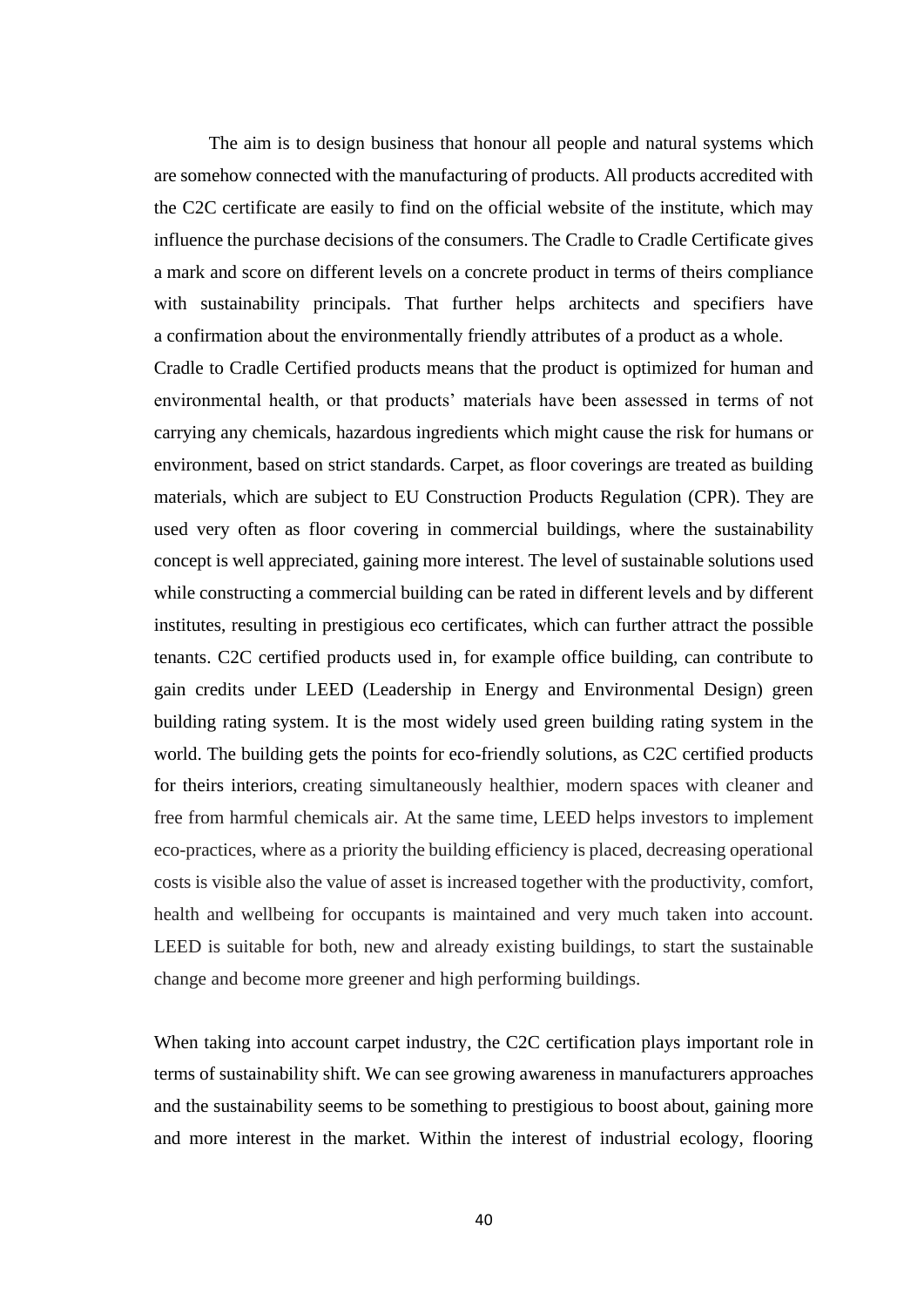The aim is to design business that honour all people and natural systems which are somehow connected with the manufacturing of products. All products accredited with the C2C certificate are easily to find on the official website of the institute, which may influence the purchase decisions of the consumers. The Cradle to Cradle Certificate gives a mark and score on different levels on a concrete product in terms of theirs compliance with sustainability principals. That further helps architects and specifiers have a confirmation about the environmentally friendly attributes of a product as a whole.
Cradle to Cradle Certified products means that the product is optimized for human and environmental health, or that products' materials have been assessed in terms of not carrying any chemicals, hazardous ingredients which might cause the risk for humans or environment, based on strict standards. Carpet, as floor coverings are treated as building materials, which are subject to EU Construction Products Regulation (CPR). They are used very often as floor covering in commercial buildings, where the sustainability concept is well appreciated, gaining more interest. The level of sustainable solutions used while constructing a commercial building can be rated in different levels and by different institutes, resulting in prestigious eco certificates, which can further attract the possible tenants. C2C certified products used in, for example office building, can contribute to gain credits under LEED (Leadership in Energy and Environmental Design) green building rating system. It is the most widely used green building rating system in the world. The building gets the points for eco-friendly solutions, as C2C certified products for theirs interiors, creating simultaneously healthier, modern spaces with cleaner and free from harmful chemicals air. At the same time, LEED helps investors to implement eco-practices, where as a priority the building efficiency is placed, decreasing operational costs is visible also the value of asset is increased together with the productivity, comfort, health and wellbeing for occupants is maintained and very much taken into account. LEED is suitable for both, new and already existing buildings, to start the sustainable change and become more greener and high performing buildings.

When taking into account carpet industry, the C2C certification plays important role in terms of sustainability shift. We can see growing awareness in manufacturers approaches and the sustainability seems to be something to prestigious to boost about, gaining more and more interest in the market. Within the interest of industrial ecology, flooring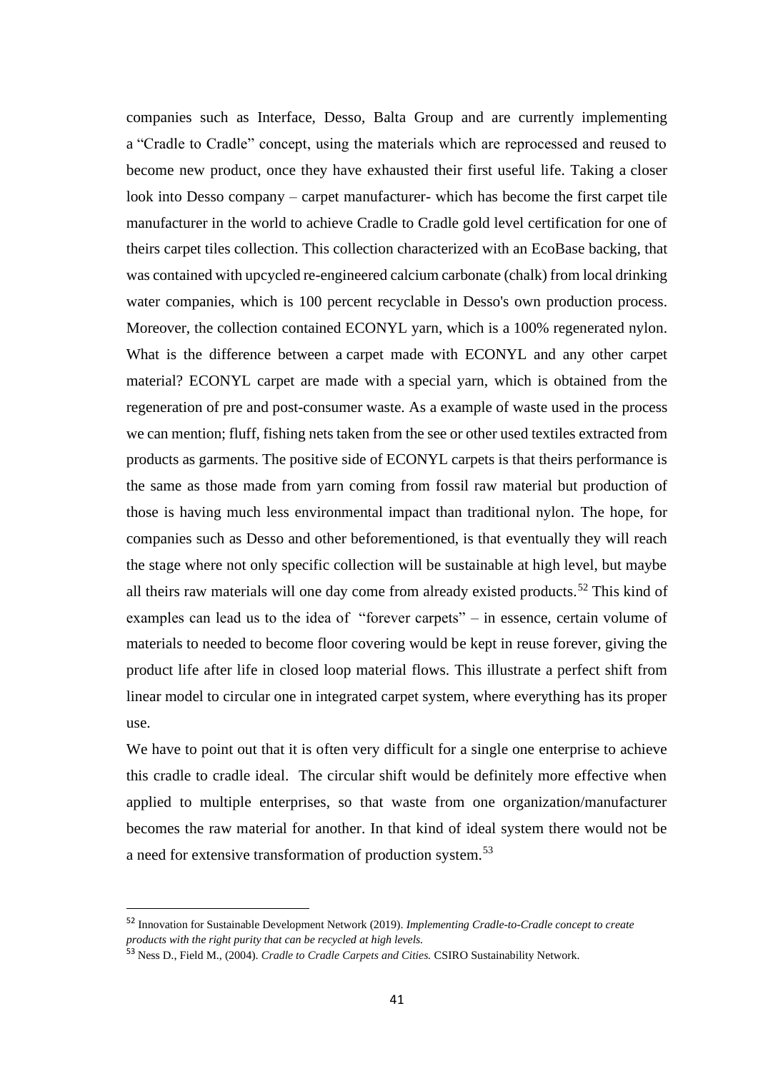companies such as Interface, Desso, Balta Group and are currently implementing a "Cradle to Cradle" concept, using the materials which are reprocessed and reused to become new product, once they have exhausted their first useful life. Taking a closer look into Desso company – carpet manufacturer- which has become the first carpet tile manufacturer in the world to achieve Cradle to Cradle gold level certification for one of theirs carpet tiles collection. This collection characterized with an EcoBase backing, that was contained with upcycled re-engineered calcium carbonate (chalk) from local drinking water companies, which is 100 percent recyclable in Desso's own production process. Moreover, the collection contained ECONYL yarn, which is a 100% regenerated nylon. What is the difference between a carpet made with ECONYL and any other carpet material? ECONYL carpet are made with a special yarn, which is obtained from the regeneration of pre and post-consumer waste. As a example of waste used in the process we can mention; fluff, fishing nets taken from the see or other used textiles extracted from products as garments. The positive side of ECONYL carpets is that theirs performance is the same as those made from yarn coming from fossil raw material but production of those is having much less environmental impact than traditional nylon. The hope, for companies such as Desso and other beforementioned, is that eventually they will reach the stage where not only specific collection will be sustainable at high level, but maybe all theirs raw materials will one day come from already existed products.[52] This kind of examples can lead us to the idea of "forever carpets" – in essence, certain volume of materials to needed to become floor covering would be kept in reuse forever, giving the product life after life in closed loop material flows. This illustrate a perfect shift from linear model to circular one in integrated carpet system, where everything has its proper use.

We have to point out that it is often very difficult for a single one enterprise to achieve this cradle to cradle ideal. The circular shift would be definitely more effective when applied to multiple enterprises, so that waste from one organization/manufacturer becomes the raw material for another. In that kind of ideal system there would not be a need for extensive transformation of production system.[53]

---

[52] Innovation for Sustainable Development Network (2019). *Implementing Cradle-to-Cradle concept to create products with the right purity that can be recycled at high levels.*

[53] Ness D., Field M., (2004). *Cradle to Cradle Carpets and Cities.* CSIRO Sustainability Network.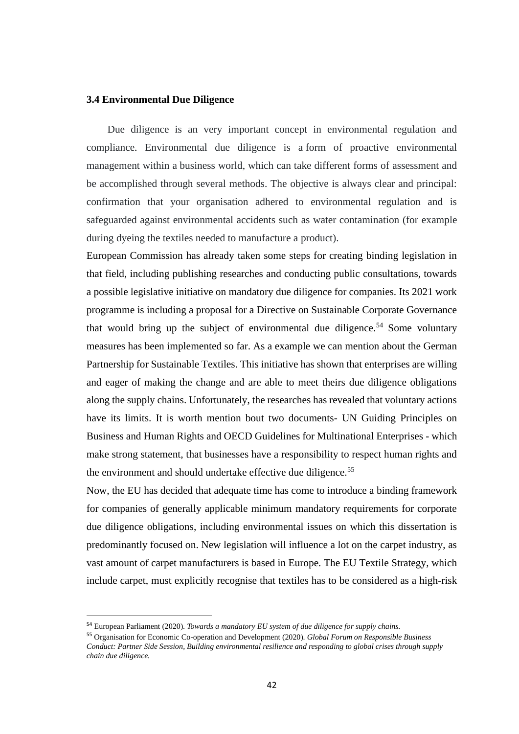### 3.4 Environmental Due Diligence

Due diligence is an very important concept in environmental regulation and compliance. Environmental due diligence is a form of proactive environmental management within a business world, which can take different forms of assessment and be accomplished through several methods. The objective is always clear and principal: confirmation that your organisation adhered to environmental regulation and is safeguarded against environmental accidents such as water contamination (for example during dyeing the textiles needed to manufacture a product).

European Commission has already taken some steps for creating binding legislation in that field, including publishing researches and conducting public consultations, towards a possible legislative initiative on mandatory due diligence for companies. Its 2021 work programme is including a proposal for a Directive on Sustainable Corporate Governance that would bring up the subject of environmental due diligence.[54] Some voluntary measures has been implemented so far. As a example we can mention about the German Partnership for Sustainable Textiles. This initiative has shown that enterprises are willing and eager of making the change and are able to meet theirs due diligence obligations along the supply chains. Unfortunately, the researches has revealed that voluntary actions have its limits. It is worth mention bout two documents- UN Guiding Principles on Business and Human Rights and OECD Guidelines for Multinational Enterprises - which make strong statement, that businesses have a responsibility to respect human rights and the environment and should undertake effective due diligence.[55]

Now, the EU has decided that adequate time has come to introduce a binding framework for companies of generally applicable minimum mandatory requirements for corporate due diligence obligations, including environmental issues on which this dissertation is predominantly focused on. New legislation will influence a lot on the carpet industry, as vast amount of carpet manufacturers is based in Europe. The EU Textile Strategy, which include carpet, must explicitly recognise that textiles has to be considered as a high-risk

---

[54] European Parliament (2020). *Towards a mandatory EU system of due diligence for supply chains.*

[55] Organisation for Economic Co-operation and Development (2020). *Global Forum on Responsible Business Conduct: Partner Side Session, Building environmental resilience and responding to global crises through supply chain due diligence.*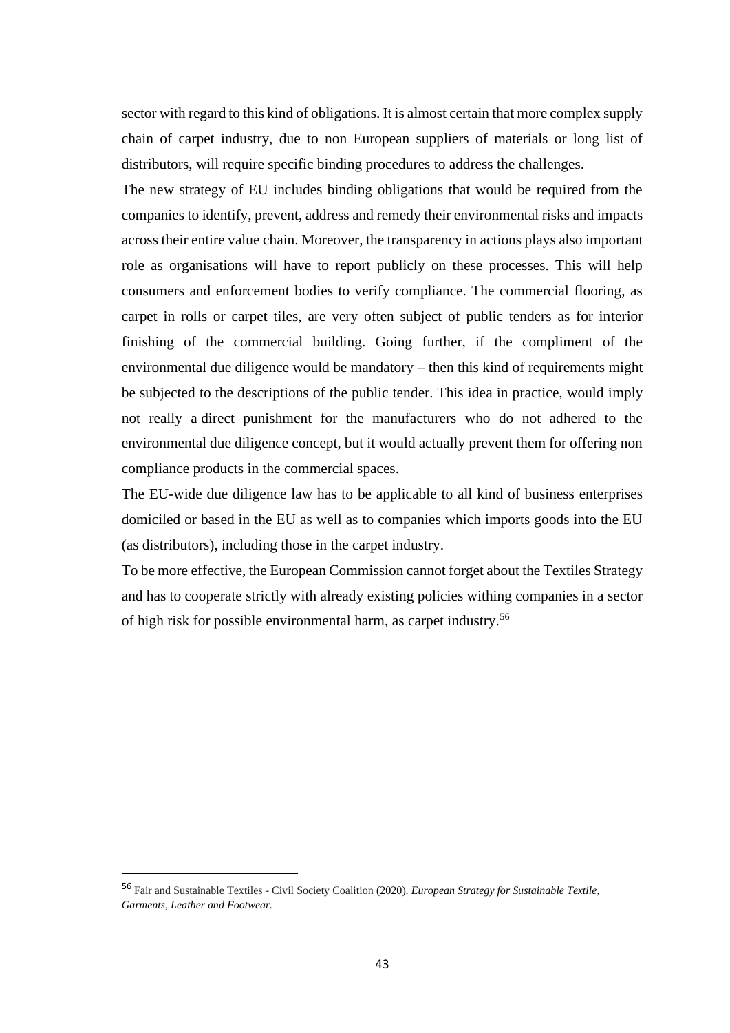sector with regard to this kind of obligations. It is almost certain that more complex supply chain of carpet industry, due to non European suppliers of materials or long list of distributors, will require specific binding procedures to address the challenges.

The new strategy of EU includes binding obligations that would be required from the companies to identify, prevent, address and remedy their environmental risks and impacts across their entire value chain. Moreover, the transparency in actions plays also important role as organisations will have to report publicly on these processes. This will help consumers and enforcement bodies to verify compliance. The commercial flooring, as carpet in rolls or carpet tiles, are very often subject of public tenders as for interior finishing of the commercial building. Going further, if the compliment of the environmental due diligence would be mandatory – then this kind of requirements might be subjected to the descriptions of the public tender. This idea in practice, would imply not really a direct punishment for the manufacturers who do not adhered to the environmental due diligence concept, but it would actually prevent them for offering non compliance products in the commercial spaces.

The EU-wide due diligence law has to be applicable to all kind of business enterprises domiciled or based in the EU as well as to companies which imports goods into the EU (as distributors), including those in the carpet industry.

To be more effective, the European Commission cannot forget about the Textiles Strategy and has to cooperate strictly with already existing policies withing companies in a sector of high risk for possible environmental harm, as carpet industry.[56]

---

[56] Fair and Sustainable Textiles - Civil Society Coalition (2020). *European Strategy for Sustainable Textile, Garments, Leather and Footwear.*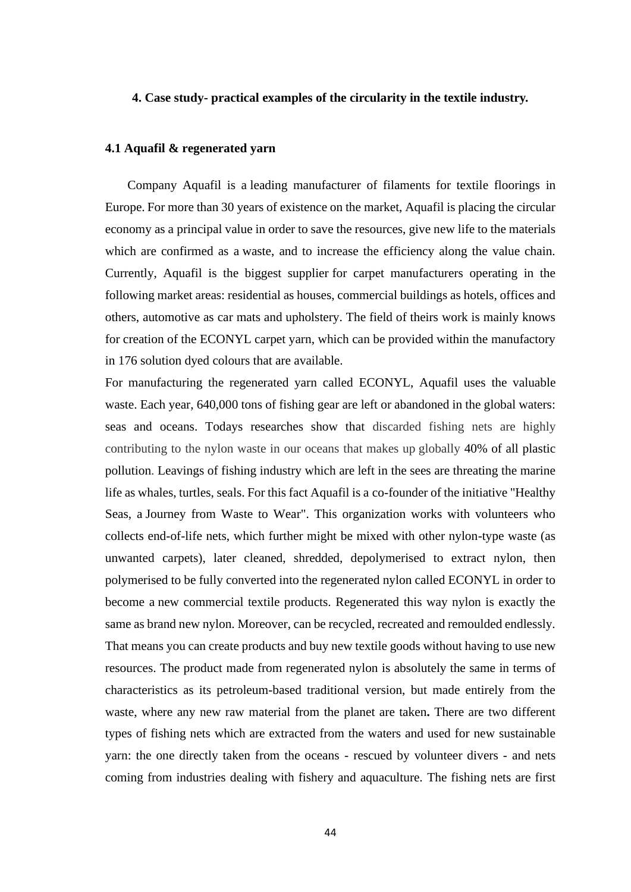## 4. Case study- practical examples of the circularity in the textile industry.

### 4.1 Aquafil & regenerated yarn

Company Aquafil is a leading manufacturer of filaments for textile floorings in Europe. For more than 30 years of existence on the market, Aquafil is placing the circular economy as a principal value in order to save the resources, give new life to the materials which are confirmed as a waste, and to increase the efficiency along the value chain. Currently, Aquafil is the biggest supplier for carpet manufacturers operating in the following market areas: residential as houses, commercial buildings as hotels, offices and others, automotive as car mats and upholstery. The field of theirs work is mainly knows for creation of the ECONYL carpet yarn, which can be provided within the manufactory in 176 solution dyed colours that are available.

For manufacturing the regenerated yarn called ECONYL, Aquafil uses the valuable waste. Each year, 640,000 tons of fishing gear are left or abandoned in the global waters: seas and oceans. Todays researches show that discarded fishing nets are highly contributing to the nylon waste in our oceans that makes up globally 40% of all plastic pollution. Leavings of fishing industry which are left in the sees are threating the marine life as whales, turtles, seals. For this fact Aquafil is a co-founder of the initiative "Healthy Seas, a Journey from Waste to Wear". This organization works with volunteers who collects end-of-life nets, which further might be mixed with other nylon-type waste (as unwanted carpets), later cleaned, shredded, depolymerised to extract nylon, then polymerised to be fully converted into the regenerated nylon called ECONYL in order to become a new commercial textile products. Regenerated this way nylon is exactly the same as brand new nylon. Moreover, can be recycled, recreated and remoulded endlessly. That means you can create products and buy new textile goods without having to use new resources. The product made from regenerated nylon is absolutely the same in terms of characteristics as its petroleum-based traditional version, but made entirely from the waste, where any new raw material from the planet are taken**.** There are two different types of fishing nets which are extracted from the waters and used for new sustainable yarn: the one directly taken from the oceans - rescued by volunteer divers - and nets coming from industries dealing with fishery and aquaculture. The fishing nets are first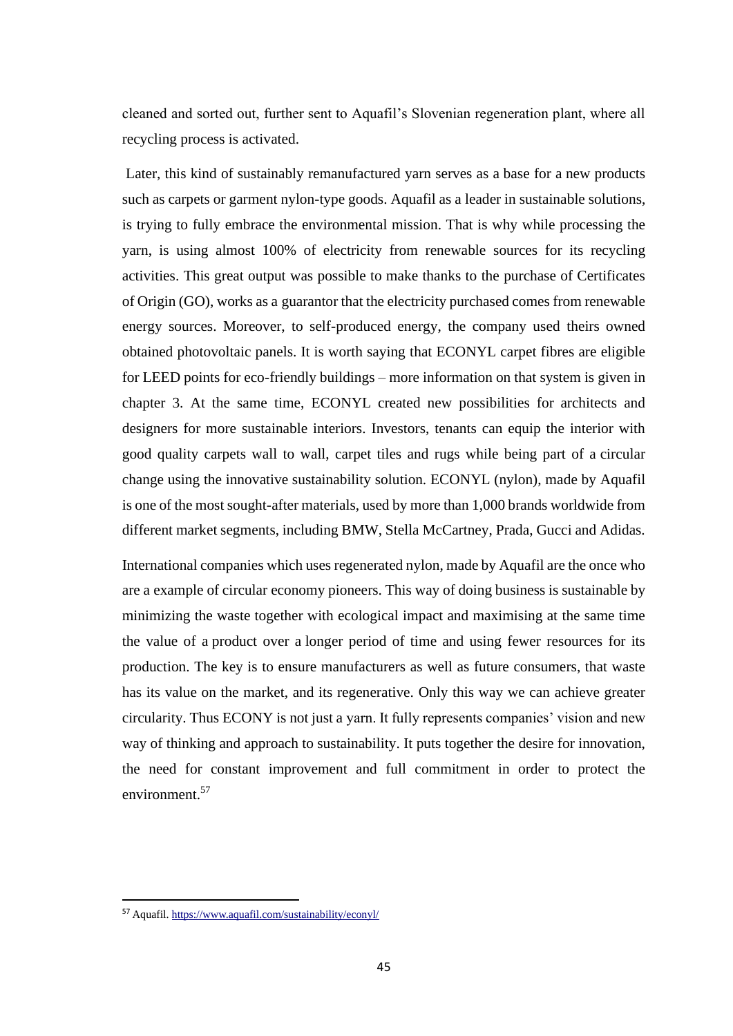cleaned and sorted out, further sent to Aquafil's Slovenian regeneration plant, where all recycling process is activated.

Later, this kind of sustainably remanufactured yarn serves as a base for a new products such as carpets or garment nylon-type goods. Aquafil as a leader in sustainable solutions, is trying to fully embrace the environmental mission. That is why while processing the yarn, is using almost 100% of electricity from renewable sources for its recycling activities. This great output was possible to make thanks to the purchase of Certificates of Origin (GO), works as a guarantor that the electricity purchased comes from renewable energy sources. Moreover, to self-produced energy, the company used theirs owned obtained photovoltaic panels. It is worth saying that ECONYL carpet fibres are eligible for LEED points for eco-friendly buildings – more information on that system is given in chapter 3. At the same time, ECONYL created new possibilities for architects and designers for more sustainable interiors. Investors, tenants can equip the interior with good quality carpets wall to wall, carpet tiles and rugs while being part of a circular change using the innovative sustainability solution. ECONYL (nylon), made by Aquafil is one of the most sought-after materials, used by more than 1,000 brands worldwide from different market segments, including BMW, Stella McCartney, Prada, Gucci and Adidas.

International companies which uses regenerated nylon, made by Aquafil are the once who are a example of circular economy pioneers. This way of doing business is sustainable by minimizing the waste together with ecological impact and maximising at the same time the value of a product over a longer period of time and using fewer resources for its production. The key is to ensure manufacturers as well as future consumers, that waste has its value on the market, and its regenerative. Only this way we can achieve greater circularity. Thus ECONY is not just a yarn. It fully represents companies' vision and new way of thinking and approach to sustainability. It puts together the desire for innovation, the need for constant improvement and full commitment in order to protect the environment.[57]

---

[57] Aquafil. https://www.aquafil.com/sustainability/econyl/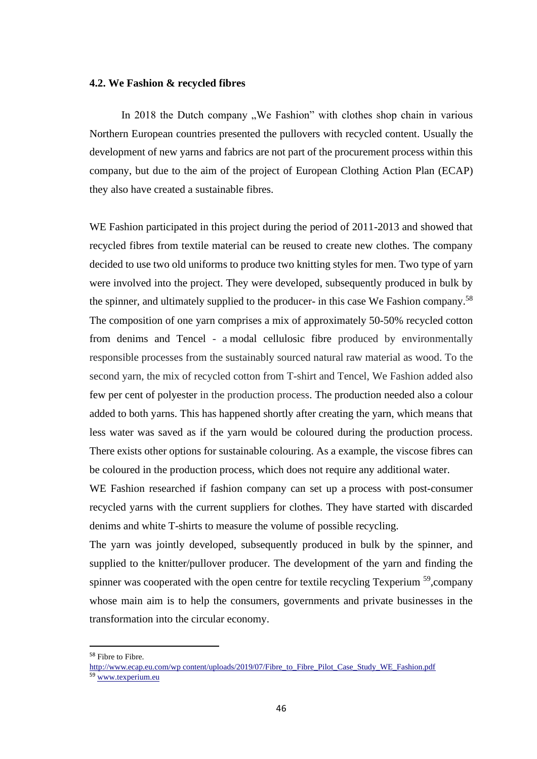#### 4.2. We Fashion & recycled fibres

In 2018 the Dutch company „We Fashion" with clothes shop chain in various Northern European countries presented the pullovers with recycled content. Usually the development of new yarns and fabrics are not part of the procurement process within this company, but due to the aim of the project of European Clothing Action Plan (ECAP) they also have created a sustainable fibres.

WE Fashion participated in this project during the period of 2011-2013 and showed that recycled fibres from textile material can be reused to create new clothes. The company decided to use two old uniforms to produce two knitting styles for men. Two type of yarn were involved into the project. They were developed, subsequently produced in bulk by the spinner, and ultimately supplied to the producer- in this case We Fashion company.[58] The composition of one yarn comprises a mix of approximately 50-50% recycled cotton from denims and Tencel - a modal cellulosic fibre produced by environmentally responsible processes from the sustainably sourced natural raw material as wood. To the second yarn, the mix of recycled cotton from T-shirt and Tencel, We Fashion added also few per cent of polyester in the production process. The production needed also a colour added to both yarns. This has happened shortly after creating the yarn, which means that less water was saved as if the yarn would be coloured during the production process. There exists other options for sustainable colouring. As a example, the viscose fibres can be coloured in the production process, which does not require any additional water.
WE Fashion researched if fashion company can set up a process with post-consumer recycled yarns with the current suppliers for clothes. They have started with discarded denims and white T-shirts to measure the volume of possible recycling.
The yarn was jointly developed, subsequently produced in bulk by the spinner, and supplied to the knitter/pullover producer. The development of the yarn and finding the spinner was cooperated with the open centre for textile recycling Texperium [59],company whose main aim is to help the consumers, governments and private businesses in the transformation into the circular economy.

---

[58] Fibre to Fibre. http://www.ecap.eu.com/wp content/uploads/2019/07/Fibre_to_Fibre_Pilot_Case_Study_WE_Fashion.pdf

[59] www.texperium.eu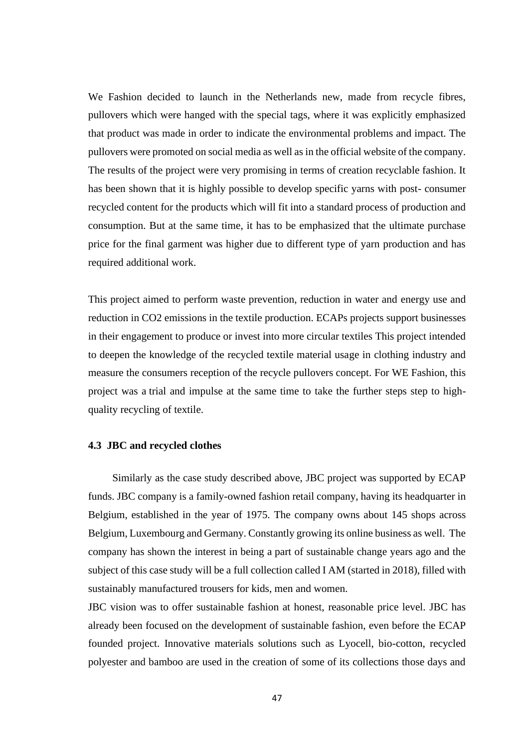We Fashion decided to launch in the Netherlands new, made from recycle fibres, pullovers which were hanged with the special tags, where it was explicitly emphasized that product was made in order to indicate the environmental problems and impact. The pullovers were promoted on social media as well as in the official website of the company. The results of the project were very promising in terms of creation recyclable fashion. It has been shown that it is highly possible to develop specific yarns with post- consumer recycled content for the products which will fit into a standard process of production and consumption. But at the same time, it has to be emphasized that the ultimate purchase price for the final garment was higher due to different type of yarn production and has required additional work.

This project aimed to perform waste prevention, reduction in water and energy use and reduction in $CO_2$ emissions in the textile production. ECAPs projects support businesses in their engagement to produce or invest into more circular textiles This project intended to deepen the knowledge of the recycled textile material usage in clothing industry and measure the consumers reception of the recycle pullovers concept. For WE Fashion, this project was a trial and impulse at the same time to take the further steps step to high-quality recycling of textile.

### 4.3 JBC and recycled clothes

Similarly as the case study described above, JBC project was supported by ECAP funds. JBC company is a family-owned fashion retail company, having its headquarter in Belgium, established in the year of 1975. The company owns about 145 shops across Belgium, Luxembourg and Germany. Constantly growing its online business as well. The company has shown the interest in being a part of sustainable change years ago and the subject of this case study will be a full collection called I AM (started in 2018), filled with sustainably manufactured trousers for kids, men and women.

JBC vision was to offer sustainable fashion at honest, reasonable price level. JBC has already been focused on the development of sustainable fashion, even before the ECAP founded project. Innovative materials solutions such as Lyocell, bio-cotton, recycled polyester and bamboo are used in the creation of some of its collections those days and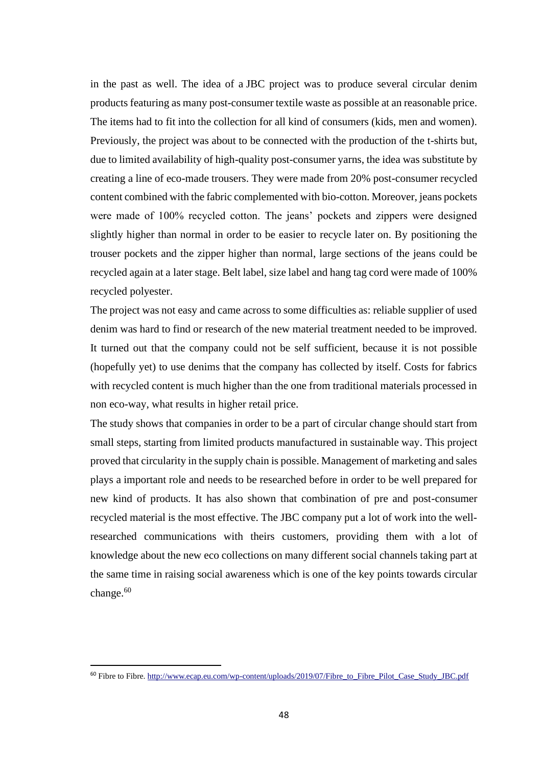in the past as well. The idea of a JBC project was to produce several circular denim products featuring as many post-consumer textile waste as possible at an reasonable price. The items had to fit into the collection for all kind of consumers (kids, men and women). Previously, the project was about to be connected with the production of the t-shirts but, due to limited availability of high-quality post-consumer yarns, the idea was substitute by creating a line of eco-made trousers. They were made from 20% post-consumer recycled content combined with the fabric complemented with bio-cotton. Moreover, jeans pockets were made of 100% recycled cotton. The jeans' pockets and zippers were designed slightly higher than normal in order to be easier to recycle later on. By positioning the trouser pockets and the zipper higher than normal, large sections of the jeans could be recycled again at a later stage. Belt label, size label and hang tag cord were made of 100% recycled polyester.

The project was not easy and came across to some difficulties as: reliable supplier of used denim was hard to find or research of the new material treatment needed to be improved. It turned out that the company could not be self sufficient, because it is not possible (hopefully yet) to use denims that the company has collected by itself. Costs for fabrics with recycled content is much higher than the one from traditional materials processed in non eco-way, what results in higher retail price.

The study shows that companies in order to be a part of circular change should start from small steps, starting from limited products manufactured in sustainable way. This project proved that circularity in the supply chain is possible. Management of marketing and sales plays a important role and needs to be researched before in order to be well prepared for new kind of products. It has also shown that combination of pre and post-consumer recycled material is the most effective. The JBC company put a lot of work into the well-researched communications with theirs customers, providing them with a lot of knowledge about the new eco collections on many different social channels taking part at the same time in raising social awareness which is one of the key points towards circular change.[60]

[60] Fibre to Fibre. http://www.ecap.eu.com/wp-content/uploads/2019/07/Fibre_to_Fibre_Pilot_Case_Study_JBC.pdf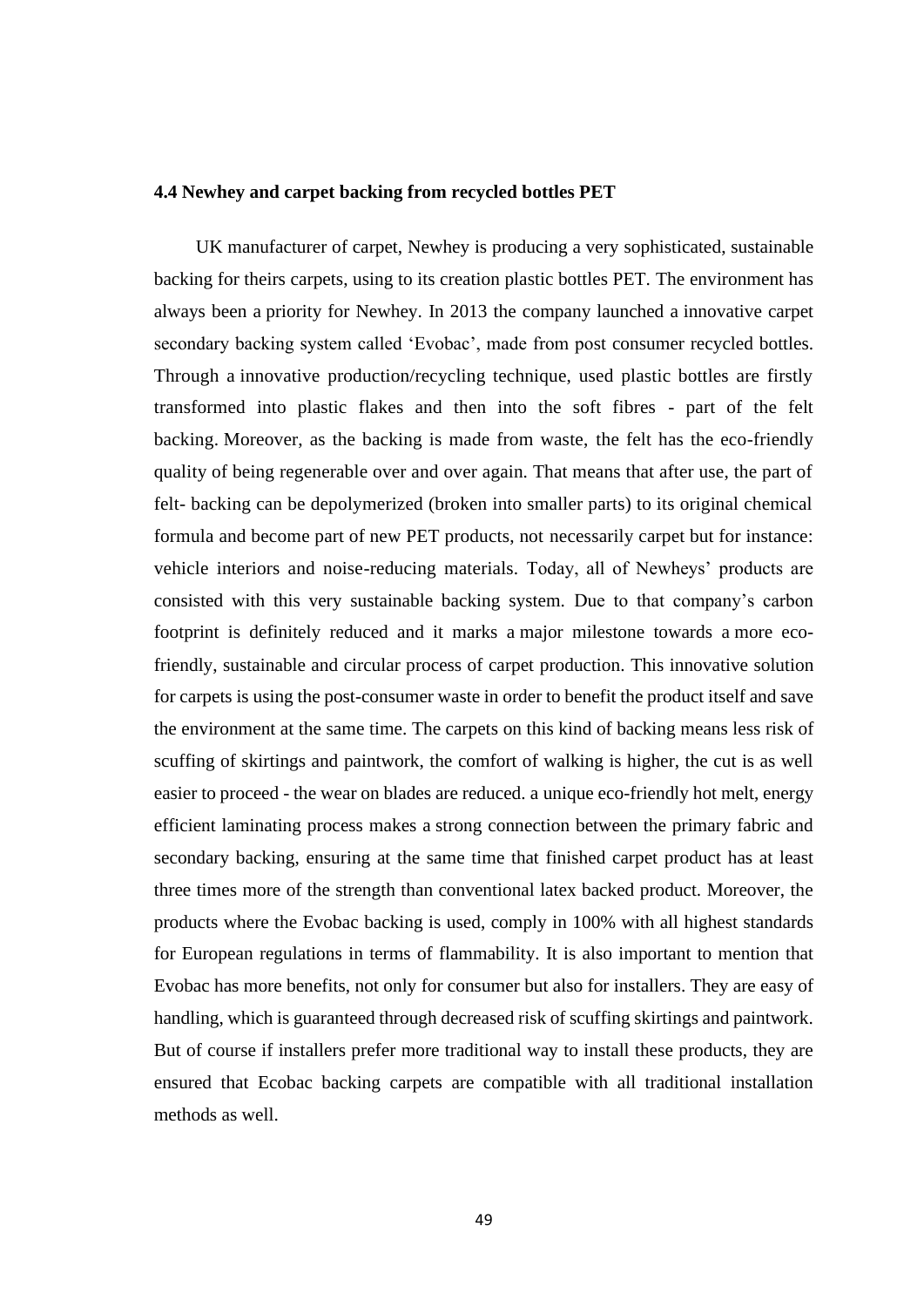### 4.4 Newhey and carpet backing from recycled bottles PET

UK manufacturer of carpet, Newhey is producing a very sophisticated, sustainable backing for theirs carpets, using to its creation plastic bottles PET. The environment has always been a priority for Newhey. In 2013 the company launched a innovative carpet secondary backing system called 'Evobac', made from post consumer recycled bottles. Through a innovative production/recycling technique, used plastic bottles are firstly transformed into plastic flakes and then into the soft fibres - part of the felt backing. Moreover, as the backing is made from waste, the felt has the eco-friendly quality of being regenerable over and over again. That means that after use, the part of felt- backing can be depolymerized (broken into smaller parts) to its original chemical formula and become part of new PET products, not necessarily carpet but for instance: vehicle interiors and noise-reducing materials. Today, all of Newheys' products are consisted with this very sustainable backing system. Due to that company's carbon footprint is definitely reduced and it marks a major milestone towards a more eco-friendly, sustainable and circular process of carpet production. This innovative solution for carpets is using the post-consumer waste in order to benefit the product itself and save the environment at the same time. The carpets on this kind of backing means less risk of scuffing of skirtings and paintwork, the comfort of walking is higher, the cut is as well easier to proceed - the wear on blades are reduced. a unique eco-friendly hot melt, energy efficient laminating process makes a strong connection between the primary fabric and secondary backing, ensuring at the same time that finished carpet product has at least three times more of the strength than conventional latex backed product. Moreover, the products where the Evobac backing is used, comply in 100% with all highest standards for European regulations in terms of flammability. It is also important to mention that Evobac has more benefits, not only for consumer but also for installers. They are easy of handling, which is guaranteed through decreased risk of scuffing skirtings and paintwork. But of course if installers prefer more traditional way to install these products, they are ensured that Ecobac backing carpets are compatible with all traditional installation methods as well.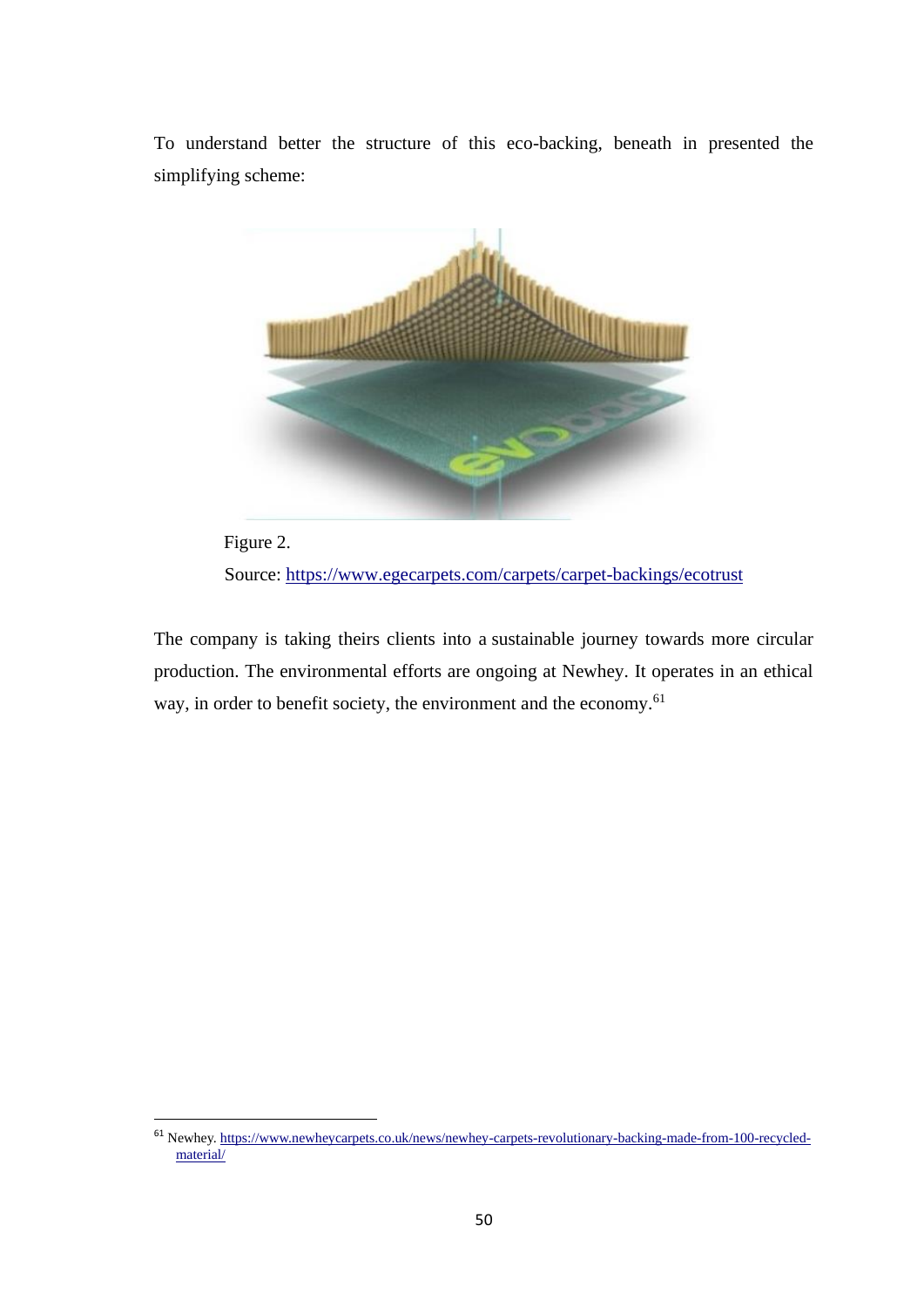To understand better the structure of this eco-backing, beneath in presented the simplifying scheme:

Figure 2.

Source: https://www.egecarpets.com/carpets/carpet-backings/ecotrust

The company is taking theirs clients into a sustainable journey towards more circular production. The environmental efforts are ongoing at Newhey. It operates in an ethical way, in order to benefit society, the environment and the economy.[61]

[61] Newhey. https://www.newheycarpets.co.uk/news/newhey-carpets-revolutionary-backing-made-from-100-recycled-material/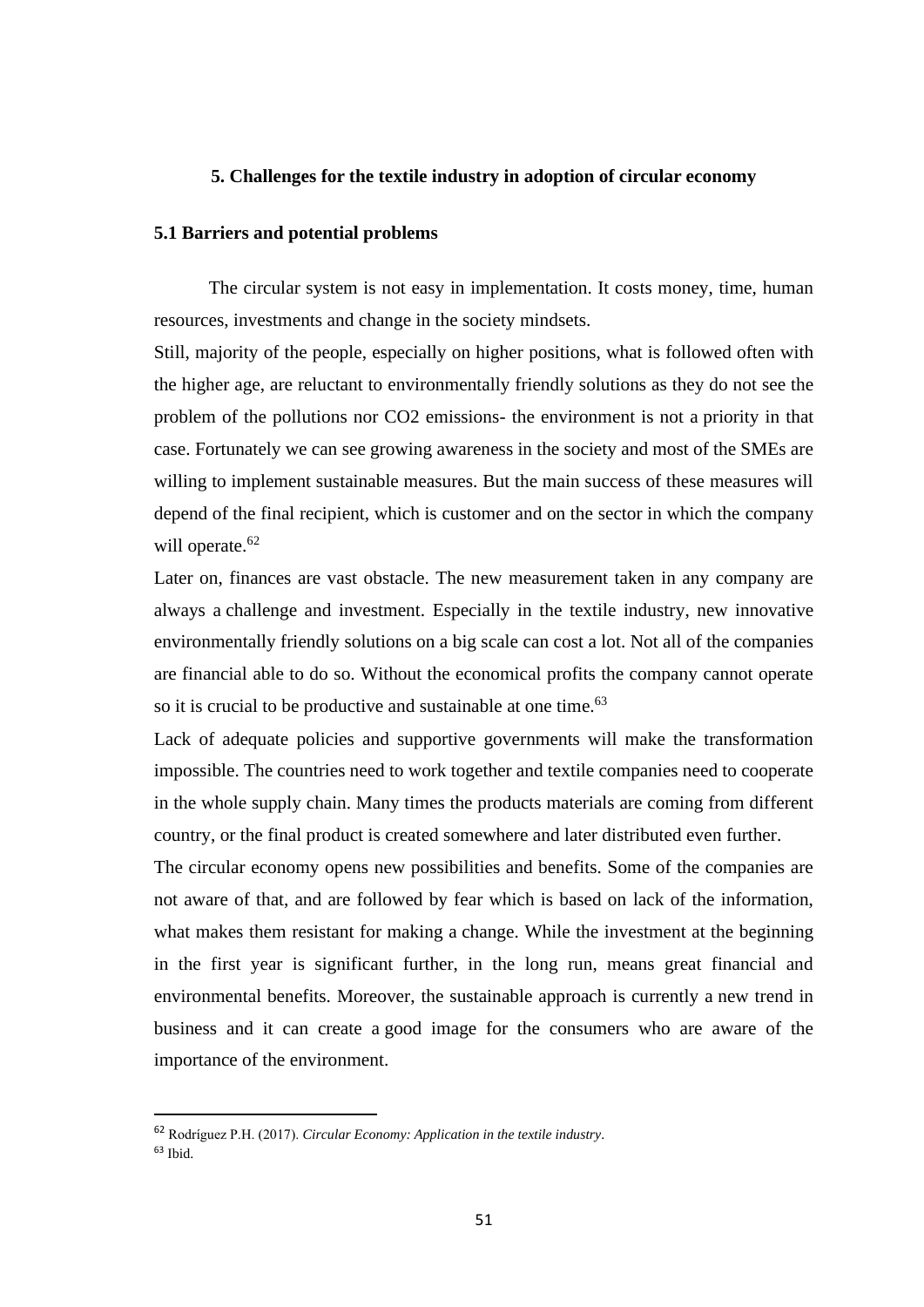# 5. Challenges for the textile industry in adoption of circular economy

## 5.1 Barriers and potential problems

The circular system is not easy in implementation. It costs money, time, human resources, investments and change in the society mindsets.

Still, majority of the people, especially on higher positions, what is followed often with the higher age, are reluctant to environmentally friendly solutions as they do not see the problem of the pollutions nor $CO_2$ emissions- the environment is not a priority in that case. Fortunately we can see growing awareness in the society and most of the SMEs are willing to implement sustainable measures. But the main success of these measures will depend of the final recipient, which is customer and on the sector in which the company will operate.[62]

Later on, finances are vast obstacle. The new measurement taken in any company are always a challenge and investment. Especially in the textile industry, new innovative environmentally friendly solutions on a big scale can cost a lot. Not all of the companies are financial able to do so. Without the economical profits the company cannot operate so it is crucial to be productive and sustainable at one time.[63]

Lack of adequate policies and supportive governments will make the transformation impossible. The countries need to work together and textile companies need to cooperate in the whole supply chain. Many times the products materials are coming from different country, or the final product is created somewhere and later distributed even further.

The circular economy opens new possibilities and benefits. Some of the companies are not aware of that, and are followed by fear which is based on lack of the information, what makes them resistant for making a change. While the investment at the beginning in the first year is significant further, in the long run, means great financial and environmental benefits. Moreover, the sustainable approach is currently a new trend in business and it can create a good image for the consumers who are aware of the importance of the environment.

---

[62] Rodríguez P.H. (2017). *Circular Economy: Application in the textile industry*.

[63] Ibid.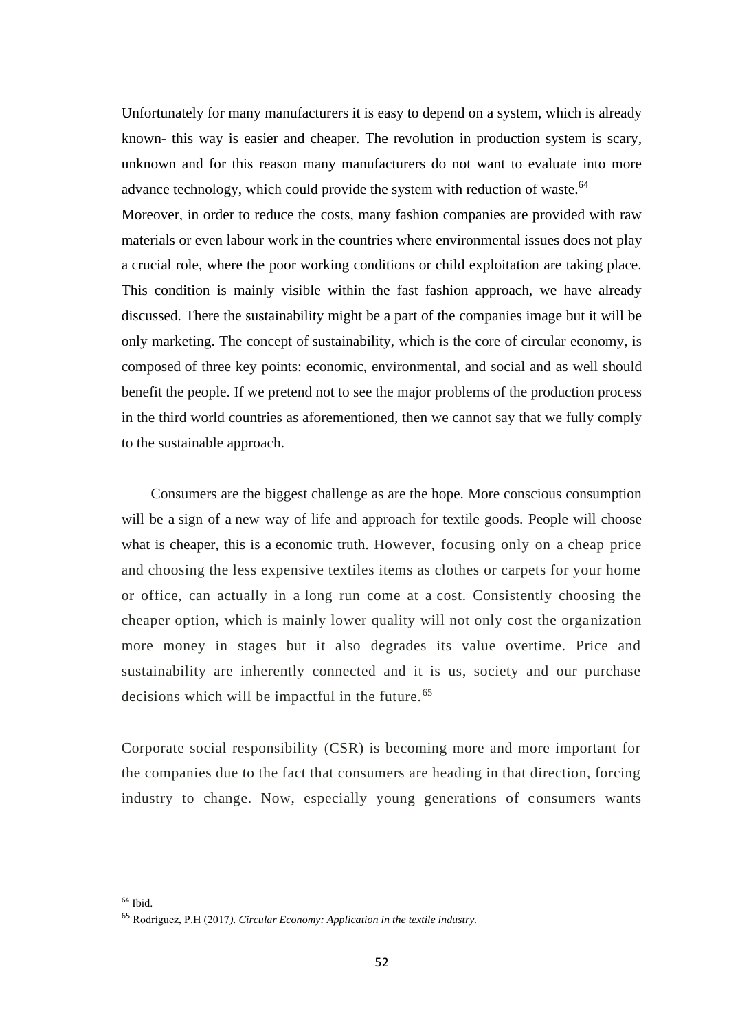Unfortunately for many manufacturers it is easy to depend on a system, which is already known- this way is easier and cheaper. The revolution in production system is scary, unknown and for this reason many manufacturers do not want to evaluate into more advance technology, which could provide the system with reduction of waste.[64]

Moreover, in order to reduce the costs, many fashion companies are provided with raw materials or even labour work in the countries where environmental issues does not play a crucial role, where the poor working conditions or child exploitation are taking place. This condition is mainly visible within the fast fashion approach, we have already discussed. There the sustainability might be a part of the companies image but it will be only marketing. The concept of sustainability, which is the core of circular economy, is composed of three key points: economic, environmental, and social and as well should benefit the people. If we pretend not to see the major problems of the production process in the third world countries as aforementioned, then we cannot say that we fully comply to the sustainable approach.

Consumers are the biggest challenge as are the hope. More conscious consumption will be a sign of a new way of life and approach for textile goods. People will choose what is cheaper, this is a economic truth. However, focusing only on a cheap price and choosing the less expensive textiles items as clothes or carpets for your home or office, can actually in a long run come at a cost. Consistently choosing the cheaper option, which is mainly lower quality will not only cost the organization more money in stages but it also degrades its value overtime. Price and sustainability are inherently connected and it is us, society and our purchase decisions which will be impactful in the future.[65]

Corporate social responsibility (CSR) is becoming more and more important for the companies due to the fact that consumers are heading in that direction, forcing industry to change. Now, especially young generations of consumers wants

---

[64] Ibid.

[65] Rodríguez, P.H (2017*). Circular Economy: Application in the textile industry.*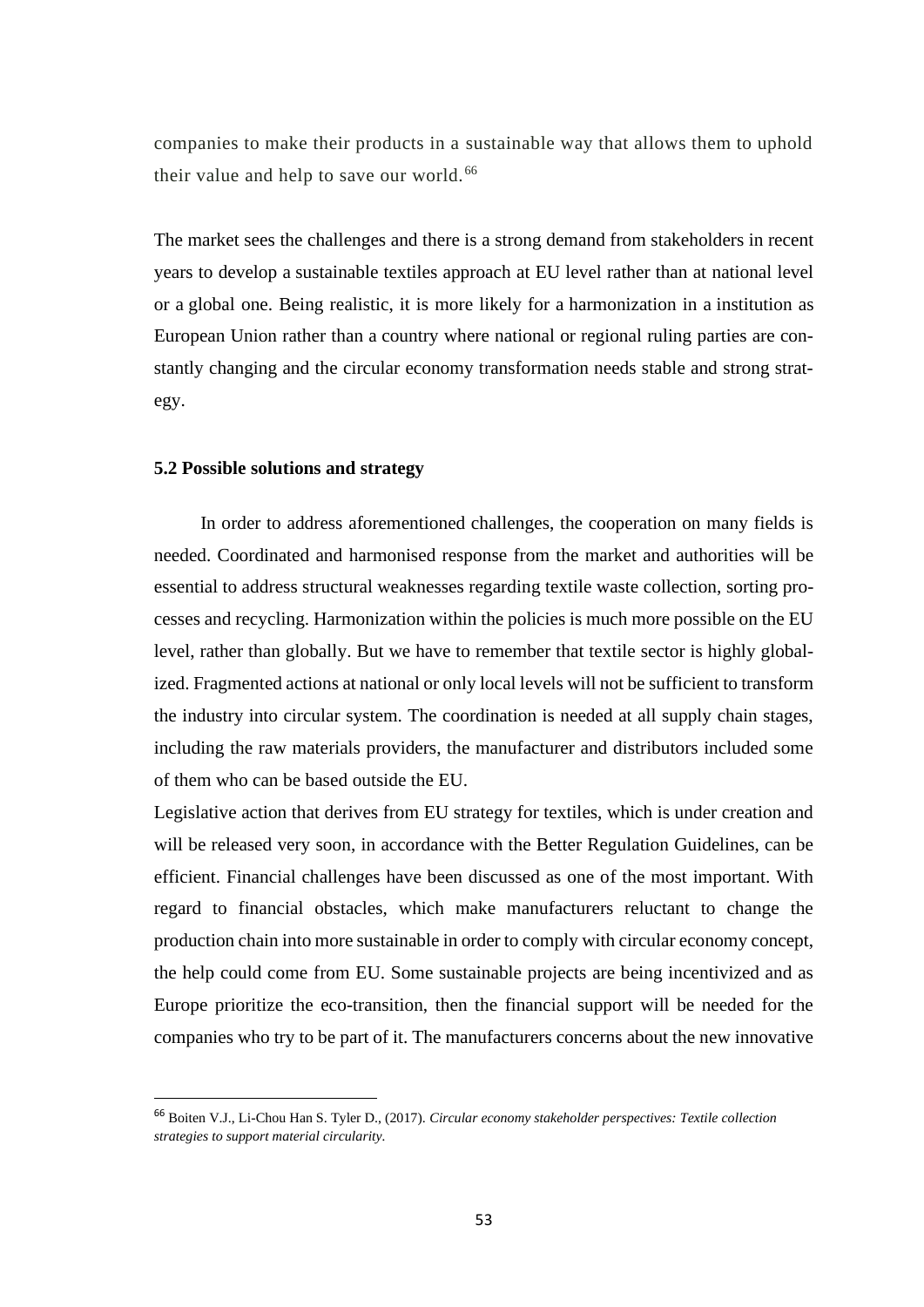companies to make their products in a sustainable way that allows them to uphold their value and help to save our world.[66]

The market sees the challenges and there is a strong demand from stakeholders in recent years to develop a sustainable textiles approach at EU level rather than at national level or a global one. Being realistic, it is more likely for a harmonization in a institution as European Union rather than a country where national or regional ruling parties are constantly changing and the circular economy transformation needs stable and strong strategy.

### 5.2 Possible solutions and strategy

In order to address aforementioned challenges, the cooperation on many fields is needed. Coordinated and harmonised response from the market and authorities will be essential to address structural weaknesses regarding textile waste collection, sorting processes and recycling. Harmonization within the policies is much more possible on the EU level, rather than globally. But we have to remember that textile sector is highly globalized. Fragmented actions at national or only local levels will not be sufficient to transform the industry into circular system. The coordination is needed at all supply chain stages, including the raw materials providers, the manufacturer and distributors included some of them who can be based outside the EU.

Legislative action that derives from EU strategy for textiles, which is under creation and will be released very soon, in accordance with the Better Regulation Guidelines, can be efficient. Financial challenges have been discussed as one of the most important. With regard to financial obstacles, which make manufacturers reluctant to change the production chain into more sustainable in order to comply with circular economy concept, the help could come from EU. Some sustainable projects are being incentivized and as Europe prioritize the eco-transition, then the financial support will be needed for the companies who try to be part of it. The manufacturers concerns about the new innovative

[66] Boiten V.J., Li-Chou Han S. Tyler D., (2017). *Circular economy stakeholder perspectives: Textile collection strategies to support material circularity.*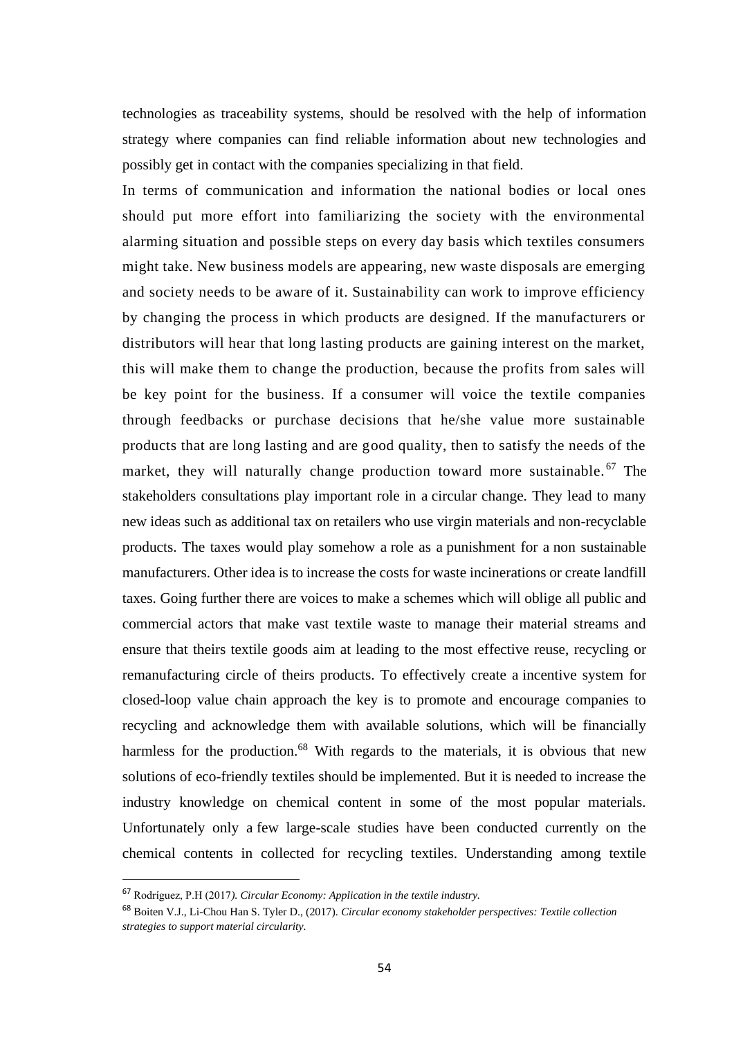technologies as traceability systems, should be resolved with the help of information strategy where companies can find reliable information about new technologies and possibly get in contact with the companies specializing in that field.

In terms of communication and information the national bodies or local ones should put more effort into familiarizing the society with the environmental alarming situation and possible steps on every day basis which textiles consumers might take. New business models are appearing, new waste disposals are emerging and society needs to be aware of it. Sustainability can work to improve efficiency by changing the process in which products are designed. If the manufacturers or distributors will hear that long lasting products are gaining interest on the market, this will make them to change the production, because the profits from sales will be key point for the business. If a consumer will voice the textile companies through feedbacks or purchase decisions that he/she value more sustainable products that are long lasting and are good quality, then to satisfy the needs of the market, they will naturally change production toward more sustainable.[67] The stakeholders consultations play important role in a circular change. They lead to many new ideas such as additional tax on retailers who use virgin materials and non-recyclable products. The taxes would play somehow a role as a punishment for a non sustainable manufacturers. Other idea is to increase the costs for waste incinerations or create landfill taxes. Going further there are voices to make a schemes which will oblige all public and commercial actors that make vast textile waste to manage their material streams and ensure that theirs textile goods aim at leading to the most effective reuse, recycling or remanufacturing circle of theirs products. To effectively create a incentive system for closed-loop value chain approach the key is to promote and encourage companies to recycling and acknowledge them with available solutions, which will be financially harmless for the production.[68] With regards to the materials, it is obvious that new solutions of eco-friendly textiles should be implemented. But it is needed to increase the industry knowledge on chemical content in some of the most popular materials. Unfortunately only a few large-scale studies have been conducted currently on the chemical contents in collected for recycling textiles. Understanding among textile

---

[67] Rodríguez, P.H (2017*). Circular Economy: Application in the textile industry.*

[68] Boiten V.J., Li-Chou Han S. Tyler D., (2017). *Circular economy stakeholder perspectives: Textile collection strategies to support material circularity.*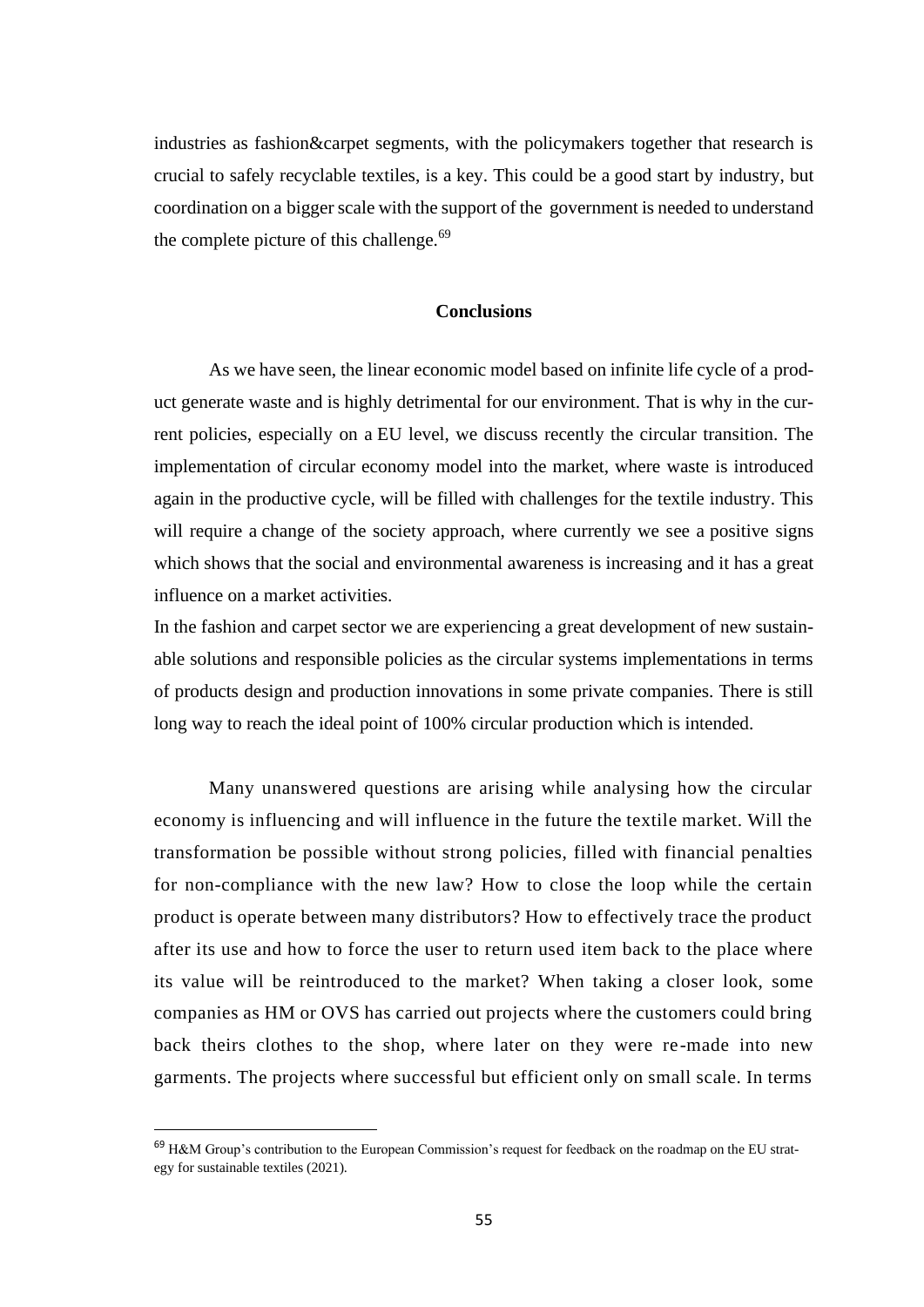industries as fashion&carpet segments, with the policymakers together that research is crucial to safely recyclable textiles, is a key. This could be a good start by industry, but coordination on a bigger scale with the support of the government is needed to understand the complete picture of this challenge.[69]

## Conclusions

As we have seen, the linear economic model based on infinite life cycle of a product generate waste and is highly detrimental for our environment. That is why in the current policies, especially on a EU level, we discuss recently the circular transition. The implementation of circular economy model into the market, where waste is introduced again in the productive cycle, will be filled with challenges for the textile industry. This will require a change of the society approach, where currently we see a positive signs which shows that the social and environmental awareness is increasing and it has a great influence on a market activities.

In the fashion and carpet sector we are experiencing a great development of new sustainable solutions and responsible policies as the circular systems implementations in terms of products design and production innovations in some private companies. There is still long way to reach the ideal point of 100% circular production which is intended.

Many unanswered questions are arising while analysing how the circular economy is influencing and will influence in the future the textile market. Will the transformation be possible without strong policies, filled with financial penalties for non-compliance with the new law? How to close the loop while the certain product is operate between many distributors? How to effectively trace the product after its use and how to force the user to return used item back to the place where its value will be reintroduced to the market? When taking a closer look, some companies as HM or OVS has carried out projects where the customers could bring back theirs clothes to the shop, where later on they were re-made into new garments. The projects where successful but efficient only on small scale. In terms

---

[69] H&M Group's contribution to the European Commission's request for feedback on the roadmap on the EU strategy for sustainable textiles (2021).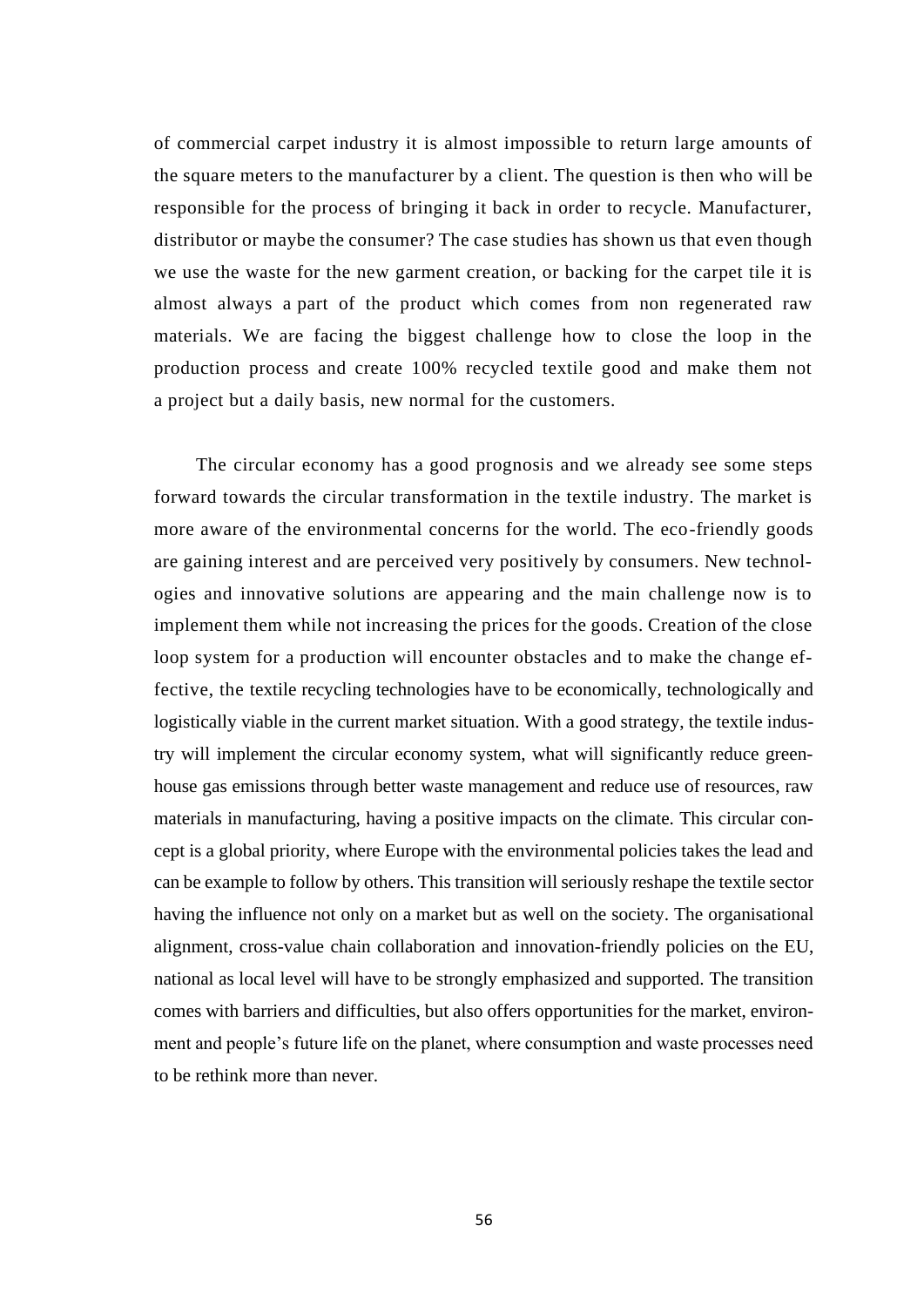of commercial carpet industry it is almost impossible to return large amounts of the square meters to the manufacturer by a client. The question is then who will be responsible for the process of bringing it back in order to recycle. Manufacturer, distributor or maybe the consumer? The case studies has shown us that even though we use the waste for the new garment creation, or backing for the carpet tile it is almost always a part of the product which comes from non regenerated raw materials. We are facing the biggest challenge how to close the loop in the production process and create 100% recycled textile good and make them not a project but a daily basis, new normal for the customers.

The circular economy has a good prognosis and we already see some steps forward towards the circular transformation in the textile industry. The market is more aware of the environmental concerns for the world. The eco-friendly goods are gaining interest and are perceived very positively by consumers. New technologies and innovative solutions are appearing and the main challenge now is to implement them while not increasing the prices for the goods. Creation of the close loop system for a production will encounter obstacles and to make the change effective, the textile recycling technologies have to be economically, technologically and logistically viable in the current market situation. With a good strategy, the textile industry will implement the circular economy system, what will significantly reduce greenhouse gas emissions through better waste management and reduce use of resources, raw materials in manufacturing, having a positive impacts on the climate. This circular concept is a global priority, where Europe with the environmental policies takes the lead and can be example to follow by others. This transition will seriously reshape the textile sector having the influence not only on a market but as well on the society. The organisational alignment, cross-value chain collaboration and innovation-friendly policies on the EU, national as local level will have to be strongly emphasized and supported. The transition comes with barriers and difficulties, but also offers opportunities for the market, environment and people's future life on the planet, where consumption and waste processes need to be rethink more than never.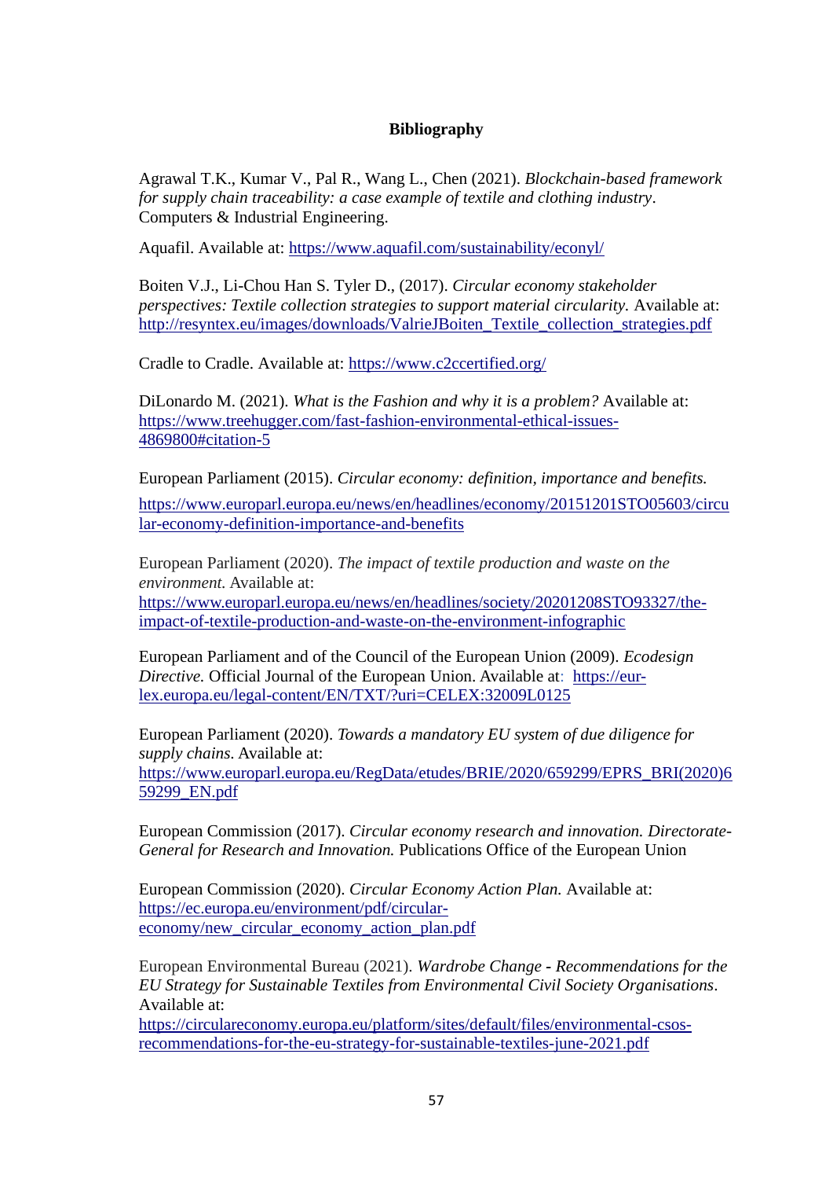**Bibliography**

Agrawal T.K., Kumar V., Pal R., Wang L., Chen (2021). *Blockchain-based framework for supply chain traceability: a case example of textile and clothing industry*. Computers & Industrial Engineering.

Aquafil. Available at: https://www.aquafil.com/sustainability/econyl/

Boiten V.J., Li-Chou Han S. Tyler D., (2017). *Circular economy stakeholder perspectives: Textile collection strategies to support material circularity.* Available at: http://resyntex.eu/images/downloads/ValrieJBoiten_Textile_collection_strategies.pdf

Cradle to Cradle. Available at: https://www.c2ccertified.org/

DiLonardo M. (2021). *What is the Fashion and why it is a problem?* Available at: https://www.treehugger.com/fast-fashion-environmental-ethical-issues-4869800#citation-5

European Parliament (2015). *Circular economy: definition, importance and benefits.*

https://www.europarl.europa.eu/news/en/headlines/economy/20151201STO05603/circular-economy-definition-importance-and-benefits

European Parliament (2020). *The impact of textile production and waste on the environment.* Available at: https://www.europarl.europa.eu/news/en/headlines/society/20201208STO93327/the-impact-of-textile-production-and-waste-on-the-environment-infographic

European Parliament and of the Council of the European Union (2009). *Ecodesign Directive.* Official Journal of the European Union. Available at: https://eur-lex.europa.eu/legal-content/EN/TXT/?uri=CELEX:32009L0125

European Parliament (2020). *Towards a mandatory EU system of due diligence for supply chains.* Available at: https://www.europarl.europa.eu/RegData/etudes/BRIE/2020/659299/EPRS_BRI(2020)659299_EN.pdf

European Commission (2017). *Circular economy research and innovation. Directorate-General for Research and Innovation.* Publications Office of the European Union

European Commission (2020). *Circular Economy Action Plan.* Available at: https://ec.europa.eu/environment/pdf/circular-economy/new_circular_economy_action_plan.pdf

European Environmental Bureau (2021). *Wardrobe Change - Recommendations for the EU Strategy for Sustainable Textiles from Environmental Civil Society Organisations*. Available at: https://circulareconomy.europa.eu/platform/sites/default/files/environmental-csos-recommendations-for-the-eu-strategy-for-sustainable-textiles-june-2021.pdf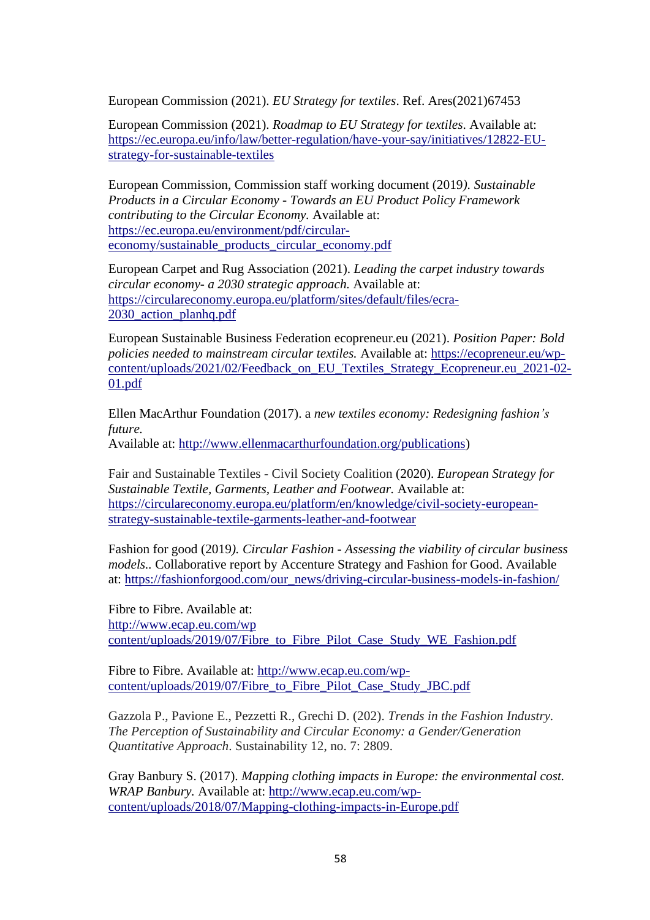European Commission (2021). *EU Strategy for textiles*. Ref. Ares(2021)67453

European Commission (2021). *Roadmap to EU Strategy for textiles*. Available at: https://ec.europa.eu/info/law/better-regulation/have-your-say/initiatives/12822-EU-strategy-for-sustainable-textiles

European Commission, Commission staff working document (2019). *Sustainable Products in a Circular Economy - Towards an EU Product Policy Framework contributing to the Circular Economy.* Available at: https://ec.europa.eu/environment/pdf/circular-economy/sustainable_products_circular_economy.pdf

European Carpet and Rug Association (2021). *Leading the carpet industry towards circular economy- a 2030 strategic approach.* Available at: https://circulareconomy.europa.eu/platform/sites/default/files/ecra-2030_action_planhq.pdf

European Sustainable Business Federation ecopreneur.eu (2021). *Position Paper: Bold policies needed to mainstream circular textiles.* Available at: https://ecopreneur.eu/wp-content/uploads/2021/02/Feedback_on_EU_Textiles_Strategy_Ecopreneur.eu_2021-02-01.pdf

Ellen MacArthur Foundation (2017). a *new textiles economy: Redesigning fashion's future.*
Available at: http://www.ellenmacarthurfoundation.org/publications)

Fair and Sustainable Textiles - Civil Society Coalition (2020). *European Strategy for Sustainable Textile, Garments, Leather and Footwear.* Available at: https://circulareconomy.europa.eu/platform/en/knowledge/civil-society-european-strategy-sustainable-textile-garments-leather-and-footwear

Fashion for good (2019). *Circular Fashion - Assessing the viability of circular business models.*. Collaborative report by Accenture Strategy and Fashion for Good. Available at: https://fashionforgood.com/our_news/driving-circular-business-models-in-fashion/

Fibre to Fibre. Available at: http://www.ecap.eu.com/wp content/uploads/2019/07/Fibre_to_Fibre_Pilot_Case_Study_WE_Fashion.pdf

Fibre to Fibre. Available at: http://www.ecap.eu.com/wp-content/uploads/2019/07/Fibre_to_Fibre_Pilot_Case_Study_JBC.pdf

Gazzola P., Pavione E., Pezzetti R., Grechi D. (202). *Trends in the Fashion Industry. The Perception of Sustainability and Circular Economy: a Gender/Generation Quantitative Approach*. Sustainability 12, no. 7: 2809.

Gray Banbury S. (2017). *Mapping clothing impacts in Europe: the environmental cost. WRAP Banbury.* Available at: http://www.ecap.eu.com/wp-content/uploads/2018/07/Mapping-clothing-impacts-in-Europe.pdf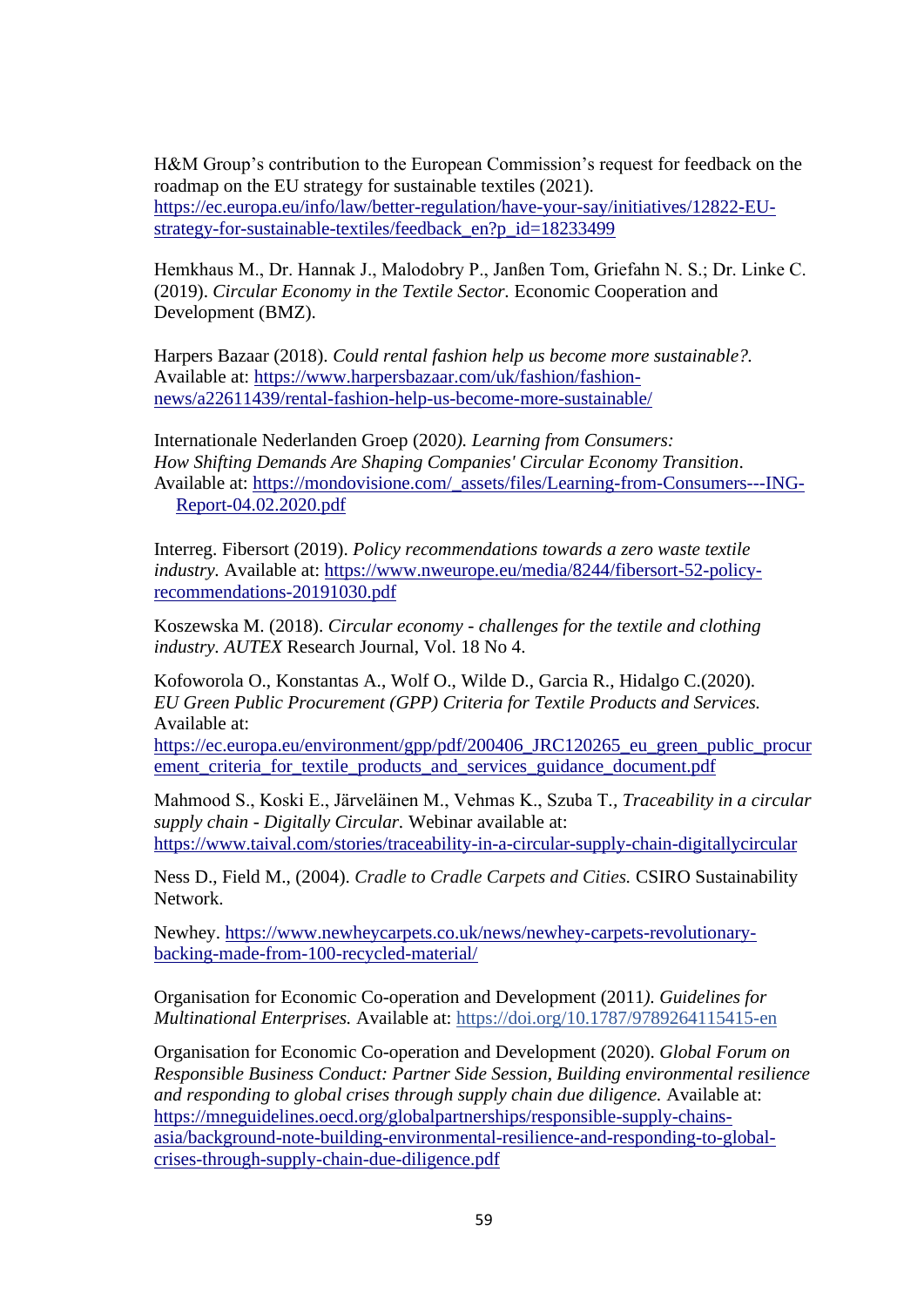H&M Group's contribution to the European Commission's request for feedback on the roadmap on the EU strategy for sustainable textiles (2021). https://ec.europa.eu/info/law/better-regulation/have-your-say/initiatives/12822-EU-strategy-for-sustainable-textiles/feedback_en?p_id=18233499

Hemkhaus M., Dr. Hannak J., Malodobry P., Janßen Tom, Griefahn N. S.; Dr. Linke C. (2019). *Circular Economy in the Textile Sector.* Economic Cooperation and Development (BMZ).

Harpers Bazaar (2018). *Could rental fashion help us become more sustainable?.* Available at: https://www.harpersbazaar.com/uk/fashion/fashion-news/a22611439/rental-fashion-help-us-become-more-sustainable/

Internationale Nederlanden Groep (2020*). Learning from Consumers: How Shifting Demands Are Shaping Companies' Circular Economy Transition*. Available at: https://mondovisione.com/_assets/files/Learning-from-Consumers---ING-Report-04.02.2020.pdf

Interreg. Fibersort (2019). *Policy recommendations towards a zero waste textile industry.* Available at: https://www.nweurope.eu/media/8244/fibersort-52-policy-recommendations-20191030.pdf

Koszewska M. (2018). *Circular economy - challenges for the textile and clothing industry. AUTEX* Research Journal, Vol. 18 No 4.

Kofoworola O., Konstantas A., Wolf O., Wilde D., Garcia R., Hidalgo C.(2020). *EU Green Public Procurement (GPP) Criteria for Textile Products and Services.* Available at: https://ec.europa.eu/environment/gpp/pdf/200406_JRC120265_eu_green_public_procurement_criteria_for_textile_products_and_services_guidance_document.pdf

Mahmood S., Koski E., Järveläinen M., Vehmas K., Szuba T.*, Traceability in a circular supply chain - Digitally Circular.* Webinar available at: https://www.taival.com/stories/traceability-in-a-circular-supply-chain-digitallycircular

Ness D., Field M., (2004). *Cradle to Cradle Carpets and Cities.* CSIRO Sustainability Network.

Newhey. https://www.newheycarpets.co.uk/news/newhey-carpets-revolutionary-backing-made-from-100-recycled-material/

Organisation for Economic Co-operation and Development (2011*). Guidelines for Multinational Enterprises.* Available at: https://doi.org/10.1787/9789264115415-en

Organisation for Economic Co-operation and Development (2020). *Global Forum on Responsible Business Conduct: Partner Side Session, Building environmental resilience and responding to global crises through supply chain due diligence.* Available at: https://mneguidelines.oecd.org/globalpartnerships/responsible-supply-chains-asia/background-note-building-environmental-resilience-and-responding-to-global-crises-through-supply-chain-due-diligence.pdf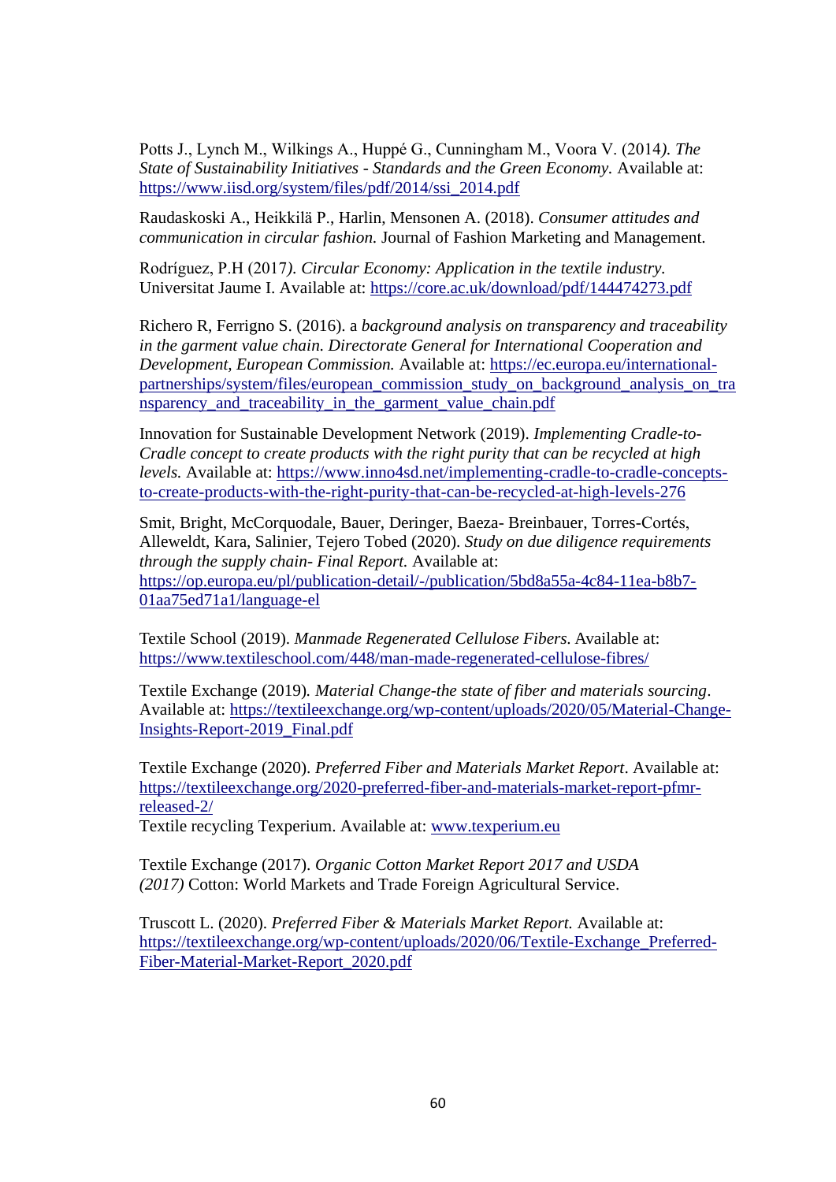Potts J., Lynch M., Wilkings A., Huppé G., Cunningham M., Voora V. (2014*). The State of Sustainability Initiatives - Standards and the Green Economy.* Available at: https://www.iisd.org/system/files/pdf/2014/ssi_2014.pdf

Raudaskoski A., Heikkilä P., Harlin, Mensonen A. (2018). *Consumer attitudes and communication in circular fashion.* Journal of Fashion Marketing and Management.

Rodríguez, P.H (2017*). Circular Economy: Application in the textile industry.* Universitat Jaume I. Available at: https://core.ac.uk/download/pdf/144474273.pdf

Richero R, Ferrigno S. (2016). a *background analysis on transparency and traceability in the garment value chain. Directorate General for International Cooperation and Development, European Commission.* Available at: https://ec.europa.eu/international-partnerships/system/files/european_commission_study_on_background_analysis_on_transparency_and_traceability_in_the_garment_value_chain.pdf

Innovation for Sustainable Development Network (2019). *Implementing Cradle-to-Cradle concept to create products with the right purity that can be recycled at high levels.* Available at: https://www.inno4sd.net/implementing-cradle-to-cradle-concepts-to-create-products-with-the-right-purity-that-can-be-recycled-at-high-levels-276

Smit, Bright, McCorquodale, Bauer, Deringer, Baeza- Breinbauer, Torres-Cortés, Alleweldt, Kara, Salinier, Tejero Tobed (2020). *Study on due diligence requirements through the supply chain- Final Report.* Available at: https://op.europa.eu/pl/publication-detail/-/publication/5bd8a55a-4c84-11ea-b8b7-01aa75ed71a1/language-el

Textile School (2019). *Manmade Regenerated Cellulose Fibers.* Available at: https://www.textileschool.com/448/man-made-regenerated-cellulose-fibres/

Textile Exchange (2019)*. Material Change-the state of fiber and materials sourcing*. Available at: https://textileexchange.org/wp-content/uploads/2020/05/Material-Change-Insights-Report-2019_Final.pdf

Textile Exchange (2020). *Preferred Fiber and Materials Market Report*. Available at: https://textileexchange.org/2020-preferred-fiber-and-materials-market-report-pfmr-released-2/
Textile recycling Texperium. Available at: www.texperium.eu

Textile Exchange (2017). *Organic Cotton Market Report 2017 and USDA (2017)* Cotton: World Markets and Trade Foreign Agricultural Service.

Truscott L. (2020). *Preferred Fiber & Materials Market Report.* Available at: https://textileexchange.org/wp-content/uploads/2020/06/Textile-Exchange_Preferred-Fiber-Material-Market-Report_2020.pdf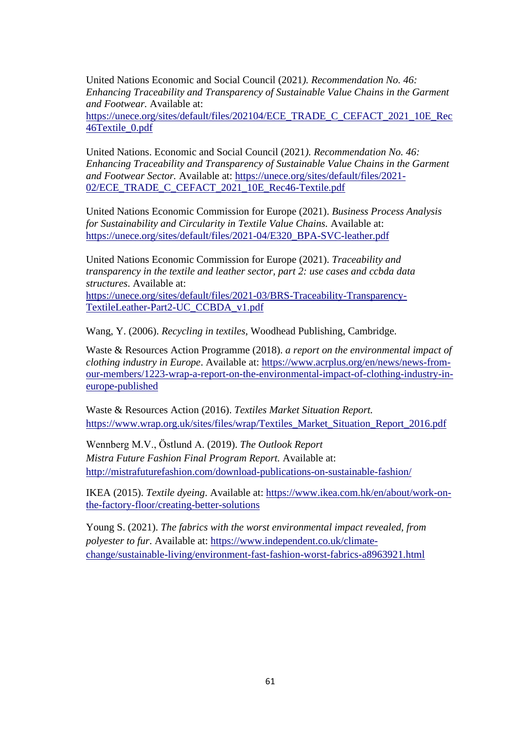United Nations Economic and Social Council (2021*). Recommendation No. 46: Enhancing Traceability and Transparency of Sustainable Value Chains in the Garment and Footwear.* Available at: https://unece.org/sites/default/files/202104/ECE_TRADE_C_CEFACT_2021_10E_Rec46Textile_0.pdf

United Nations. Economic and Social Council (2021*). Recommendation No. 46: Enhancing Traceability and Transparency of Sustainable Value Chains in the Garment and Footwear Sector.* Available at: https://unece.org/sites/default/files/2021-02/ECE_TRADE_C_CEFACT_2021_10E_Rec46-Textile.pdf

United Nations Economic Commission for Europe (2021). *Business Process Analysis for Sustainability and Circularity in Textile Value Chains.* Available at: https://unece.org/sites/default/files/2021-04/E320_BPA-SVC-leather.pdf

United Nations Economic Commission for Europe (2021). *Traceability and transparency in the textile and leather sector, part 2: use cases and ccbda data structures*. Available at: https://unece.org/sites/default/files/2021-03/BRS-Traceability-Transparency-TextileLeather-Part2-UC_CCBDA_v1.pdf

Wang, Y. (2006). *Recycling in textiles,* Woodhead Publishing, Cambridge.

Waste & Resources Action Programme (2018). *a report on the environmental impact of clothing industry in Europe*. Available at: https://www.acrplus.org/en/news/news-from-our-members/1223-wrap-a-report-on-the-environmental-impact-of-clothing-industry-in-europe-published

Waste & Resources Action (2016). *Textiles Market Situation Report.* https://www.wrap.org.uk/sites/files/wrap/Textiles_Market_Situation_Report_2016.pdf

Wennberg M.V., Östlund A. (2019). *The Outlook Report Mistra Future Fashion Final Program Report.* Available at: http://mistrafuturefashion.com/download-publications-on-sustainable-fashion/

IKEA (2015). *Textile dyeing*. Available at: https://www.ikea.com.hk/en/about/work-on-the-factory-floor/creating-better-solutions

Young S. (2021). *The fabrics with the worst environmental impact revealed, from polyester to fur*. Available at: https://www.independent.co.uk/climate-change/sustainable-living/environment-fast-fashion-worst-fabrics-a8963921.html